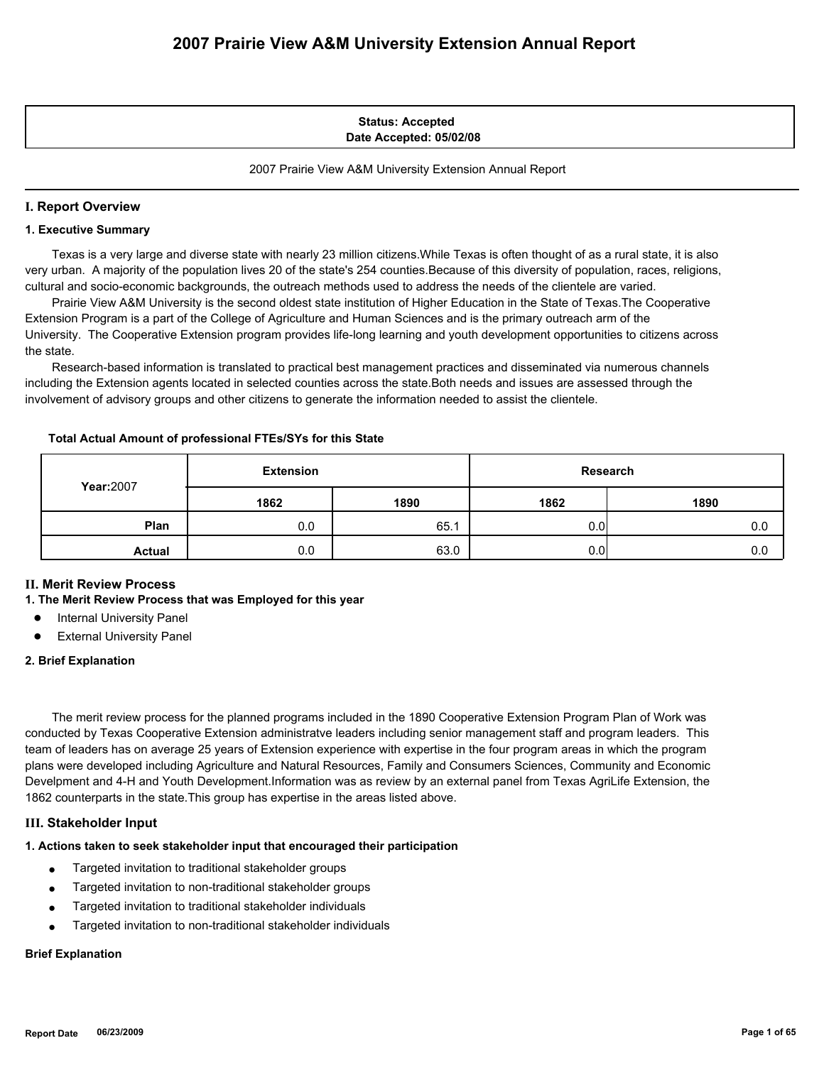# 2007 Prairie View A&M University Extension Annual Report

**Status: Accepted**
**Date Accepted: 05/02/08**

2007 Prairie View A&M University Extension Annual Report

## I. Report Overview

### 1. Executive Summary

Texas is a very large and diverse state with nearly 23 million citizens.While Texas is often thought of as a rural state, it is also very urban. A majority of the population lives 20 of the state's 254 counties.Because of this diversity of population, races, religions, cultural and socio-economic backgrounds, the outreach methods used to address the needs of the clientele are varied.

Prairie View A&M University is the second oldest state institution of Higher Education in the State of Texas.The Cooperative Extension Program is a part of the College of Agriculture and Human Sciences and is the primary outreach arm of the University. The Cooperative Extension program provides life-long learning and youth development opportunities to citizens across the state.

Research-based information is translated to practical best management practices and disseminated via numerous channels including the Extension agents located in selected counties across the state.Both needs and issues are assessed through the involvement of advisory groups and other citizens to generate the information needed to assist the clientele.

**Total Actual Amount of professional FTEs/SYs for this State**

| **Year:**2007 | Extension | | Research | |
|---|---|---|---|---|
| | 1862 | 1890 | 1862 | 1890 |
| **Plan** | 0.0 | 65.1 | 0.0 | 0.0 |
| **Actual** | 0.0 | 63.0 | 0.0 | 0.0 |

## II. Merit Review Process

### 1. The Merit Review Process that was Employed for this year

- Internal University Panel
- External University Panel

### 2. Brief Explanation

The merit review process for the planned programs included in the 1890 Cooperative Extension Program Plan of Work was conducted by Texas Cooperative Extension administratve leaders including senior management staff and program leaders. This team of leaders has on average 25 years of Extension experience with expertise in the four program areas in which the program plans were developed including Agriculture and Natural Resources, Family and Consumers Sciences, Community and Economic Develpment and 4-H and Youth Development.Information was as review by an external panel from Texas AgriLife Extension, the 1862 counterparts in the state.This group has expertise in the areas listed above.

## III. Stakeholder Input

### 1. Actions taken to seek stakeholder input that encouraged their participation

- Targeted invitation to traditional stakeholder groups
- Targeted invitation to non-traditional stakeholder groups
- Targeted invitation to traditional stakeholder individuals
- Targeted invitation to non-traditional stakeholder individuals

**Brief Explanation**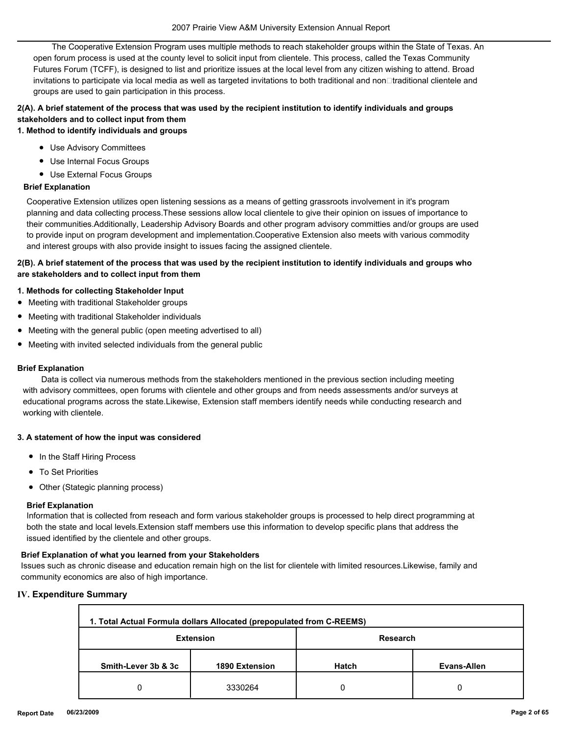The Cooperative Extension Program uses multiple methods to reach stakeholder groups within the State of Texas. An open forum process is used at the county level to solicit input from clientele. This process, called the Texas Community Futures Forum (TCFF), is designed to list and prioritize issues at the local level from any citizen wishing to attend. Broad invitations to participate via local media as well as targeted invitations to both traditional and non□traditional clientele and groups are used to gain participation in this process.

**2(A). A brief statement of the process that was used by the recipient institution to identify individuals and groups stakeholders and to collect input from them**

**1. Method to identify individuals and groups**

- Use Advisory Committees
- Use Internal Focus Groups
- Use External Focus Groups

**Brief Explanation**

Cooperative Extension utilizes open listening sessions as a means of getting grassroots involvement in it's program planning and data collecting process.These sessions allow local clientele to give their opinion on issues of importance to their communities.Additionally, Leadership Advisory Boards and other program advisory committies and/or groups are used to provide input on program development and implementation.Cooperative Extension also meets with various commodity and interest groups with also provide insight to issues facing the assigned clientele.

**2(B). A brief statement of the process that was used by the recipient institution to identify individuals and groups who are stakeholders and to collect input from them**

**1. Methods for collecting Stakeholder Input**

- Meeting with traditional Stakeholder groups
- Meeting with traditional Stakeholder individuals
- Meeting with the general public (open meeting advertised to all)
- Meeting with invited selected individuals from the general public

**Brief Explanation**

Data is collect via numerous methods from the stakeholders mentioned in the previous section including meeting with advisory committees, open forums with clientele and other groups and from needs assessments and/or surveys at educational programs across the state.Likewise, Extension staff members identify needs while conducting research and working with clientele.

**3. A statement of how the input was considered**

- In the Staff Hiring Process
- To Set Priorities
- Other (Stategic planning process)

**Brief Explanation**

Information that is collected from reseach and form various stakeholder groups is processed to help direct programming at both the state and local levels.Extension staff members use this information to develop specific plans that address the issued identified by the clientele and other groups.

**Brief Explanation of what you learned from your Stakeholders**

Issues such as chronic disease and education remain high on the list for clientele with limited resources.Likewise, family and community economics are also of high importance.

## IV. Expenditure Summary

| 1. Total Actual Formula dollars Allocated (prepopulated from C-REEMS) | | | |
|---|---|---|---|
| Extension | | Research | |
| Smith-Lever 3b & 3c | 1890 Extension | Hatch | Evans-Allen |
| 0 | 3330264 | 0 | 0 |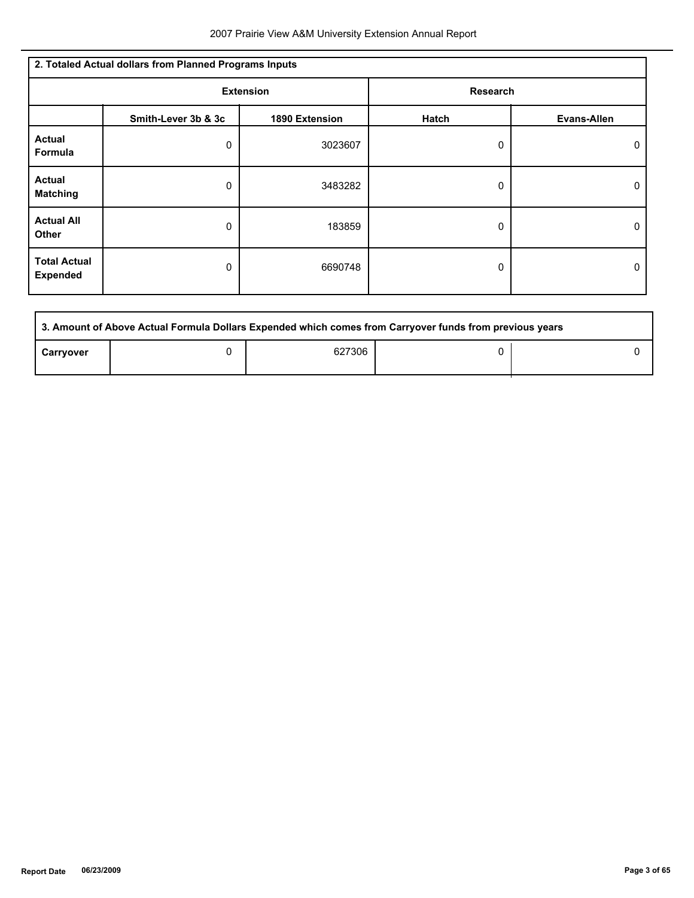## 2. Totaled Actual dollars from Planned Programs Inputs

| | Extension | | Research | |
|---|---|---|---|---|
| | Smith-Lever 3b & 3c | 1890 Extension | Hatch | Evans-Allen |
| Actual Formula | 0 | 3023607 | 0 | 0 |
| Actual Matching | 0 | 3483282 | 0 | 0 |
| Actual All Other | 0 | 183859 | 0 | 0 |
| Total Actual Expended | 0 | 6690748 | 0 | 0 |

## 3. Amount of Above Actual Formula Dollars Expended which comes from Carryover funds from previous years

| | | | | |
|---|---|---|---|---|
| Carryover | 0 | 627306 | 0 | 0 |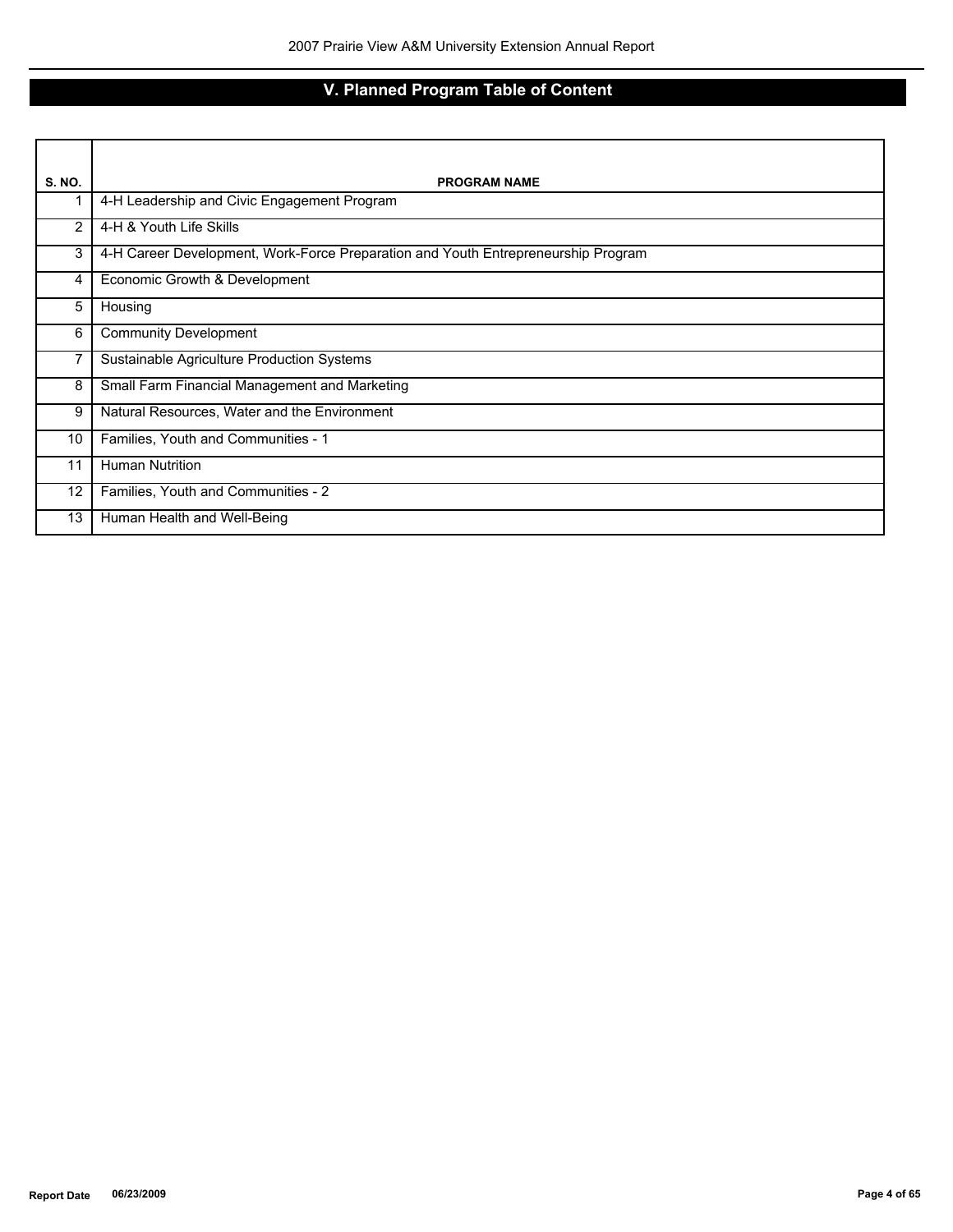# V. Planned Program Table of Content

| S. NO. | PROGRAM NAME |
|---|---|
| 1 | 4-H Leadership and Civic Engagement Program |
| 2 | 4-H & Youth Life Skills |
| 3 | 4-H Career Development, Work-Force Preparation and Youth Entrepreneurship Program |
| 4 | Economic Growth & Development |
| 5 | Housing |
| 6 | Community Development |
| 7 | Sustainable Agriculture Production Systems |
| 8 | Small Farm Financial Management and Marketing |
| 9 | Natural Resources, Water and the Environment |
| 10 | Families, Youth and Communities - 1 |
| 11 | Human Nutrition |
| 12 | Families, Youth and Communities - 2 |
| 13 | Human Health and Well-Being |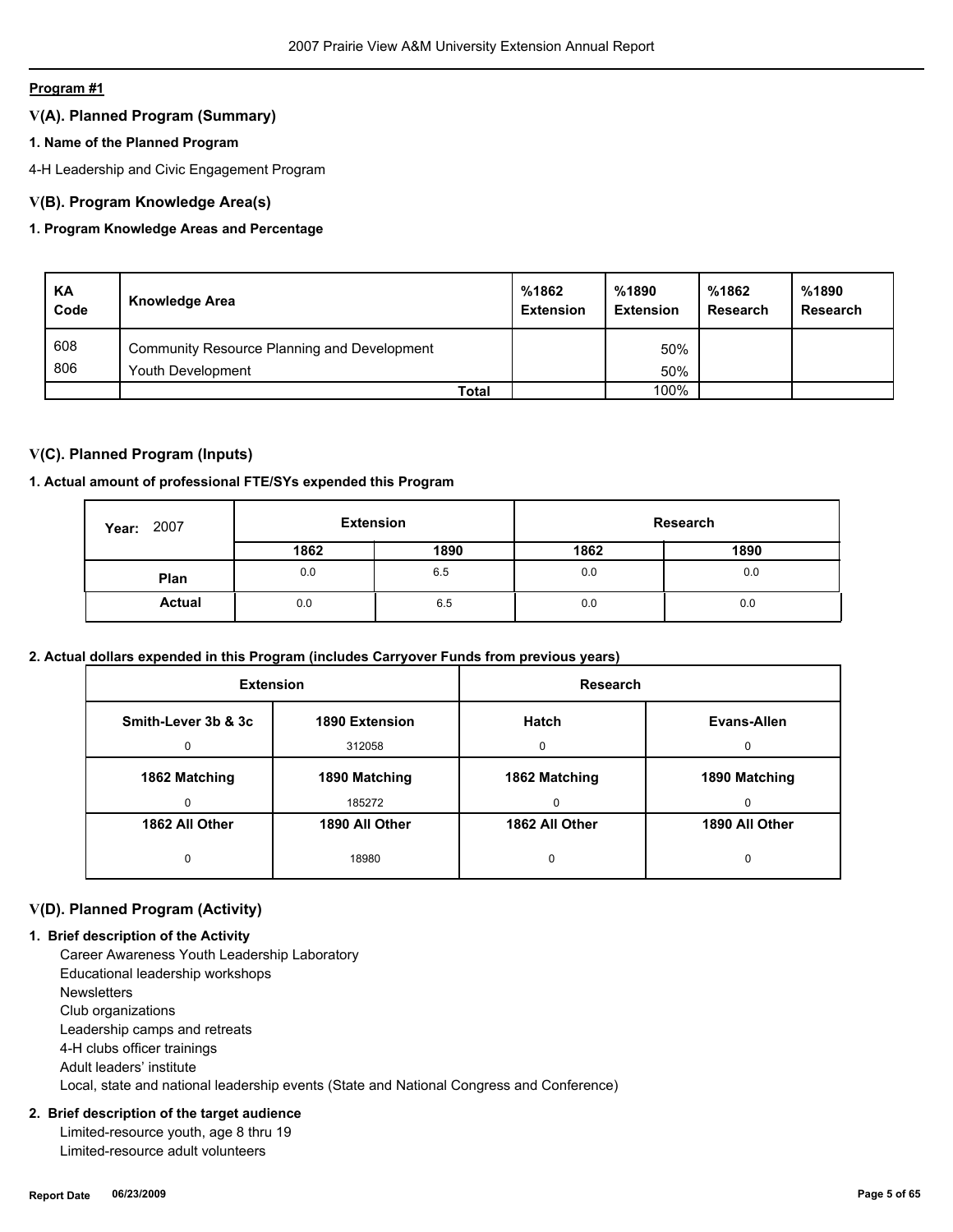**Program #1**

## V(A). Planned Program (Summary)

### 1. Name of the Planned Program

4-H Leadership and Civic Engagement Program

## V(B). Program Knowledge Area(s)

### 1. Program Knowledge Areas and Percentage

| KA Code | Knowledge Area | %1862 Extension | %1890 Extension | %1862 Research | %1890 Research |
|---|---|---|---|---|---|
| 608 | Community Resource Planning and Development | | 50% | | |
| 806 | Youth Development | | 50% | | |
| | **Total** | | 100% | | |

## V(C). Planned Program (Inputs)

### 1. Actual amount of professional FTE/SYs expended this Program

| Year: 2007 | Extension | | Research | |
|---|---|---|---|---|
| | **1862** | **1890** | **1862** | **1890** |
| **Plan** | 0.0 | 6.5 | 0.0 | 0.0 |
| **Actual** | 0.0 | 6.5 | 0.0 | 0.0 |

### 2. Actual dollars expended in this Program (includes Carryover Funds from previous years)

| Extension | | Research | |
|---|---|---|---|
| **Smith-Lever 3b & 3c** | **1890 Extension** | **Hatch** | **Evans-Allen** |
| 0 | 312058 | 0 | 0 |
| **1862 Matching** | **1890 Matching** | **1862 Matching** | **1890 Matching** |
| 0 | 185272 | 0 | 0 |
| **1862 All Other** | **1890 All Other** | **1862 All Other** | **1890 All Other** |
| 0 | 18980 | 0 | 0 |

## V(D). Planned Program (Activity)

### 1. Brief description of the Activity

Career Awareness Youth Leadership Laboratory
Educational leadership workshops
Newsletters
Club organizations
Leadership camps and retreats
4-H clubs officer trainings
Adult leaders' institute
Local, state and national leadership events (State and National Congress and Conference)

### 2. Brief description of the target audience

Limited-resource youth, age 8 thru 19
Limited-resource adult volunteers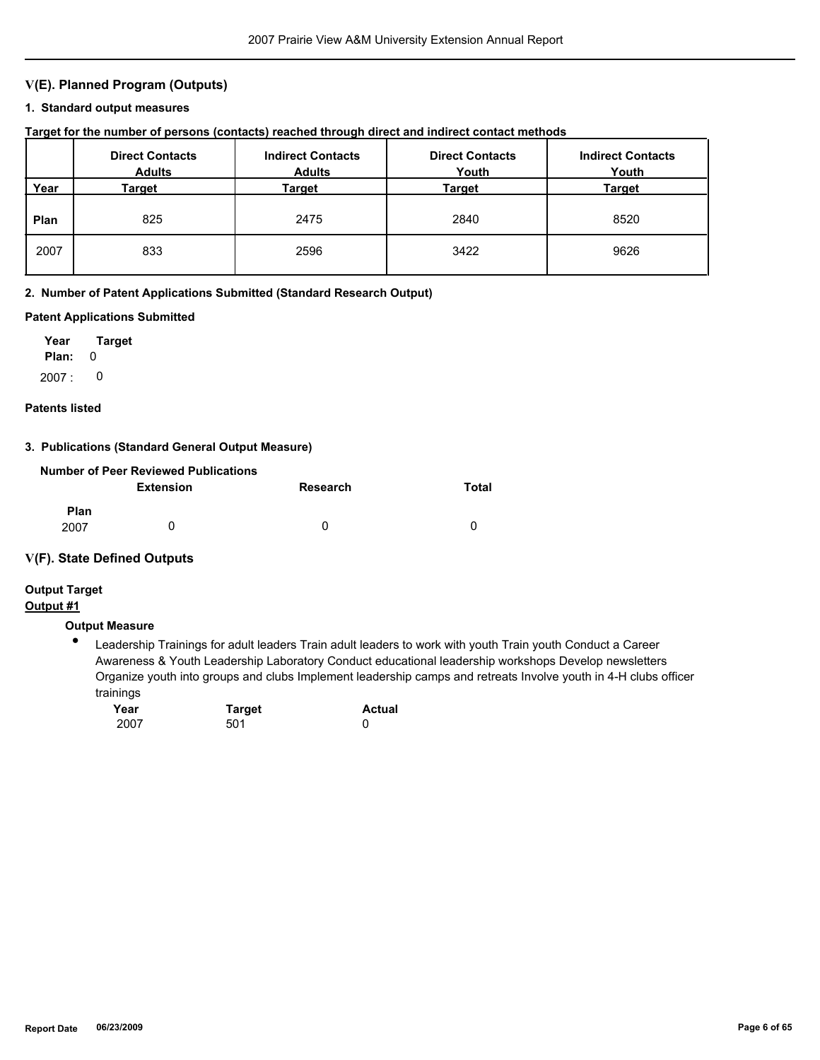## V(E). Planned Program (Outputs)

### 1. Standard output measures

**Target for the number of persons (contacts) reached through direct and indirect contact methods**

| Year | Direct Contacts Adults Target | Indirect Contacts Adults Target | Direct Contacts Youth Target | Indirect Contacts Youth Target |
|---|---|---|---|---|
| **Plan** | 825 | 2475 | 2840 | 8520 |
| 2007 | 833 | 2596 | 3422 | 9626 |

### 2. Number of Patent Applications Submitted (Standard Research Output)

**Patent Applications Submitted**

| Year | Target |
|---|---|
| **Plan:** | 0 |
| 2007 : | 0 |

**Patents listed**

### 3. Publications (Standard General Output Measure)

**Number of Peer Reviewed Publications**

| | Extension | Research | Total |
|---|---|---|---|
| **Plan** | | | |
| 2007 | 0 | 0 | 0 |

## V(F). State Defined Outputs

**Output Target**

**Output #1**

**Output Measure**

- Leadership Trainings for adult leaders Train adult leaders to work with youth Train youth Conduct a Career Awareness & Youth Leadership Laboratory Conduct educational leadership workshops Develop newsletters Organize youth into groups and clubs Implement leadership camps and retreats Involve youth in 4-H clubs officer trainings

| Year | Target | Actual |
|---|---|---|
| 2007 | 501 | 0 |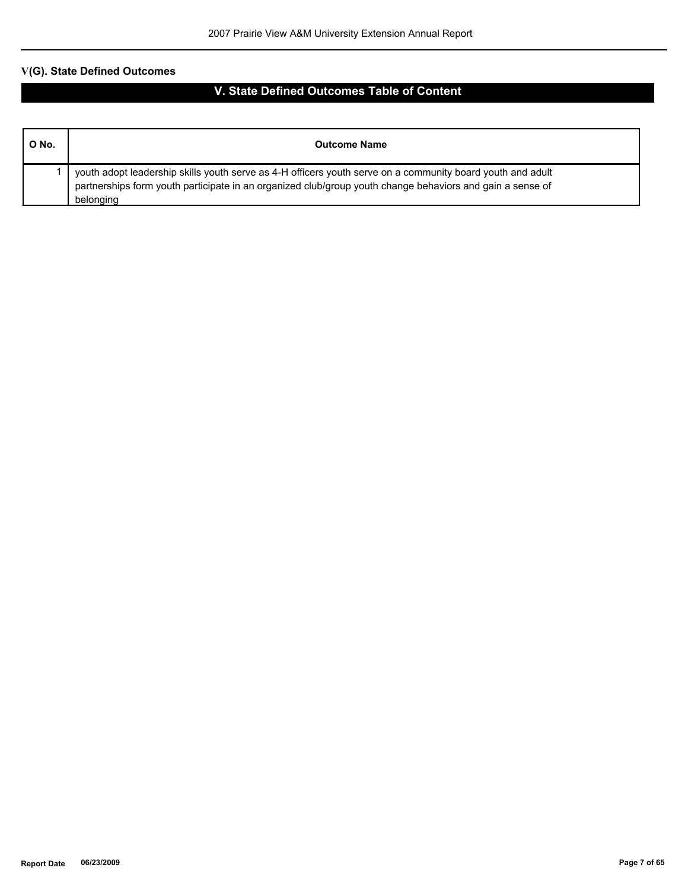## V(G). State Defined Outcomes

# V. State Defined Outcomes Table of Content

| O No. | Outcome Name |
|---|---|
| 1 | youth adopt leadership skills youth serve as 4-H officers youth serve on a community board youth and adult partnerships form youth participate in an organized club/group youth change behaviors and gain a sense of belonging |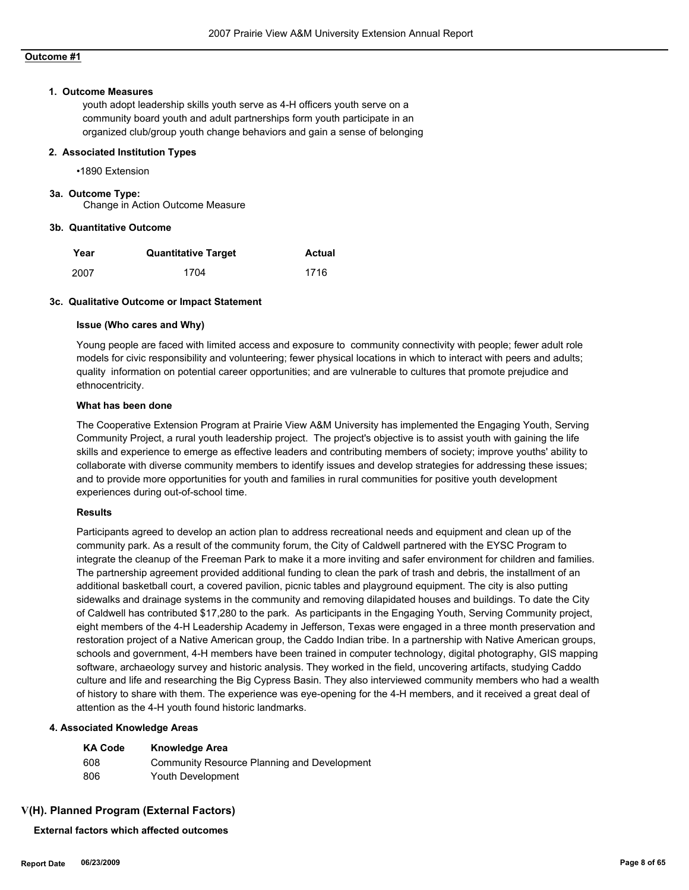**Outcome #1**

**1. Outcome Measures**

youth adopt leadership skills youth serve as 4-H officers youth serve on a community board youth and adult partnerships form youth participate in an organized club/group youth change behaviors and gain a sense of belonging

**2. Associated Institution Types**

•1890 Extension

**3a. Outcome Type:**

Change in Action Outcome Measure

**3b. Quantitative Outcome**

| Year | Quantitative Target | Actual |
|---|---|---|
| 2007 | 1704 | 1716 |

**3c. Qualitative Outcome or Impact Statement**

**Issue (Who cares and Why)**

Young people are faced with limited access and exposure to community connectivity with people; fewer adult role models for civic responsibility and volunteering; fewer physical locations in which to interact with peers and adults; quality information on potential career opportunities; and are vulnerable to cultures that promote prejudice and ethnocentricity.

**What has been done**

The Cooperative Extension Program at Prairie View A&M University has implemented the Engaging Youth, Serving Community Project, a rural youth leadership project. The project's objective is to assist youth with gaining the life skills and experience to emerge as effective leaders and contributing members of society; improve youths' ability to collaborate with diverse community members to identify issues and develop strategies for addressing these issues; and to provide more opportunities for youth and families in rural communities for positive youth development experiences during out-of-school time.

**Results**

Participants agreed to develop an action plan to address recreational needs and equipment and clean up of the community park. As a result of the community forum, the City of Caldwell partnered with the EYSC Program to integrate the cleanup of the Freeman Park to make it a more inviting and safer environment for children and families. The partnership agreement provided additional funding to clean the park of trash and debris, the installment of an additional basketball court, a covered pavilion, picnic tables and playground equipment. The city is also putting sidewalks and drainage systems in the community and removing dilapidated houses and buildings. To date the City of Caldwell has contributed $17,280 to the park. As participants in the Engaging Youth, Serving Community project, eight members of the 4-H Leadership Academy in Jefferson, Texas were engaged in a three month preservation and restoration project of a Native American group, the Caddo Indian tribe. In a partnership with Native American groups, schools and government, 4-H members have been trained in computer technology, digital photography, GIS mapping software, archaeology survey and historic analysis. They worked in the field, uncovering artifacts, studying Caddo culture and life and researching the Big Cypress Basin. They also interviewed community members who had a wealth of history to share with them. The experience was eye-opening for the 4-H members, and it received a great deal of attention as the 4-H youth found historic landmarks.

**4. Associated Knowledge Areas**

| KA Code | Knowledge Area |
|---|---|
| 608 | Community Resource Planning and Development |
| 806 | Youth Development |

## V(H). Planned Program (External Factors)

**External factors which affected outcomes**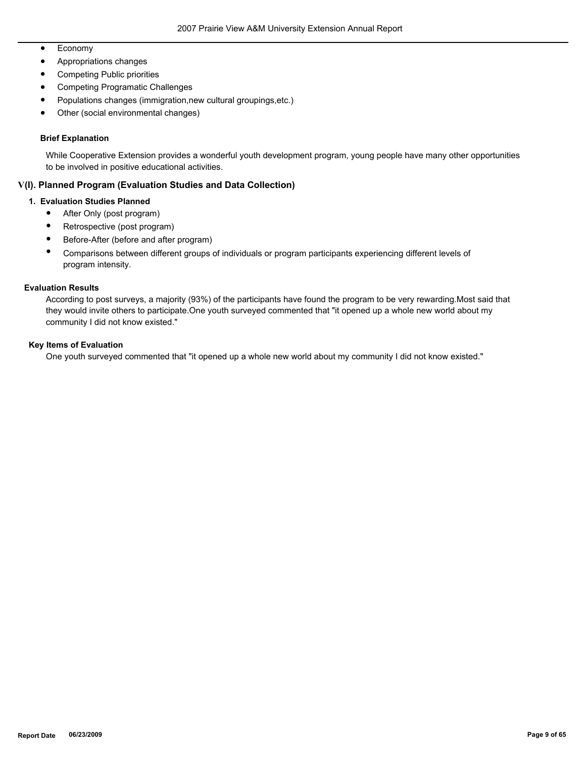- Economy
- Appropriations changes
- Competing Public priorities
- Competing Programatic Challenges
- Populations changes (immigration,new cultural groupings,etc.)
- Other (social environmental changes)

**Brief Explanation**

While Cooperative Extension provides a wonderful youth development program, young people have many other opportunities to be involved in positive educational activities.

## V(I). Planned Program (Evaluation Studies and Data Collection)

### 1. Evaluation Studies Planned

- After Only (post program)
- Retrospective (post program)
- Before-After (before and after program)
- Comparisons between different groups of individuals or program participants experiencing different levels of program intensity.

**Evaluation Results**

According to post surveys, a majority (93%) of the participants have found the program to be very rewarding.Most said that they would invite others to participate.One youth surveyed commented that "it opened up a whole new world about my community I did not know existed."

**Key Items of Evaluation**

One youth surveyed commented that "it opened up a whole new world about my community I did not know existed."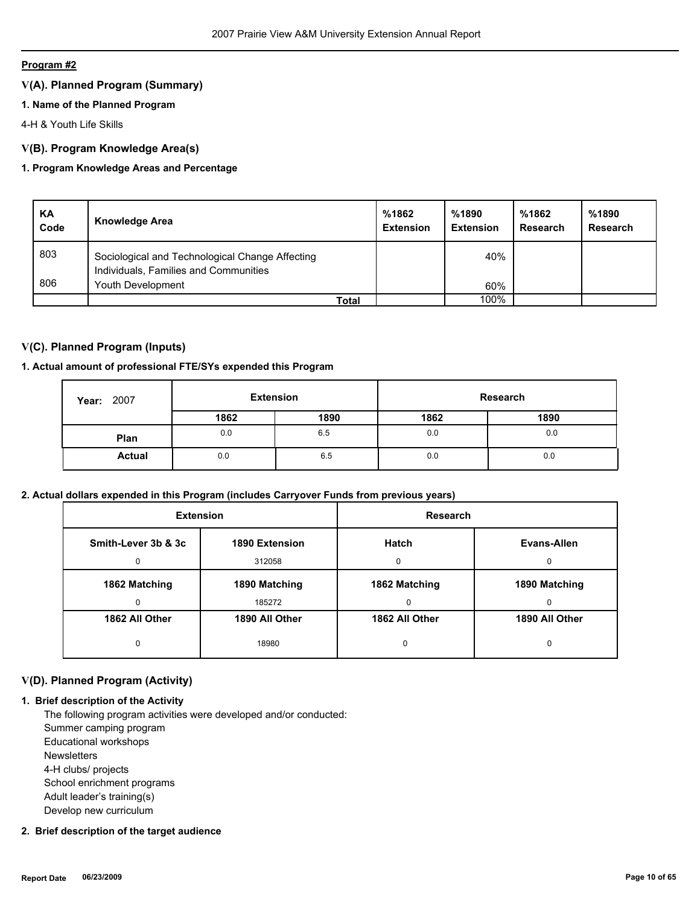**Program #2**

## V(A). Planned Program (Summary)

### 1. Name of the Planned Program

4-H & Youth Life Skills

## V(B). Program Knowledge Area(s)

### 1. Program Knowledge Areas and Percentage

| KA Code | Knowledge Area | %1862 Extension | %1890 Extension | %1862 Research | %1890 Research |
|---|---|---|---|---|---|
| 803 | Sociological and Technological Change Affecting Individuals, Families and Communities | | 40% | | |
| 806 | Youth Development | | 60% | | |
| | **Total** | | 100% | | |

## V(C). Planned Program (Inputs)

### 1. Actual amount of professional FTE/SYs expended this Program

| Year: 2007 | Extension | | Research | |
|---|---|---|---|---|
| | **1862** | **1890** | **1862** | **1890** |
| **Plan** | 0.0 | 6.5 | 0.0 | 0.0 |
| **Actual** | 0.0 | 6.5 | 0.0 | 0.0 |

### 2. Actual dollars expended in this Program (includes Carryover Funds from previous years)

| Extension | | Research | |
|---|---|---|---|
| **Smith-Lever 3b & 3c** | **1890 Extension** | **Hatch** | **Evans-Allen** |
| 0 | 312058 | 0 | 0 |
| **1862 Matching** | **1890 Matching** | **1862 Matching** | **1890 Matching** |
| 0 | 185272 | 0 | 0 |
| **1862 All Other** | **1890 All Other** | **1862 All Other** | **1890 All Other** |
| 0 | 18980 | 0 | 0 |

## V(D). Planned Program (Activity)

### 1. Brief description of the Activity

The following program activities were developed and/or conducted:
Summer camping program
Educational workshops
Newsletters
4-H clubs/ projects
School enrichment programs
Adult leader's training(s)
Develop new curriculum

### 2. Brief description of the target audience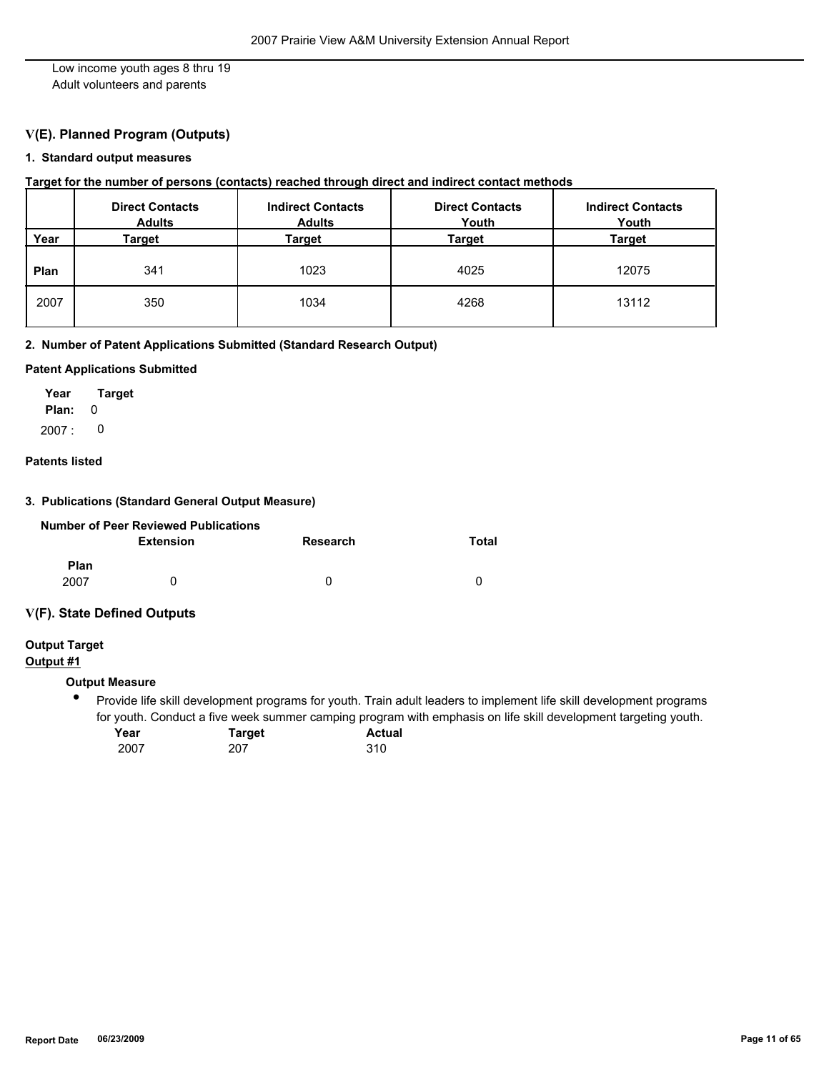Low income youth ages 8 thru 19
Adult volunteers and parents

## V(E). Planned Program (Outputs)

### 1. Standard output measures

**Target for the number of persons (contacts) reached through direct and indirect contact methods**

| Year | Direct Contacts Adults Target | Indirect Contacts Adults Target | Direct Contacts Youth Target | Indirect Contacts Youth Target |
|---|---|---|---|---|
| **Plan** | 341 | 1023 | 4025 | 12075 |
| 2007 | 350 | 1034 | 4268 | 13112 |

### 2. Number of Patent Applications Submitted (Standard Research Output)

**Patent Applications Submitted**

| Year | Target |
|---|---|
| **Plan:** | 0 |
| 2007 : | 0 |

**Patents listed**

### 3. Publications (Standard General Output Measure)

**Number of Peer Reviewed Publications**

|  | Extension | Research | Total |
|---|---|---|---|
| **Plan** | | | |
| 2007 | 0 | 0 | 0 |

## V(F). State Defined Outputs

**Output Target**

**Output #1**

**Output Measure**

- Provide life skill development programs for youth. Train adult leaders to implement life skill development programs for youth. Conduct a five week summer camping program with emphasis on life skill development targeting youth.

| Year | Target | Actual |
|---|---|---|
| 2007 | 207 | 310 |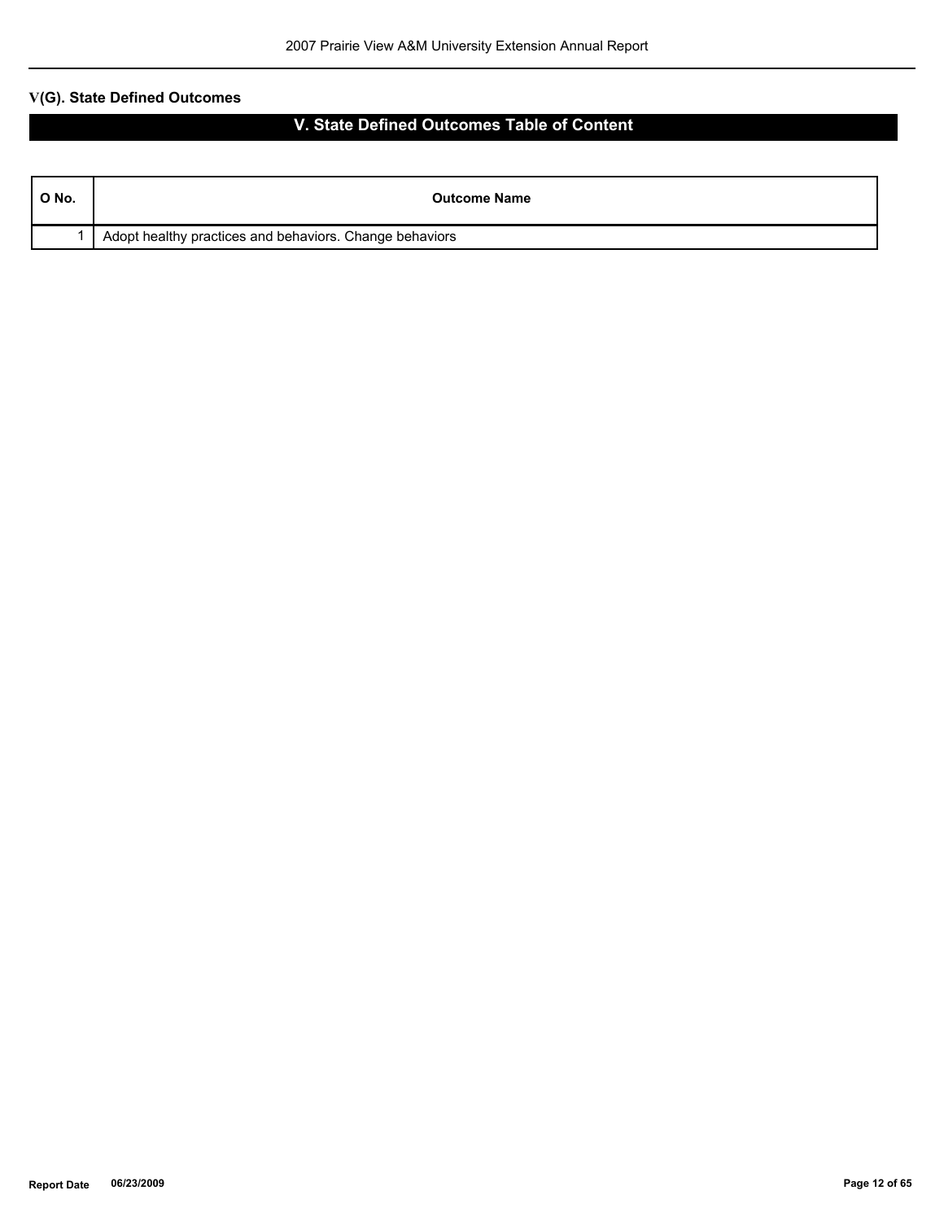## V(G). State Defined Outcomes

# V. State Defined Outcomes Table of Content

| O No. | Outcome Name |
|---|---|
| 1 | Adopt healthy practices and behaviors. Change behaviors |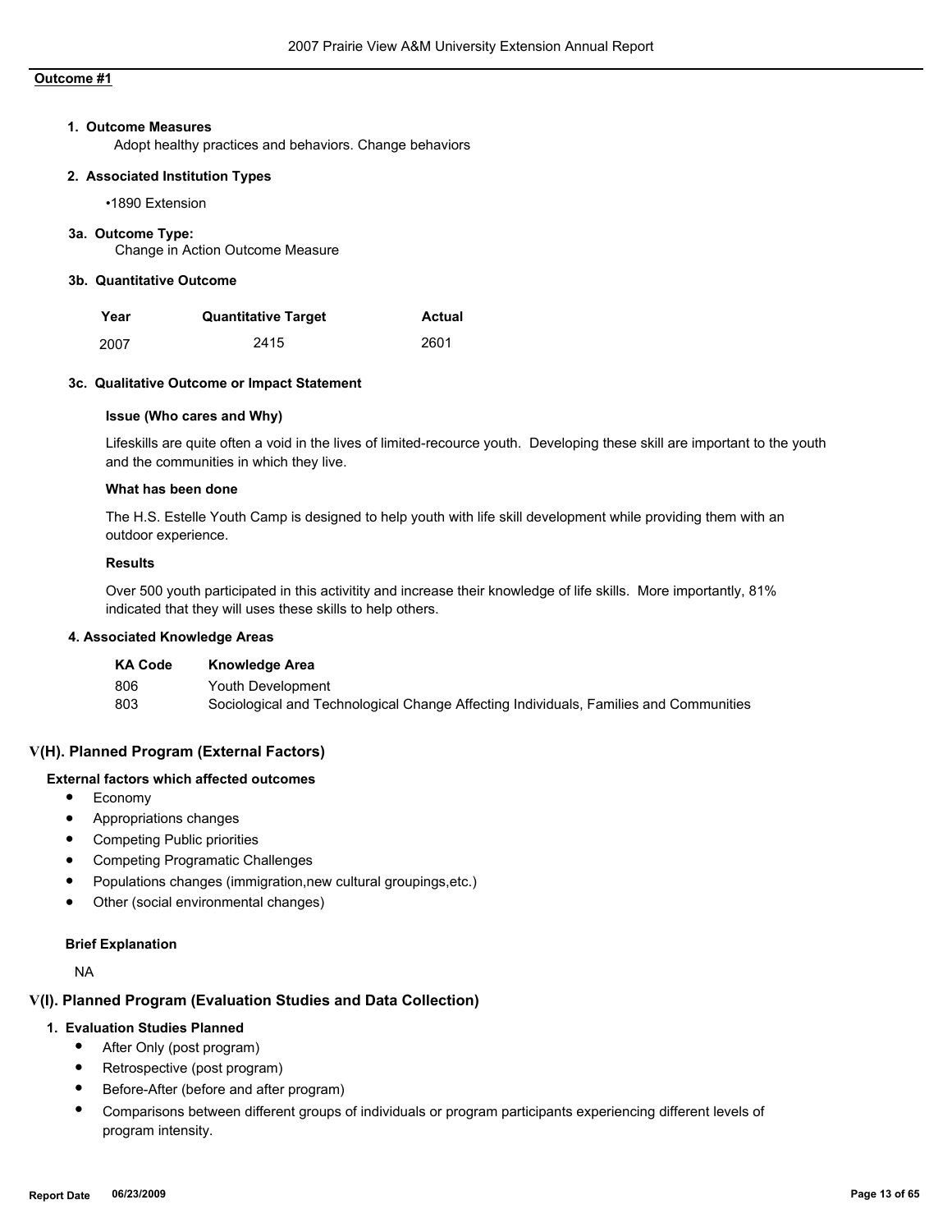**Outcome #1**

**1. Outcome Measures**

Adopt healthy practices and behaviors. Change behaviors

**2. Associated Institution Types**

•1890 Extension

**3a. Outcome Type:**

Change in Action Outcome Measure

**3b. Quantitative Outcome**

| Year | Quantitative Target | Actual |
|---|---|---|
| 2007 | 2415 | 2601 |

**3c. Qualitative Outcome or Impact Statement**

**Issue (Who cares and Why)**

Lifeskills are quite often a void in the lives of limited-recource youth. Developing these skill are important to the youth and the communities in which they live.

**What has been done**

The H.S. Estelle Youth Camp is designed to help youth with life skill development while providing them with an outdoor experience.

**Results**

Over 500 youth participated in this activitity and increase their knowledge of life skills. More importantly, 81% indicated that they will uses these skills to help others.

**4. Associated Knowledge Areas**

| KA Code | Knowledge Area |
|---|---|
| 806 | Youth Development |
| 803 | Sociological and Technological Change Affecting Individuals, Families and Communities |

## V(H). Planned Program (External Factors)

**External factors which affected outcomes**

- Economy
- Appropriations changes
- Competing Public priorities
- Competing Programatic Challenges
- Populations changes (immigration,new cultural groupings,etc.)
- Other (social environmental changes)

**Brief Explanation**

NA

## V(I). Planned Program (Evaluation Studies and Data Collection)

**1. Evaluation Studies Planned**

- After Only (post program)
- Retrospective (post program)
- Before-After (before and after program)
- Comparisons between different groups of individuals or program participants experiencing different levels of program intensity.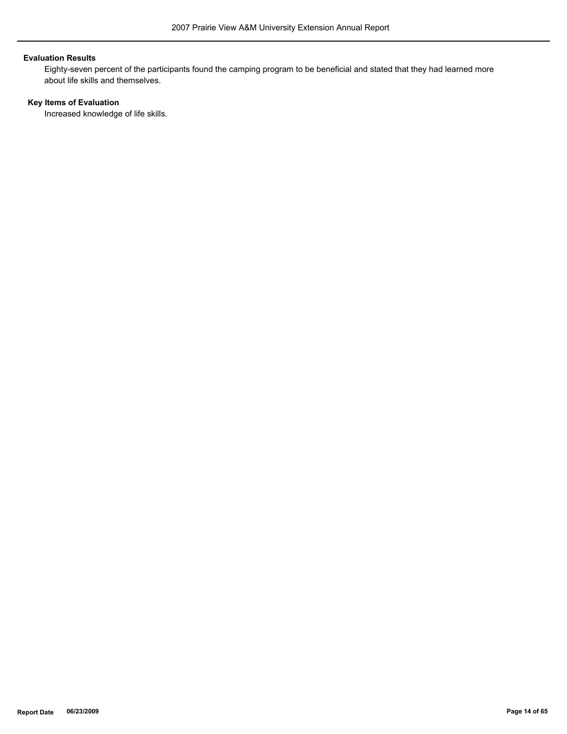**Evaluation Results**

Eighty-seven percent of the participants found the camping program to be beneficial and stated that they had learned more about life skills and themselves.

**Key Items of Evaluation**

Increased knowledge of life skills.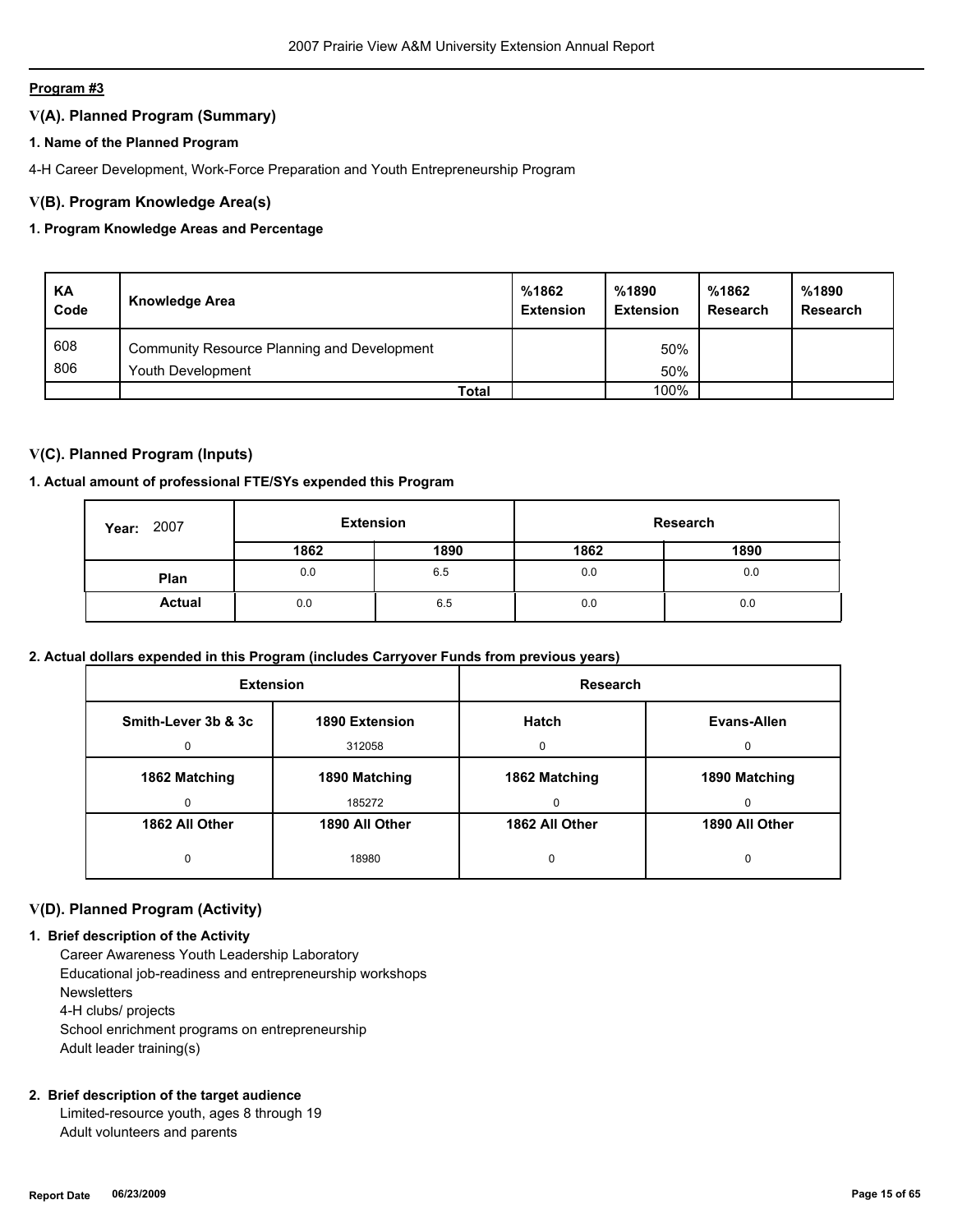**Program #3**

## V(A). Planned Program (Summary)

### 1. Name of the Planned Program

4-H Career Development, Work-Force Preparation and Youth Entrepreneurship Program

## V(B). Program Knowledge Area(s)

### 1. Program Knowledge Areas and Percentage

| KA Code | Knowledge Area | %1862 Extension | %1890 Extension | %1862 Research | %1890 Research |
|---|---|---|---|---|---|
| 608 | Community Resource Planning and Development | | 50% | | |
| 806 | Youth Development | | 50% | | |
| | **Total** | | 100% | | |

## V(C). Planned Program (Inputs)

### 1. Actual amount of professional FTE/SYs expended this Program

| Year: 2007 | Extension | | Research | |
|---|---|---|---|---|
| | 1862 | 1890 | 1862 | 1890 |
| **Plan** | 0.0 | 6.5 | 0.0 | 0.0 |
| **Actual** | 0.0 | 6.5 | 0.0 | 0.0 |

### 2. Actual dollars expended in this Program (includes Carryover Funds from previous years)

| Extension | | Research | |
|---|---|---|---|
| **Smith-Lever 3b & 3c** | **1890 Extension** | **Hatch** | **Evans-Allen** |
| 0 | 312058 | 0 | 0 |
| **1862 Matching** | **1890 Matching** | **1862 Matching** | **1890 Matching** |
| 0 | 185272 | 0 | 0 |
| **1862 All Other** | **1890 All Other** | **1862 All Other** | **1890 All Other** |
| 0 | 18980 | 0 | 0 |

## V(D). Planned Program (Activity)

### 1. Brief description of the Activity

Career Awareness Youth Leadership Laboratory
Educational job-readiness and entrepreneurship workshops
Newsletters
4-H clubs/ projects
School enrichment programs on entrepreneurship
Adult leader training(s)

### 2. Brief description of the target audience

Limited-resource youth, ages 8 through 19
Adult volunteers and parents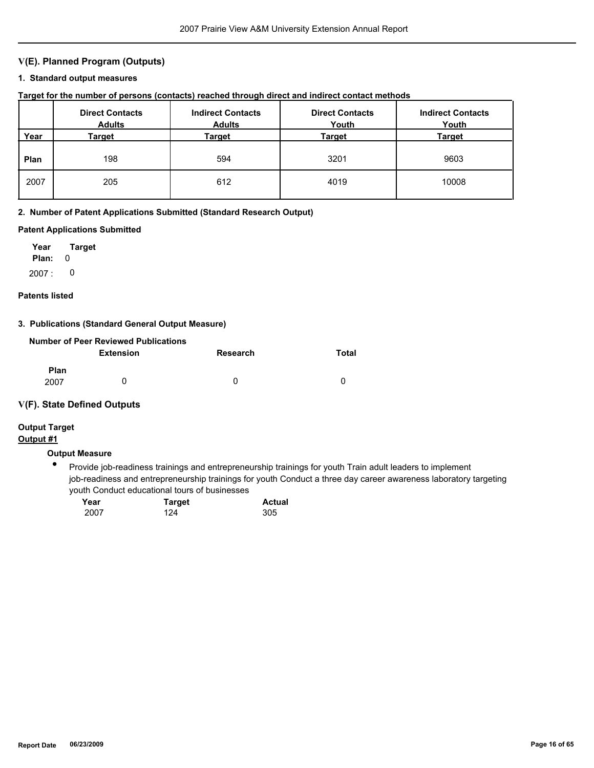## V(E). Planned Program (Outputs)

### 1. Standard output measures

**Target for the number of persons (contacts) reached through direct and indirect contact methods**

| Year | Direct Contacts Adults Target | Indirect Contacts Adults Target | Direct Contacts Youth Target | Indirect Contacts Youth Target |
|---|---|---|---|---|
| **Plan** | 198 | 594 | 3201 | 9603 |
| 2007 | 205 | 612 | 4019 | 10008 |

### 2. Number of Patent Applications Submitted (Standard Research Output)

**Patent Applications Submitted**

| Year | Target |
|---|---|
| **Plan:** | 0 |
| 2007 : | 0 |

**Patents listed**

### 3. Publications (Standard General Output Measure)

**Number of Peer Reviewed Publications**

| | Extension | Research | Total |
|---|---|---|---|
| **Plan** | | | |
| 2007 | 0 | 0 | 0 |

## V(F). State Defined Outputs

**Output Target**

**Output #1**

**Output Measure**

- Provide job-readiness trainings and entrepreneurship trainings for youth Train adult leaders to implement job-readiness and entrepreneurship trainings for youth Conduct a three day career awareness laboratory targeting youth Conduct educational tours of businesses

| Year | Target | Actual |
|---|---|---|
| 2007 | 124 | 305 |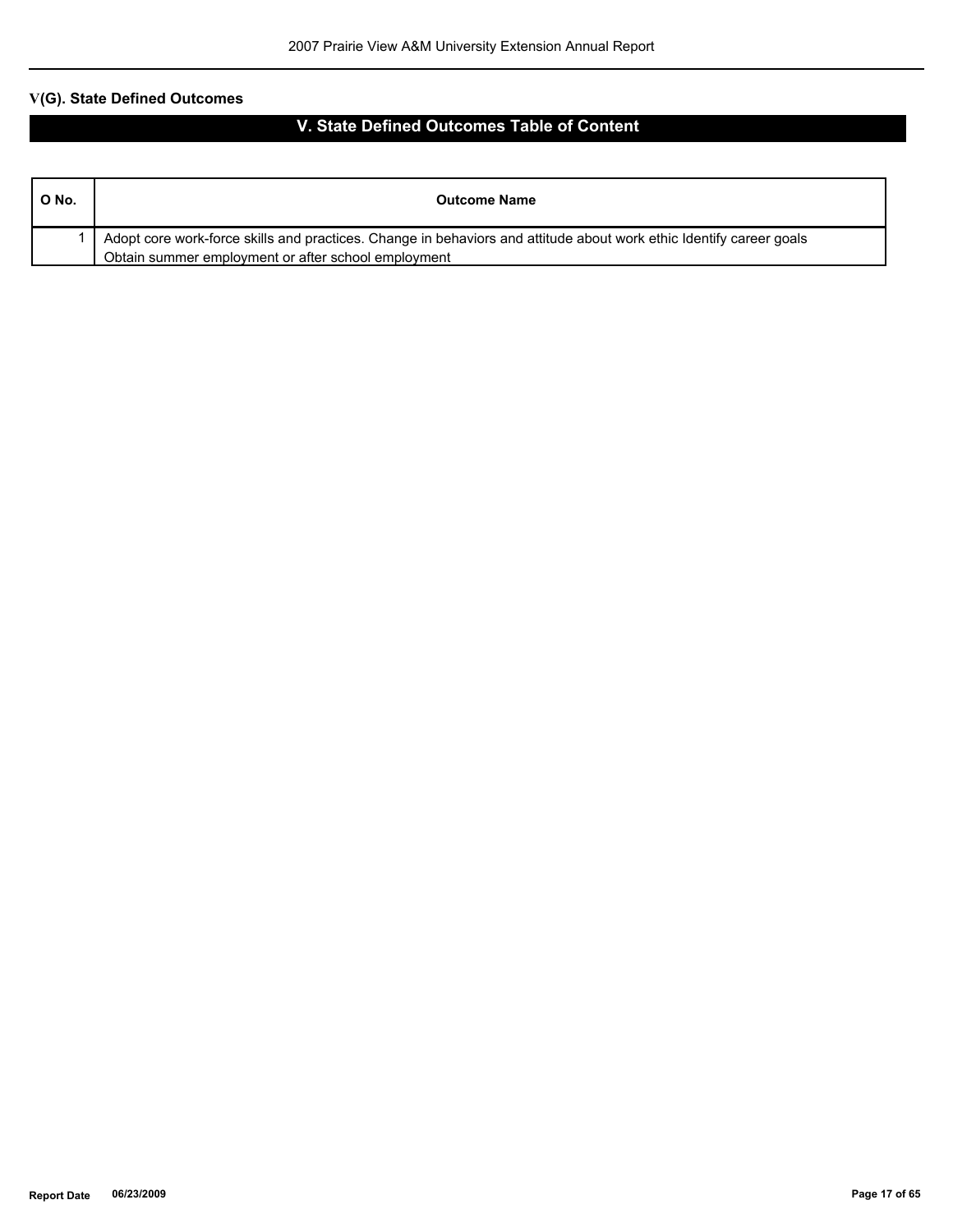## V(G). State Defined Outcomes

# V. State Defined Outcomes Table of Content

| O No. | Outcome Name |
|---|---|
| 1 | Adopt core work-force skills and practices. Change in behaviors and attitude about work ethic Identify career goals Obtain summer employment or after school employment |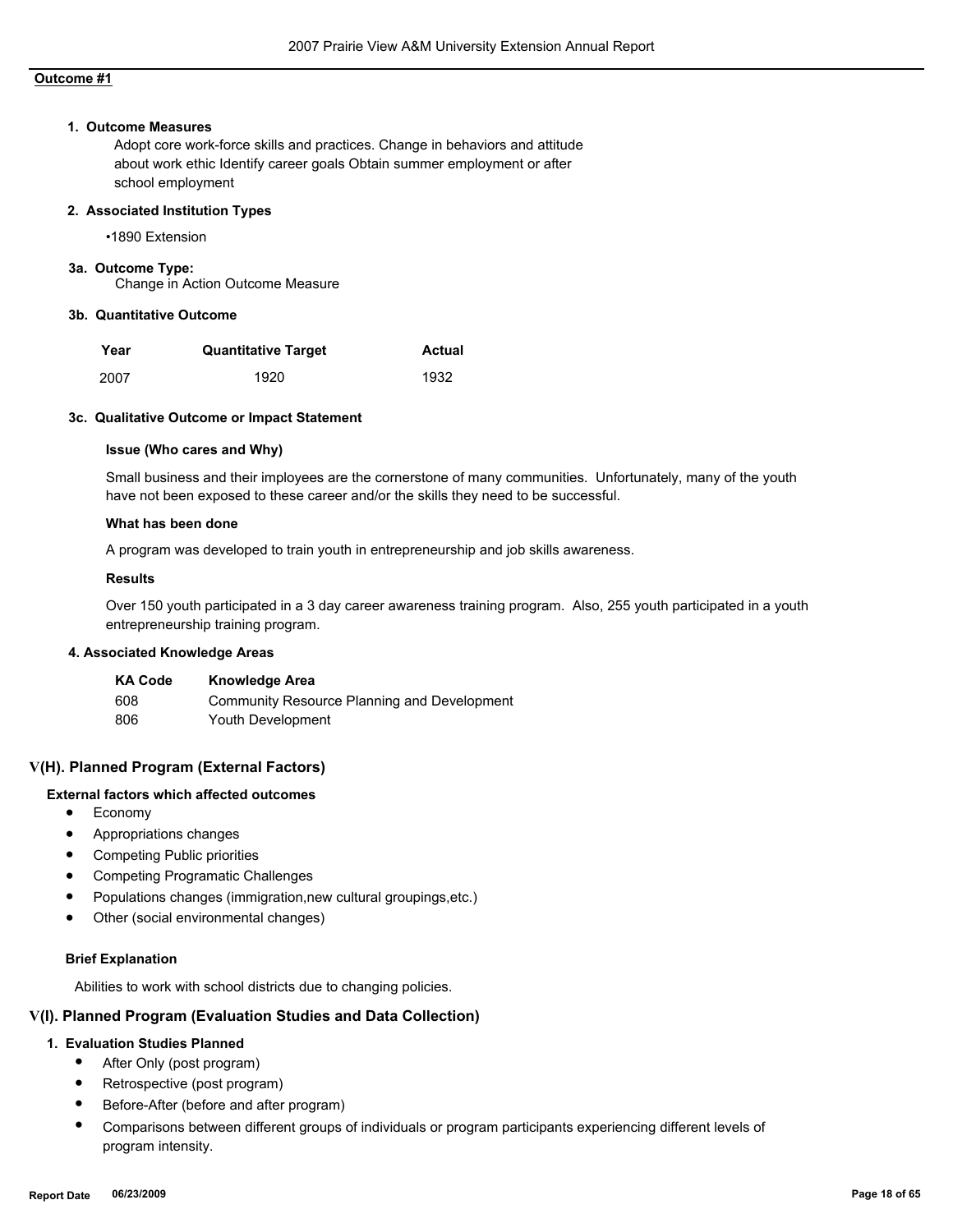**Outcome #1**

**1. Outcome Measures**

Adopt core work-force skills and practices. Change in behaviors and attitude about work ethic Identify career goals Obtain summer employment or after school employment

**2. Associated Institution Types**

•1890 Extension

**3a. Outcome Type:**

Change in Action Outcome Measure

**3b. Quantitative Outcome**

| Year | Quantitative Target | Actual |
|---|---|---|
| 2007 | 1920 | 1932 |

**3c. Qualitative Outcome or Impact Statement**

**Issue (Who cares and Why)**

Small business and their imployees are the cornerstone of many communities. Unfortunately, many of the youth have not been exposed to these career and/or the skills they need to be successful.

**What has been done**

A program was developed to train youth in entrepreneurship and job skills awareness.

**Results**

Over 150 youth participated in a 3 day career awareness training program. Also, 255 youth participated in a youth entrepreneurship training program.

**4. Associated Knowledge Areas**

| KA Code | Knowledge Area |
|---|---|
| 608 | Community Resource Planning and Development |
| 806 | Youth Development |

## V(H). Planned Program (External Factors)

**External factors which affected outcomes**

- Economy
- Appropriations changes
- Competing Public priorities
- Competing Programatic Challenges
- Populations changes (immigration,new cultural groupings,etc.)
- Other (social environmental changes)

**Brief Explanation**

Abilities to work with school districts due to changing policies.

## V(I). Planned Program (Evaluation Studies and Data Collection)

**1. Evaluation Studies Planned**

- After Only (post program)
- Retrospective (post program)
- Before-After (before and after program)
- Comparisons between different groups of individuals or program participants experiencing different levels of program intensity.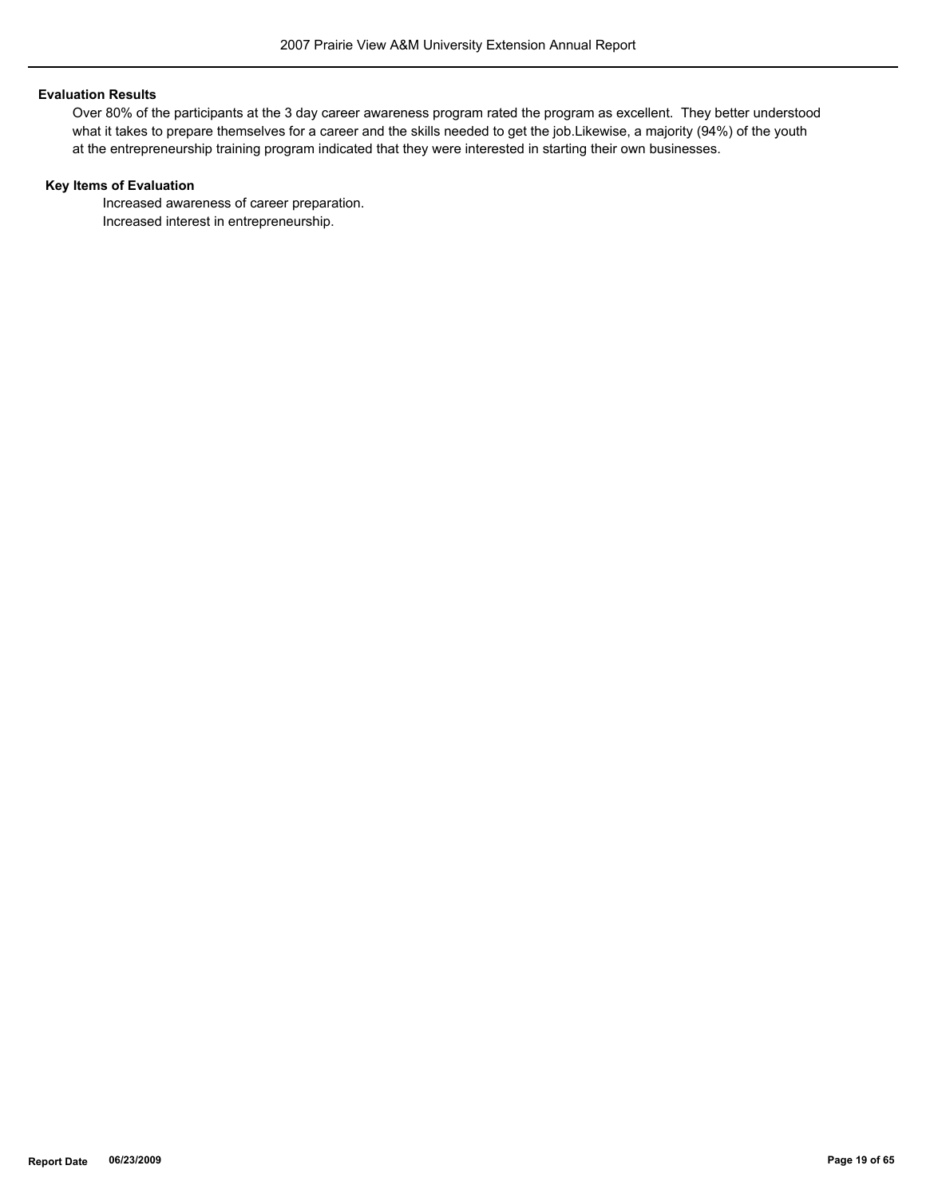**Evaluation Results**

Over 80% of the participants at the 3 day career awareness program rated the program as excellent. They better understood what it takes to prepare themselves for a career and the skills needed to get the job.Likewise, a majority (94%) of the youth at the entrepreneurship training program indicated that they were interested in starting their own businesses.

**Key Items of Evaluation**

Increased awareness of career preparation.
Increased interest in entrepreneurship.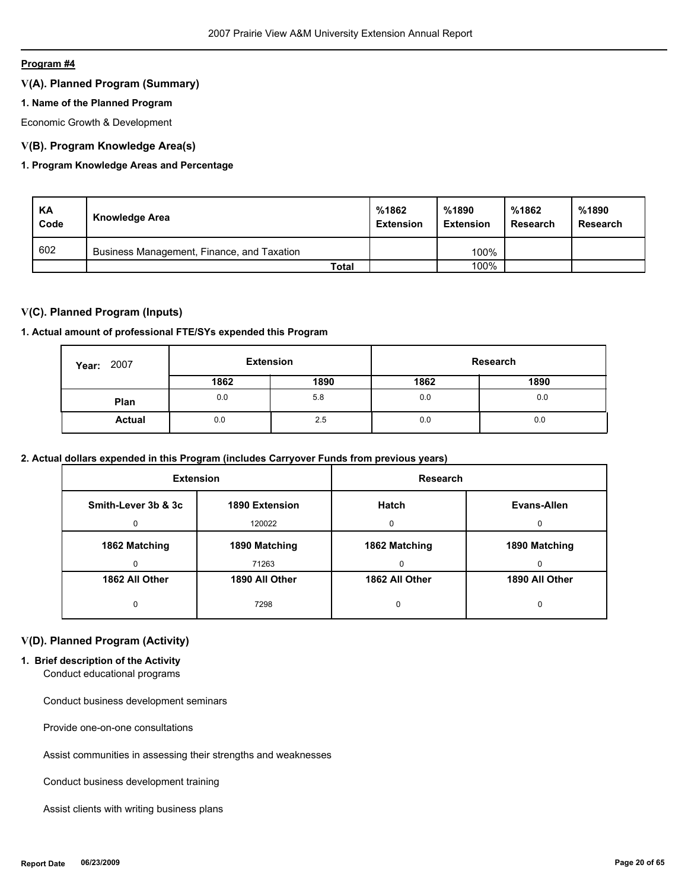**Program #4**

## V(A). Planned Program (Summary)

### 1. Name of the Planned Program

Economic Growth & Development

## V(B). Program Knowledge Area(s)

### 1. Program Knowledge Areas and Percentage

| KA Code | Knowledge Area | %1862 Extension | %1890 Extension | %1862 Research | %1890 Research |
|---|---|---|---|---|---|
| 602 | Business Management, Finance, and Taxation | | 100% | | |
| | Total | | 100% | | |

## V(C). Planned Program (Inputs)

### 1. Actual amount of professional FTE/SYs expended this Program

| Year: 2007 | Extension | | Research | |
|---|---|---|---|---|
| | 1862 | 1890 | 1862 | 1890 |
| Plan | 0.0 | 5.8 | 0.0 | 0.0 |
| Actual | 0.0 | 2.5 | 0.0 | 0.0 |

### 2. Actual dollars expended in this Program (includes Carryover Funds from previous years)

| Extension | | Research | |
|---|---|---|---|
| Smith-Lever 3b & 3c | 1890 Extension | Hatch | Evans-Allen |
| 0 | 120022 | 0 | 0 |
| 1862 Matching | 1890 Matching | 1862 Matching | 1890 Matching |
| 0 | 71263 | 0 | 0 |
| 1862 All Other | 1890 All Other | 1862 All Other | 1890 All Other |
| 0 | 7298 | 0 | 0 |

## V(D). Planned Program (Activity)

### 1. Brief description of the Activity

Conduct educational programs

Conduct business development seminars

Provide one-on-one consultations

Assist communities in assessing their strengths and weaknesses

Conduct business development training

Assist clients with writing business plans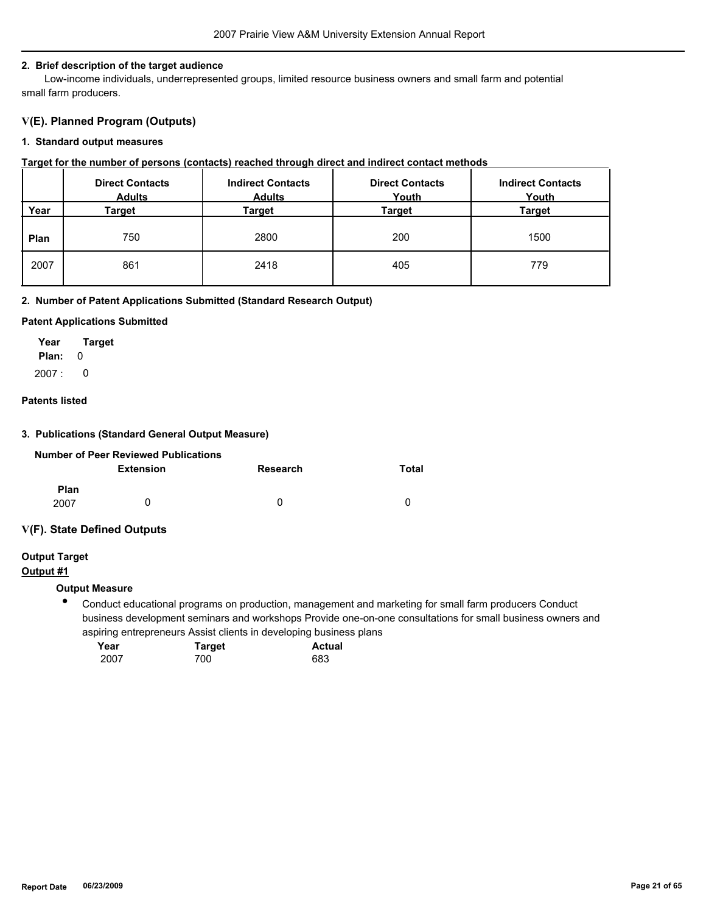### 2. Brief description of the target audience

Low-income individuals, underrepresented groups, limited resource business owners and small farm and potential small farm producers.

## V(E). Planned Program (Outputs)

### 1. Standard output measures

**Target for the number of persons (contacts) reached through direct and indirect contact methods**

| | Direct Contacts Adults | Indirect Contacts Adults | Direct Contacts Youth | Indirect Contacts Youth |
|---|---|---|---|---|
| **Year** | **Target** | **Target** | **Target** | **Target** |
| **Plan** | 750 | 2800 | 200 | 1500 |
| 2007 | 861 | 2418 | 405 | 779 |

### 2. Number of Patent Applications Submitted (Standard Research Output)

**Patent Applications Submitted**

| Year | Target |
|---|---|
| **Plan:** | 0 |
| 2007 : | 0 |

**Patents listed**

### 3. Publications (Standard General Output Measure)

**Number of Peer Reviewed Publications**

| | Extension | Research | Total |
|---|---|---|---|
| **Plan** | | | |
| 2007 | 0 | 0 | 0 |

## V(F). State Defined Outputs

**Output Target**

**Output #1**

**Output Measure**

- Conduct educational programs on production, management and marketing for small farm producers Conduct business development seminars and workshops Provide one-on-one consultations for small business owners and aspiring entrepreneurs Assist clients in developing business plans

| Year | Target | Actual |
|---|---|---|
| 2007 | 700 | 683 |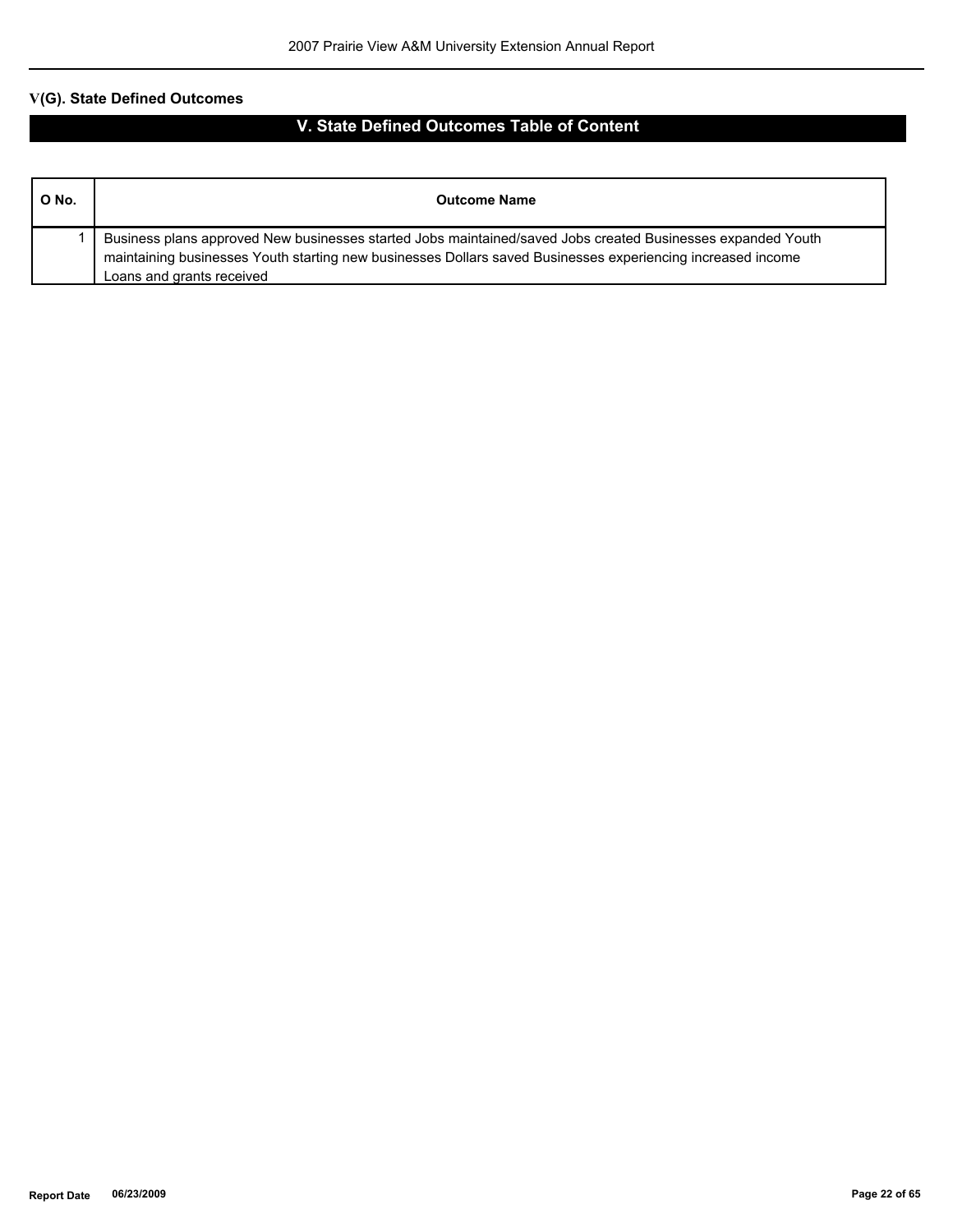## V(G). State Defined Outcomes

# V. State Defined Outcomes Table of Content

| O No. | Outcome Name |
|---|---|
| 1 | Business plans approved New businesses started Jobs maintained/saved Jobs created Businesses expanded Youth maintaining businesses Youth starting new businesses Dollars saved Businesses experiencing increased income Loans and grants received |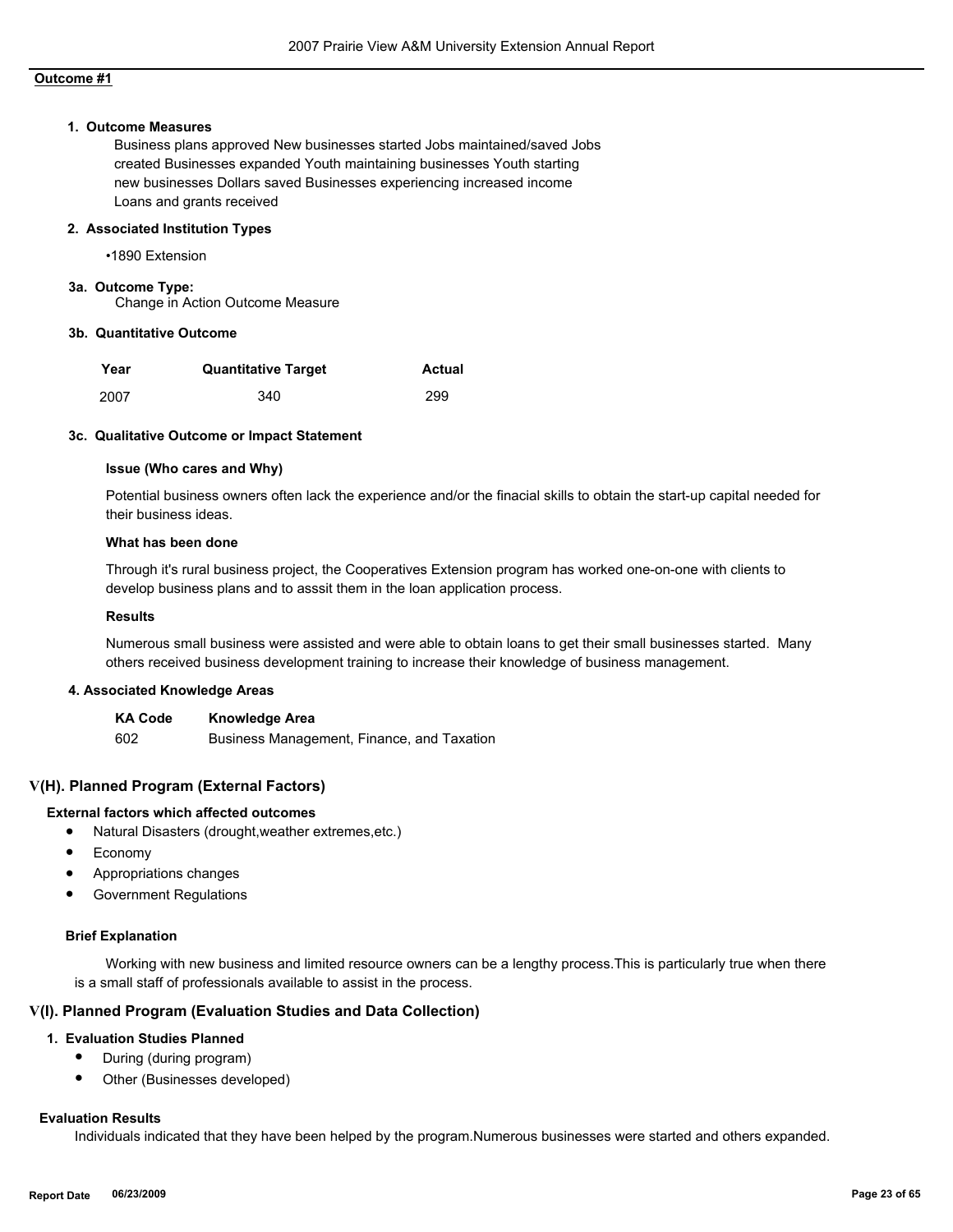**Outcome #1**

**1. Outcome Measures**

Business plans approved New businesses started Jobs maintained/saved Jobs created Businesses expanded Youth maintaining businesses Youth starting new businesses Dollars saved Businesses experiencing increased income Loans and grants received

**2. Associated Institution Types**

- 1890 Extension

**3a. Outcome Type:**

Change in Action Outcome Measure

**3b. Quantitative Outcome**

| Year | Quantitative Target | Actual |
|---|---|---|
| 2007 | 340 | 299 |

**3c. Qualitative Outcome or Impact Statement**

**Issue (Who cares and Why)**

Potential business owners often lack the experience and/or the finacial skills to obtain the start-up capital needed for their business ideas.

**What has been done**

Through it's rural business project, the Cooperatives Extension program has worked one-on-one with clients to develop business plans and to asssit them in the loan application process.

**Results**

Numerous small business were assisted and were able to obtain loans to get their small businesses started. Many others received business development training to increase their knowledge of business management.

**4. Associated Knowledge Areas**

| KA Code | Knowledge Area |
|---|---|
| 602 | Business Management, Finance, and Taxation |

## V(H). Planned Program (External Factors)

**External factors which affected outcomes**

- Natural Disasters (drought,weather extremes,etc.)
- Economy
- Appropriations changes
- Government Regulations

**Brief Explanation**

Working with new business and limited resource owners can be a lengthy process.This is particularly true when there is a small staff of professionals available to assist in the process.

## V(I). Planned Program (Evaluation Studies and Data Collection)

**1. Evaluation Studies Planned**

- During (during program)
- Other (Businesses developed)

**Evaluation Results**

Individuals indicated that they have been helped by the program.Numerous businesses were started and others expanded.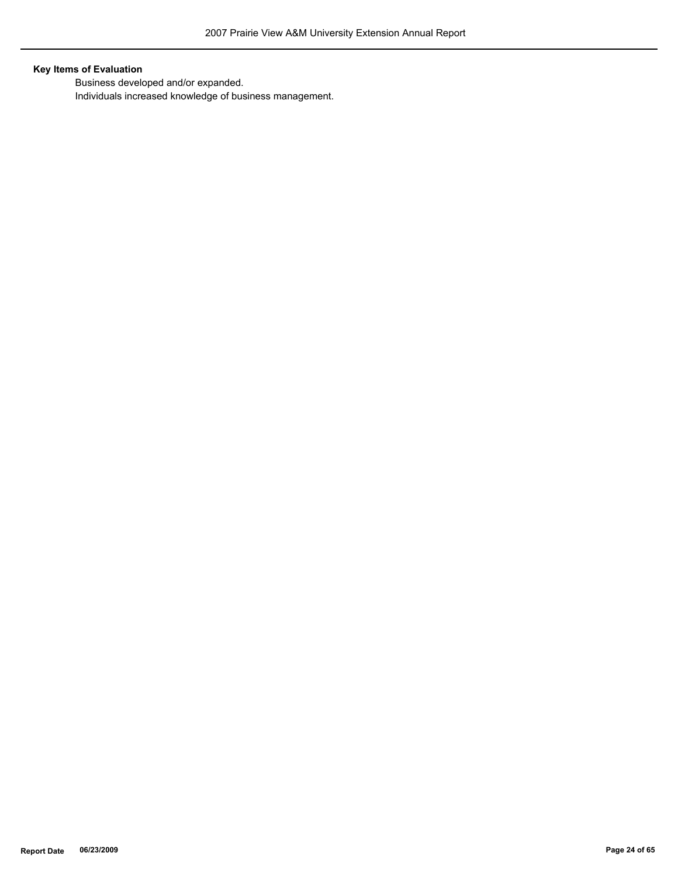**Key Items of Evaluation**

Business developed and/or expanded.

Individuals increased knowledge of business management.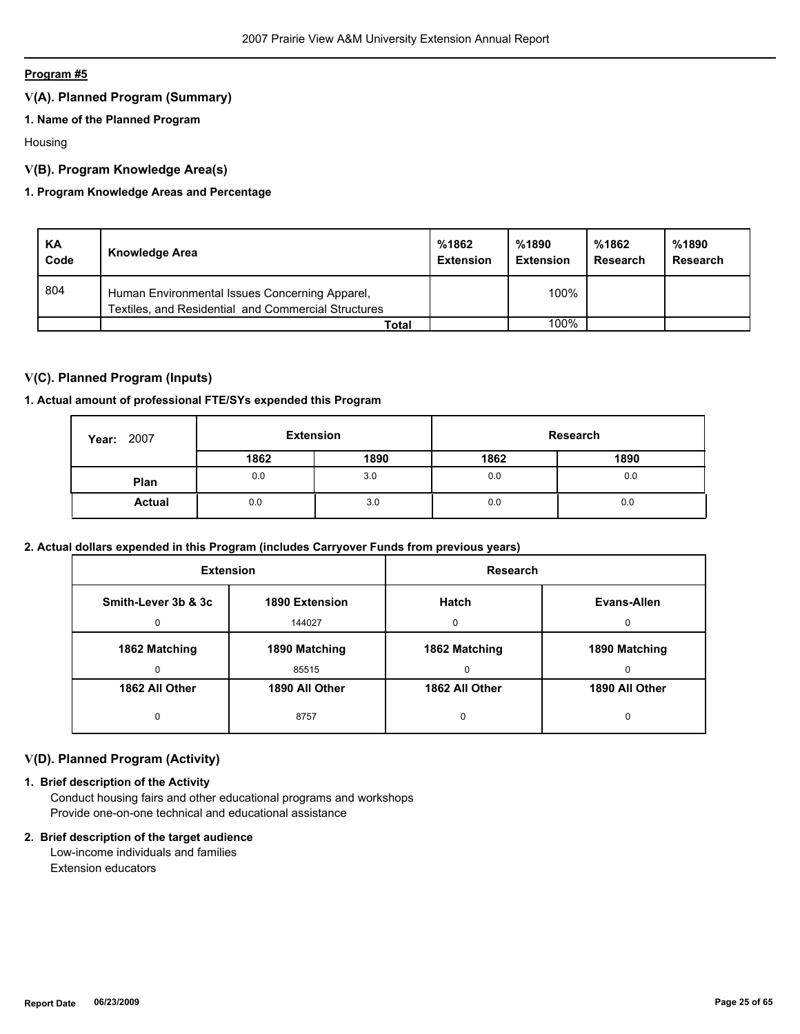**Program #5**

## V(A). Planned Program (Summary)

### 1. Name of the Planned Program

Housing

## V(B). Program Knowledge Area(s)

### 1. Program Knowledge Areas and Percentage

| KA Code | Knowledge Area | %1862 Extension | %1890 Extension | %1862 Research | %1890 Research |
|---|---|---|---|---|---|
| 804 | Human Environmental Issues Concerning Apparel, Textiles, and Residential and Commercial Structures | | 100% | | |
| | **Total** | | 100% | | |

## V(C). Planned Program (Inputs)

### 1. Actual amount of professional FTE/SYs expended this Program

| Year: 2007 | Extension | | Research | |
|---|---|---|---|---|
| | 1862 | 1890 | 1862 | 1890 |
| **Plan** | 0.0 | 3.0 | 0.0 | 0.0 |
| **Actual** | 0.0 | 3.0 | 0.0 | 0.0 |

### 2. Actual dollars expended in this Program (includes Carryover Funds from previous years)

| Extension | | Research | |
|---|---|---|---|
| **Smith-Lever 3b & 3c** | **1890 Extension** | **Hatch** | **Evans-Allen** |
| 0 | 144027 | 0 | 0 |
| **1862 Matching** | **1890 Matching** | **1862 Matching** | **1890 Matching** |
| 0 | 85515 | 0 | 0 |
| **1862 All Other** | **1890 All Other** | **1862 All Other** | **1890 All Other** |
| 0 | 8757 | 0 | 0 |

## V(D). Planned Program (Activity)

### 1. Brief description of the Activity

Conduct housing fairs and other educational programs and workshops
Provide one-on-one technical and educational assistance

### 2. Brief description of the target audience

Low-income individuals and families
Extension educators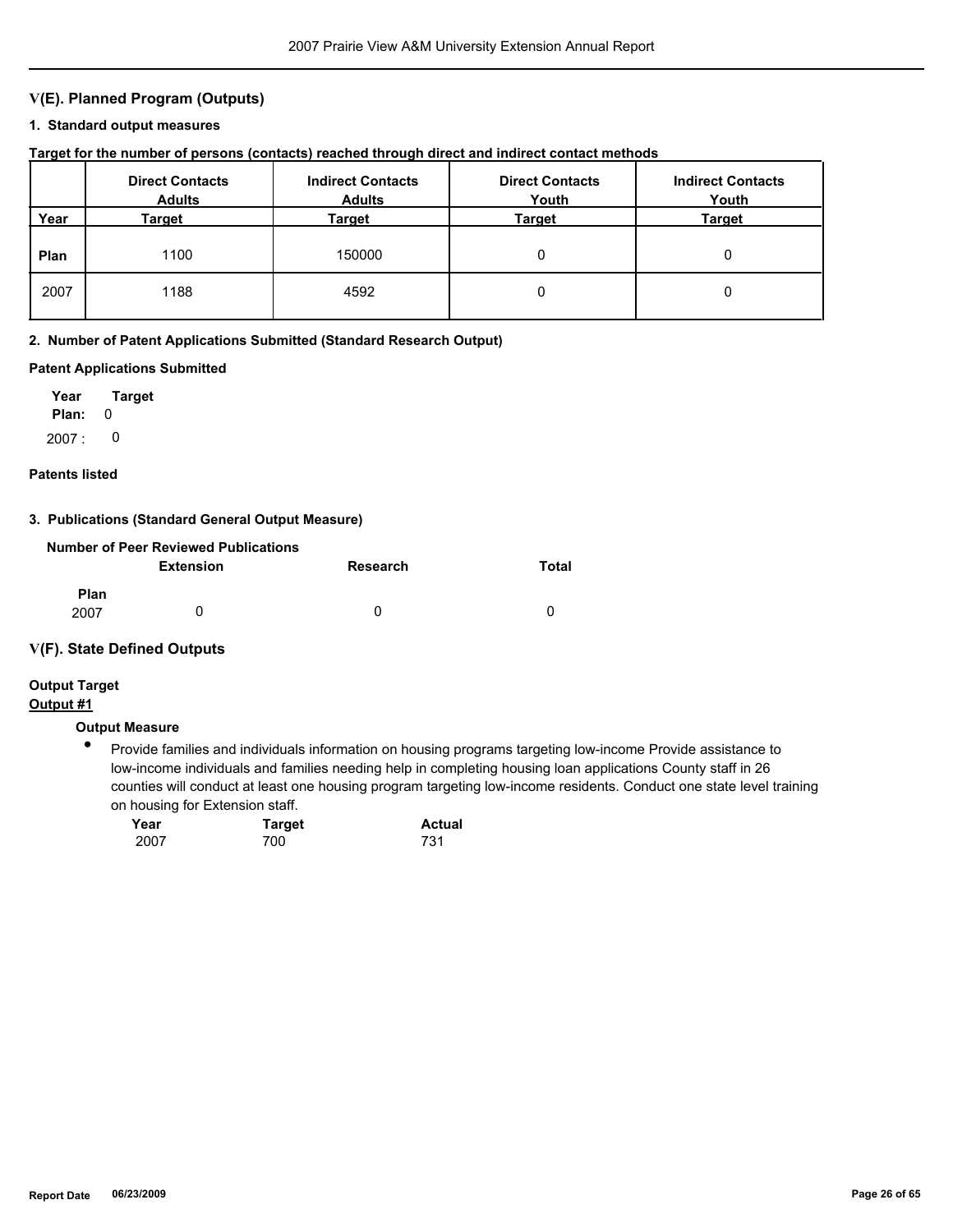## V(E). Planned Program (Outputs)

### 1. Standard output measures

**Target for the number of persons (contacts) reached through direct and indirect contact methods**

| Year | Direct Contacts Adults Target | Indirect Contacts Adults Target | Direct Contacts Youth Target | Indirect Contacts Youth Target |
|---|---|---|---|---|
| **Plan** | 1100 | 150000 | 0 | 0 |
| 2007 | 1188 | 4592 | 0 | 0 |

### 2. Number of Patent Applications Submitted (Standard Research Output)

**Patent Applications Submitted**

| Year | Target |
|---|---|
| **Plan:** | 0 |
| 2007 : | 0 |

**Patents listed**

### 3. Publications (Standard General Output Measure)

**Number of Peer Reviewed Publications**

| | Extension | Research | Total |
|---|---|---|---|
| **Plan** | | | |
| 2007 | 0 | 0 | 0 |

## V(F). State Defined Outputs

**Output Target**

**Output #1**

**Output Measure**

- Provide families and individuals information on housing programs targeting low-income Provide assistance to low-income individuals and families needing help in completing housing loan applications County staff in 26 counties will conduct at least one housing program targeting low-income residents. Conduct one state level training on housing for Extension staff.

| Year | Target | Actual |
|---|---|---|
| 2007 | 700 | 731 |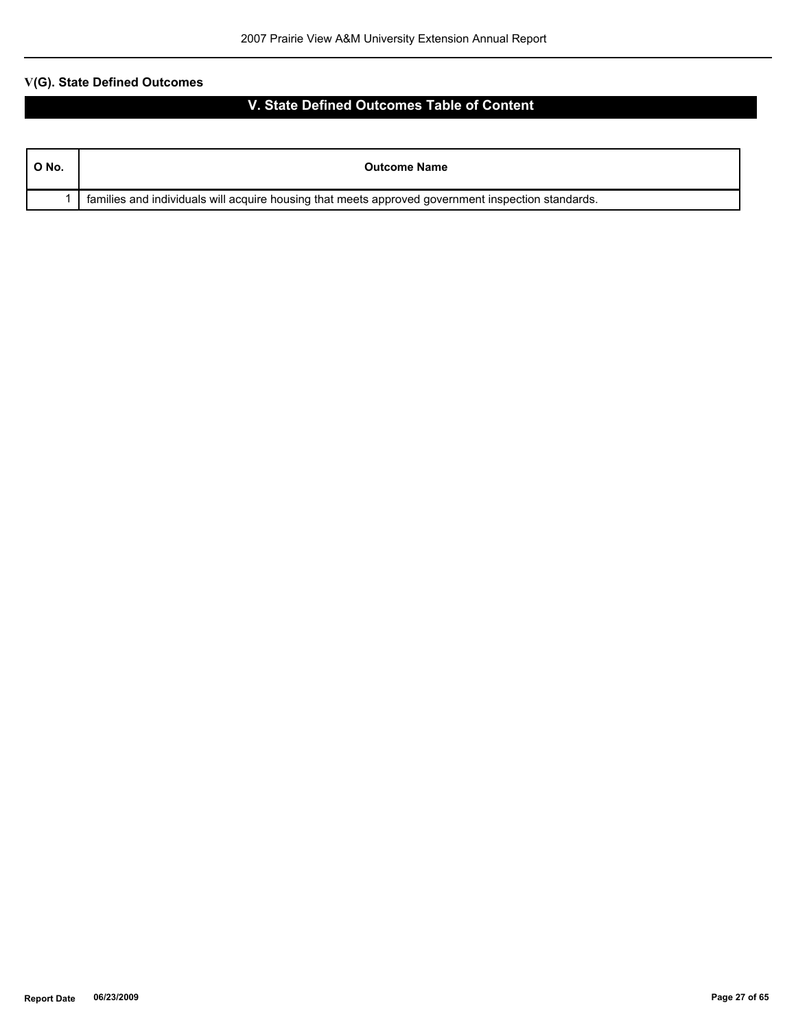## V(G). State Defined Outcomes

### V. State Defined Outcomes Table of Content

| O No. | Outcome Name |
|---|---|
| 1 | families and individuals will acquire housing that meets approved government inspection standards. |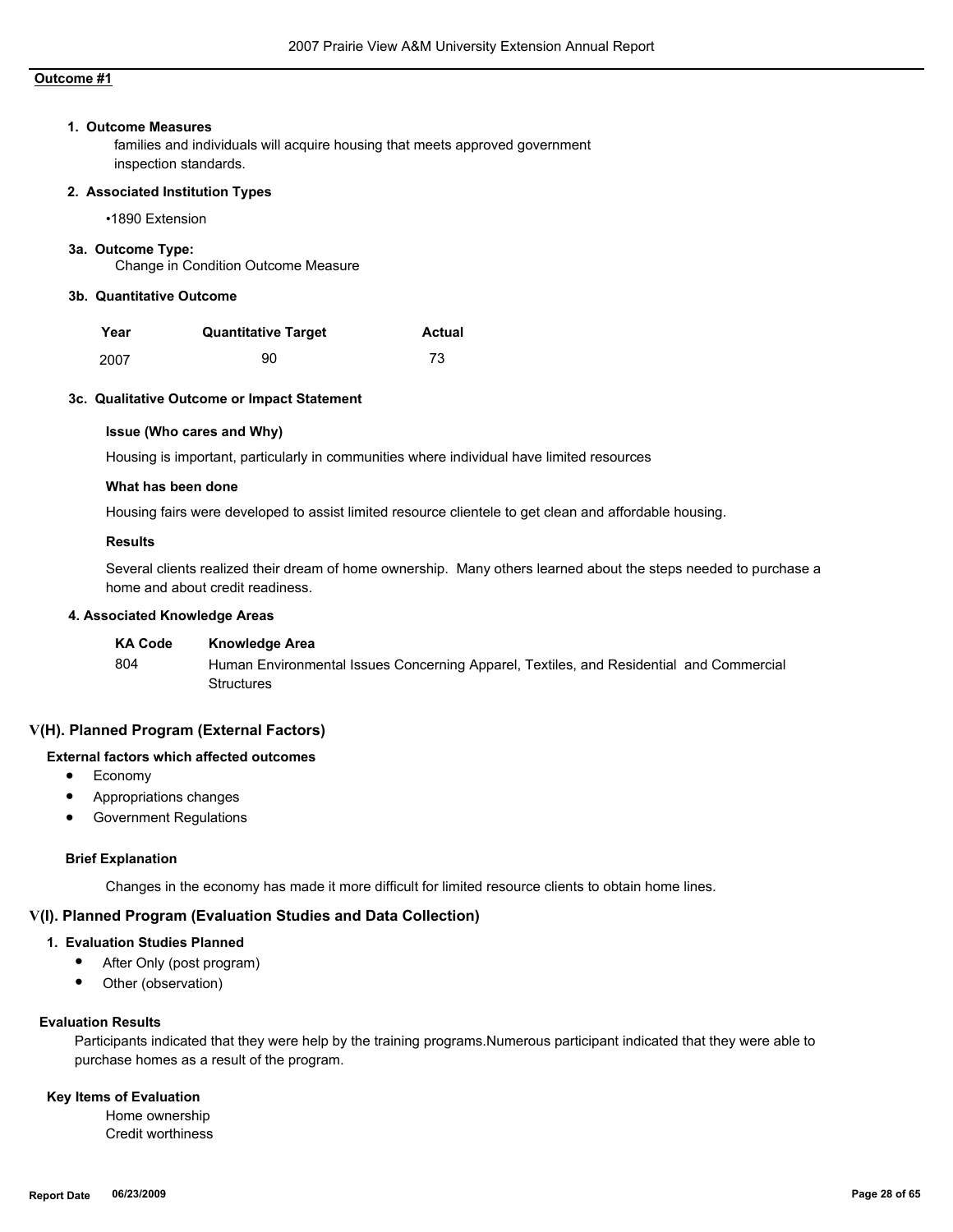**Outcome #1**

**1. Outcome Measures**

families and individuals will acquire housing that meets approved government inspection standards.

**2. Associated Institution Types**

- 1890 Extension

**3a. Outcome Type:**

Change in Condition Outcome Measure

**3b. Quantitative Outcome**

| Year | Quantitative Target | Actual |
|---|---|---|
| 2007 | 90 | 73 |

**3c. Qualitative Outcome or Impact Statement**

**Issue (Who cares and Why)**

Housing is important, particularly in communities where individual have limited resources

**What has been done**

Housing fairs were developed to assist limited resource clientele to get clean and affordable housing.

**Results**

Several clients realized their dream of home ownership. Many others learned about the steps needed to purchase a home and about credit readiness.

**4. Associated Knowledge Areas**

| KA Code | Knowledge Area |
|---|---|
| 804 | Human Environmental Issues Concerning Apparel, Textiles, and Residential and Commercial Structures |

## V(H). Planned Program (External Factors)

**External factors which affected outcomes**

- Economy
- Appropriations changes
- Government Regulations

**Brief Explanation**

Changes in the economy has made it more difficult for limited resource clients to obtain home lines.

## V(I). Planned Program (Evaluation Studies and Data Collection)

**1. Evaluation Studies Planned**

- After Only (post program)
- Other (observation)

**Evaluation Results**

Participants indicated that they were help by the training programs.Numerous participant indicated that they were able to purchase homes as a result of the program.

**Key Items of Evaluation**

Home ownership
Credit worthiness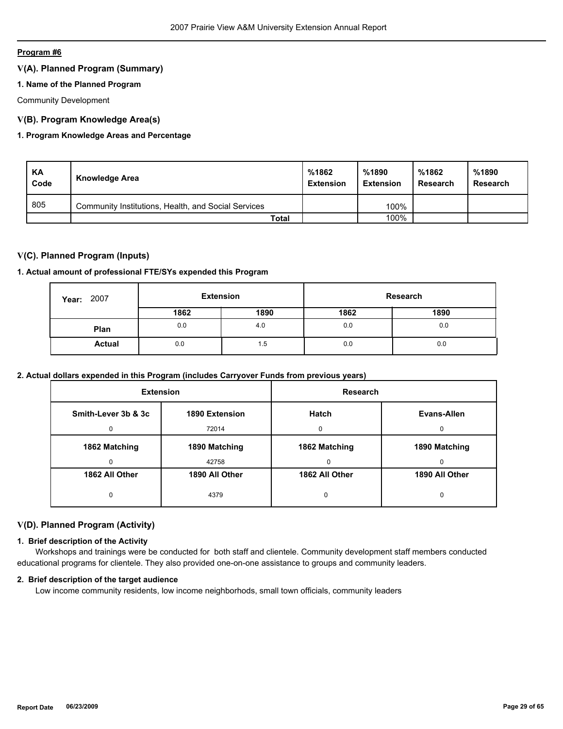**Program #6**

## V(A). Planned Program (Summary)

### 1. Name of the Planned Program

Community Development

## V(B). Program Knowledge Area(s)

### 1. Program Knowledge Areas and Percentage

| KA Code | Knowledge Area | %1862 Extension | %1890 Extension | %1862 Research | %1890 Research |
|---|---|---|---|---|---|
| 805 | Community Institutions, Health, and Social Services | | 100% | | |
| | **Total** | | 100% | | |

## V(C). Planned Program (Inputs)

### 1. Actual amount of professional FTE/SYs expended this Program

| Year: 2007 | Extension | | Research | |
|---|---|---|---|---|
| | 1862 | 1890 | 1862 | 1890 |
| **Plan** | 0.0 | 4.0 | 0.0 | 0.0 |
| **Actual** | 0.0 | 1.5 | 0.0 | 0.0 |

### 2. Actual dollars expended in this Program (includes Carryover Funds from previous years)

| Extension | | Research | |
|---|---|---|---|
| **Smith-Lever 3b & 3c** | **1890 Extension** | **Hatch** | **Evans-Allen** |
| 0 | 72014 | 0 | 0 |
| **1862 Matching** | **1890 Matching** | **1862 Matching** | **1890 Matching** |
| 0 | 42758 | 0 | 0 |
| **1862 All Other** | **1890 All Other** | **1862 All Other** | **1890 All Other** |
| 0 | 4379 | 0 | 0 |

## V(D). Planned Program (Activity)

### 1. Brief description of the Activity

Workshops and trainings were be conducted for both staff and clientele. Community development staff members conducted educational programs for clientele. They also provided one-on-one assistance to groups and community leaders.

### 2. Brief description of the target audience

Low income community residents, low income neighborhods, small town officials, community leaders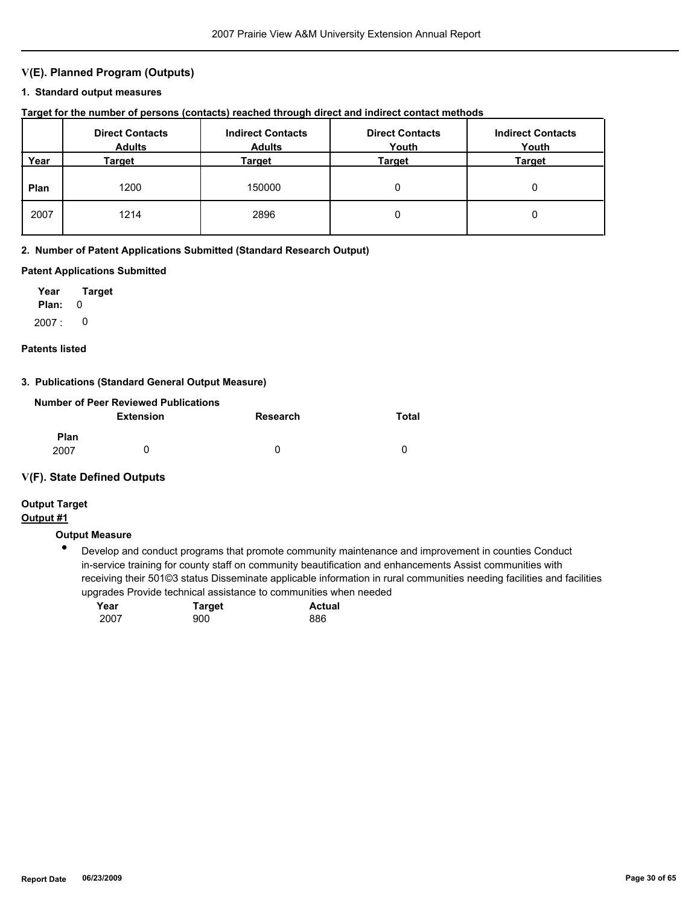## V(E). Planned Program (Outputs)

### 1. Standard output measures

**Target for the number of persons (contacts) reached through direct and indirect contact methods**

| Year | Direct Contacts Adults Target | Indirect Contacts Adults Target | Direct Contacts Youth Target | Indirect Contacts Youth Target |
|---|---|---|---|---|
| **Plan** | 1200 | 150000 | 0 | 0 |
| 2007 | 1214 | 2896 | 0 | 0 |

### 2. Number of Patent Applications Submitted (Standard Research Output)

**Patent Applications Submitted**

| Year | Target |
|---|---|
| **Plan:** | 0 |
| 2007 : | 0 |

**Patents listed**

### 3. Publications (Standard General Output Measure)

**Number of Peer Reviewed Publications**

| | Extension | Research | Total |
|---|---|---|---|
| **Plan** | | | |
| 2007 | 0 | 0 | 0 |

## V(F). State Defined Outputs

**Output Target**

**Output #1**

**Output Measure**

- Develop and conduct programs that promote community maintenance and improvement in counties Conduct in-service training for county staff on community beautification and enhancements Assist communities with receiving their 501©3 status Disseminate applicable information in rural communities needing facilities and facilities upgrades Provide technical assistance to communities when needed

| Year | Target | Actual |
|---|---|---|
| 2007 | 900 | 886 |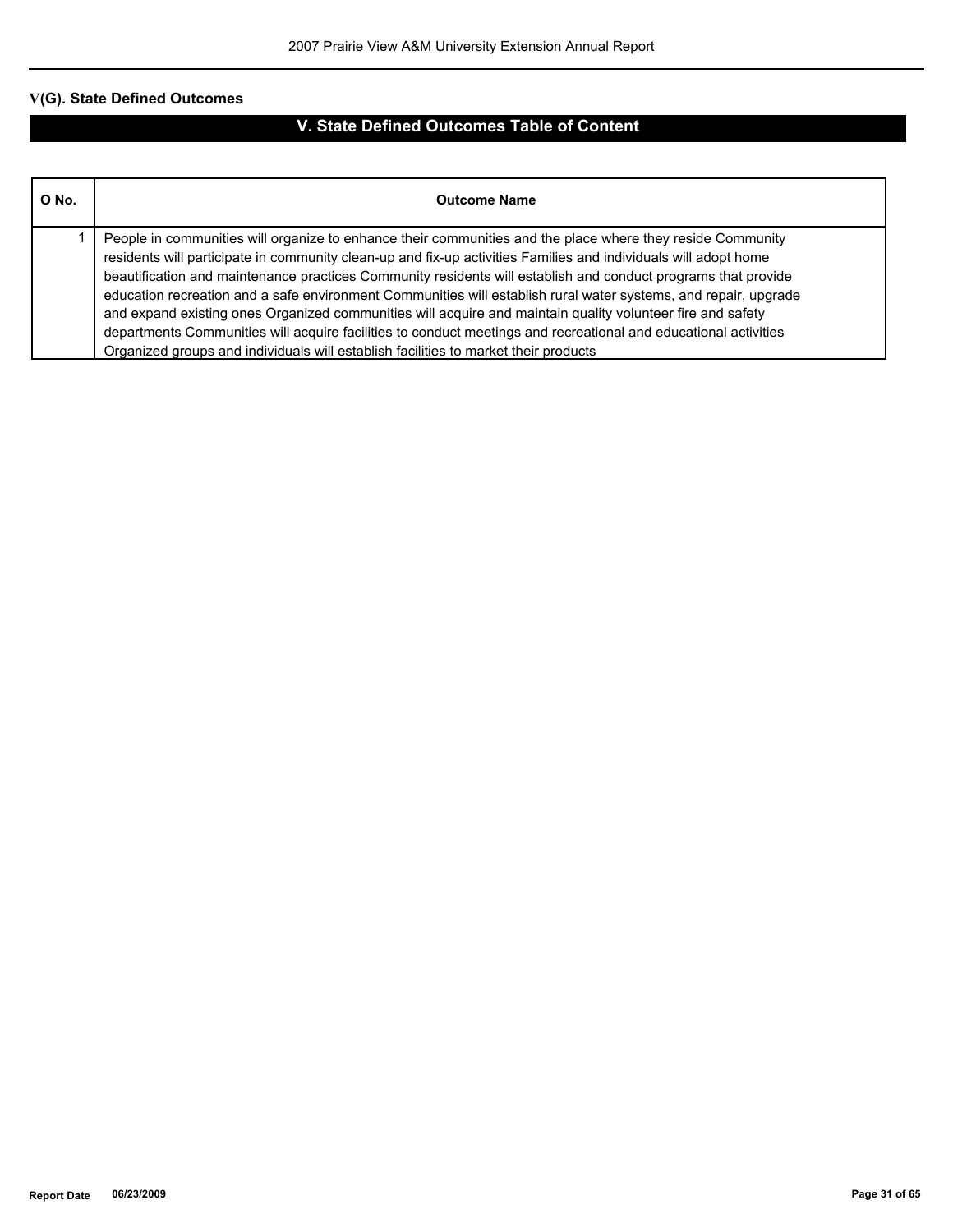## V(G). State Defined Outcomes

### V. State Defined Outcomes Table of Content

| O No. | Outcome Name |
|---|---|
| 1 | People in communities will organize to enhance their communities and the place where they reside Community residents will participate in community clean-up and fix-up activities Families and individuals will adopt home beautification and maintenance practices Community residents will establish and conduct programs that provide education recreation and a safe environment Communities will establish rural water systems, and repair, upgrade and expand existing ones Organized communities will acquire and maintain quality volunteer fire and safety departments Communities will acquire facilities to conduct meetings and recreational and educational activities Organized groups and individuals will establish facilities to market their products |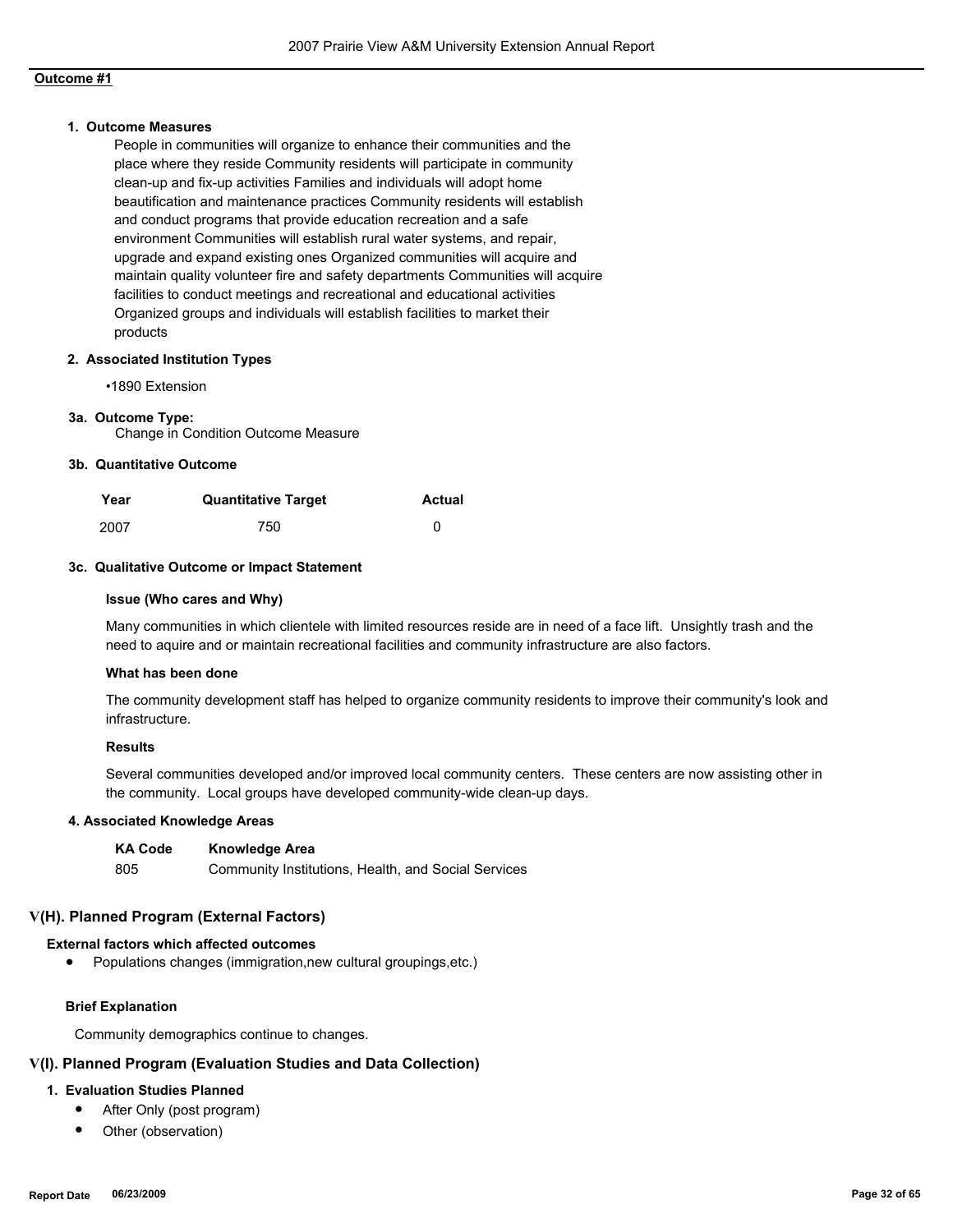**Outcome #1**

**1. Outcome Measures**

People in communities will organize to enhance their communities and the place where they reside Community residents will participate in community clean-up and fix-up activities Families and individuals will adopt home beautification and maintenance practices Community residents will establish and conduct programs that provide education recreation and a safe environment Communities will establish rural water systems, and repair, upgrade and expand existing ones Organized communities will acquire and maintain quality volunteer fire and safety departments Communities will acquire facilities to conduct meetings and recreational and educational activities Organized groups and individuals will establish facilities to market their products

**2. Associated Institution Types**

•1890 Extension

**3a. Outcome Type:**

Change in Condition Outcome Measure

**3b. Quantitative Outcome**

| Year | Quantitative Target | Actual |
|---|---|---|
| 2007 | 750 | 0 |

**3c. Qualitative Outcome or Impact Statement**

**Issue (Who cares and Why)**

Many communities in which clientele with limited resources reside are in need of a face lift. Unsightly trash and the need to aquire and or maintain recreational facilities and community infrastructure are also factors.

**What has been done**

The community development staff has helped to organize community residents to improve their community's look and infrastructure.

**Results**

Several communities developed and/or improved local community centers. These centers are now assisting other in the community. Local groups have developed community-wide clean-up days.

**4. Associated Knowledge Areas**

| KA Code | Knowledge Area |
|---|---|
| 805 | Community Institutions, Health, and Social Services |

## V(H). Planned Program (External Factors)

**External factors which affected outcomes**

- Populations changes (immigration,new cultural groupings,etc.)

**Brief Explanation**

Community demographics continue to changes.

## V(I). Planned Program (Evaluation Studies and Data Collection)

**1. Evaluation Studies Planned**

- After Only (post program)
- Other (observation)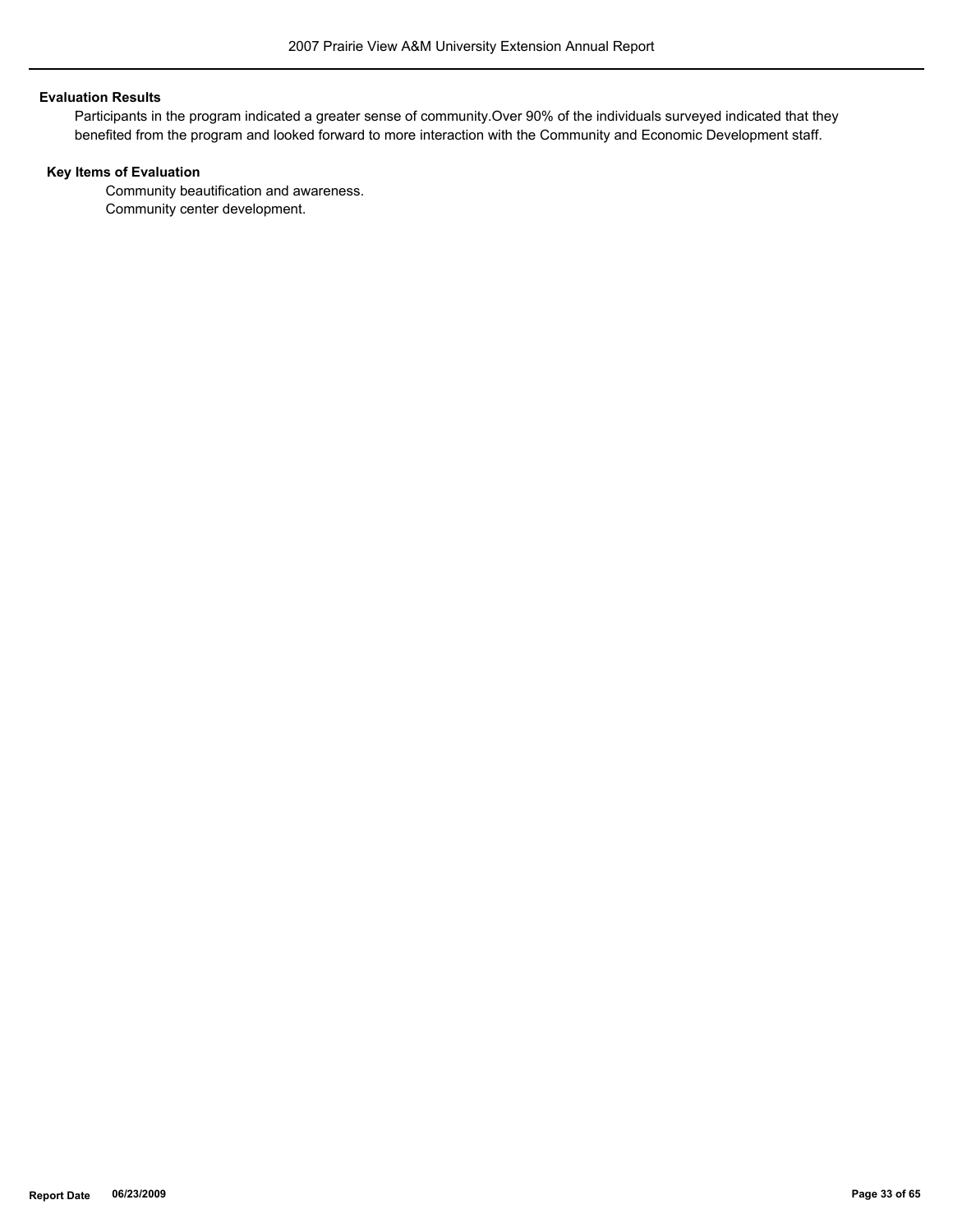### Evaluation Results

Participants in the program indicated a greater sense of community.Over 90% of the individuals surveyed indicated that they benefited from the program and looked forward to more interaction with the Community and Economic Development staff.

### Key Items of Evaluation

Community beautification and awareness.
Community center development.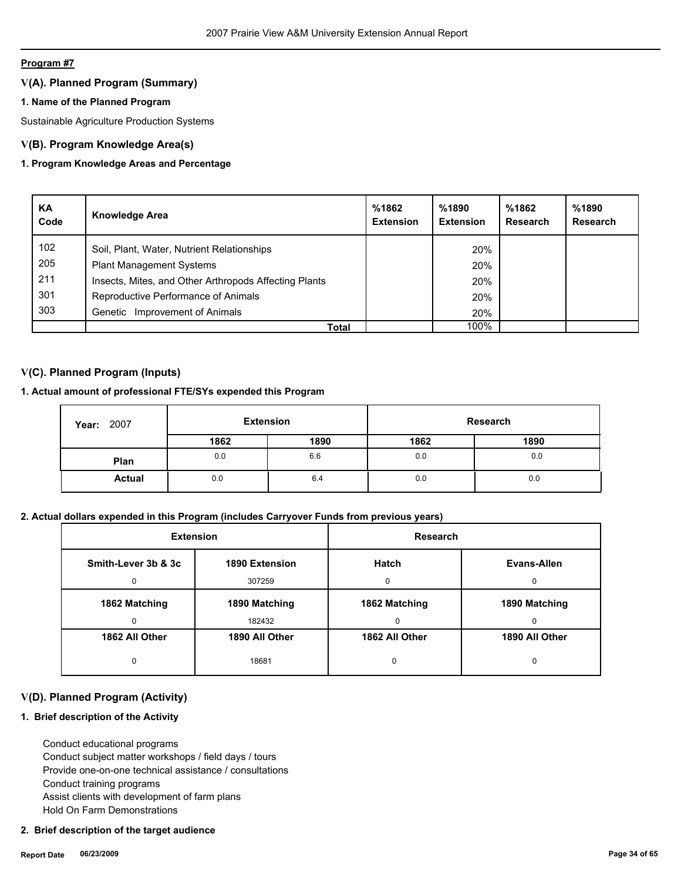**Program #7**

## V(A). Planned Program (Summary)

### 1. Name of the Planned Program

Sustainable Agriculture Production Systems

## V(B). Program Knowledge Area(s)

### 1. Program Knowledge Areas and Percentage

| KA Code | Knowledge Area | %1862 Extension | %1890 Extension | %1862 Research | %1890 Research |
|---|---|---|---|---|---|
| 102 | Soil, Plant, Water, Nutrient Relationships | | 20% | | |
| 205 | Plant Management Systems | | 20% | | |
| 211 | Insects, Mites, and Other Arthropods Affecting Plants | | 20% | | |
| 301 | Reproductive Performance of Animals | | 20% | | |
| 303 | Genetic Improvement of Animals | | 20% | | |
| | **Total** | | 100% | | |

## V(C). Planned Program (Inputs)

### 1. Actual amount of professional FTE/SYs expended this Program

| Year: 2007 | Extension | | Research | |
|---|---|---|---|---|
| | 1862 | 1890 | 1862 | 1890 |
| **Plan** | 0.0 | 6.6 | 0.0 | 0.0 |
| **Actual** | 0.0 | 6.4 | 0.0 | 0.0 |

### 2. Actual dollars expended in this Program (includes Carryover Funds from previous years)

| Extension | | Research | |
|---|---|---|---|
| **Smith-Lever 3b & 3c** | **1890 Extension** | **Hatch** | **Evans-Allen** |
| 0 | 307259 | 0 | 0 |
| **1862 Matching** | **1890 Matching** | **1862 Matching** | **1890 Matching** |
| 0 | 182432 | 0 | 0 |
| **1862 All Other** | **1890 All Other** | **1862 All Other** | **1890 All Other** |
| 0 | 18681 | 0 | 0 |

## V(D). Planned Program (Activity)

### 1. Brief description of the Activity

Conduct educational programs
Conduct subject matter workshops / field days / tours
Provide one-on-one technical assistance / consultations
Conduct training programs
Assist clients with development of farm plans
Hold On Farm Demonstrations

### 2. Brief description of the target audience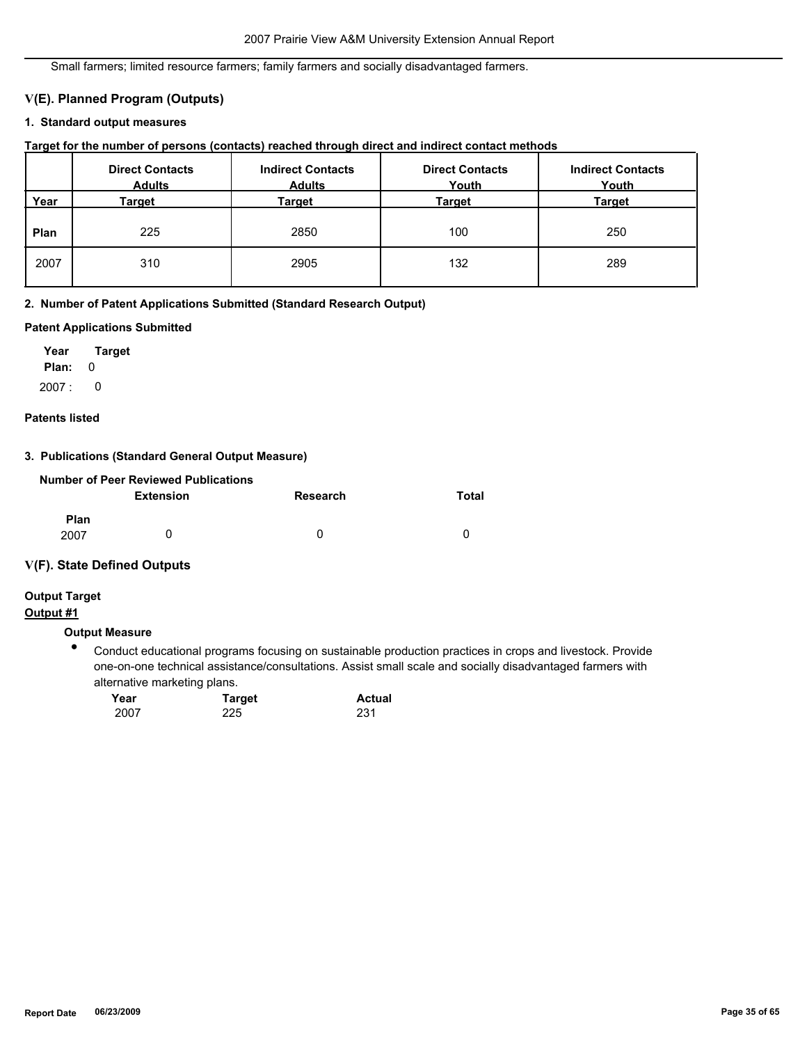Small farmers; limited resource farmers; family farmers and socially disadvantaged farmers.

## V(E). Planned Program (Outputs)

### 1. Standard output measures

**Target for the number of persons (contacts) reached through direct and indirect contact methods**

| Year | Direct Contacts Adults Target | Indirect Contacts Adults Target | Direct Contacts Youth Target | Indirect Contacts Youth Target |
|---|---|---|---|---|
| Plan | 225 | 2850 | 100 | 250 |
| 2007 | 310 | 2905 | 132 | 289 |

### 2. Number of Patent Applications Submitted (Standard Research Output)

**Patent Applications Submitted**

| Year | Target |
|---|---|
| Plan: | 0 |
| 2007 : | 0 |

**Patents listed**

### 3. Publications (Standard General Output Measure)

**Number of Peer Reviewed Publications**

| | Extension | Research | Total |
|---|---|---|---|
| Plan | | | |
| 2007 | 0 | 0 | 0 |

## V(F). State Defined Outputs

**Output Target**

**Output #1**

**Output Measure**

- Conduct educational programs focusing on sustainable production practices in crops and livestock. Provide one-on-one technical assistance/consultations. Assist small scale and socially disadvantaged farmers with alternative marketing plans.

| Year | Target | Actual |
|---|---|---|
| 2007 | 225 | 231 |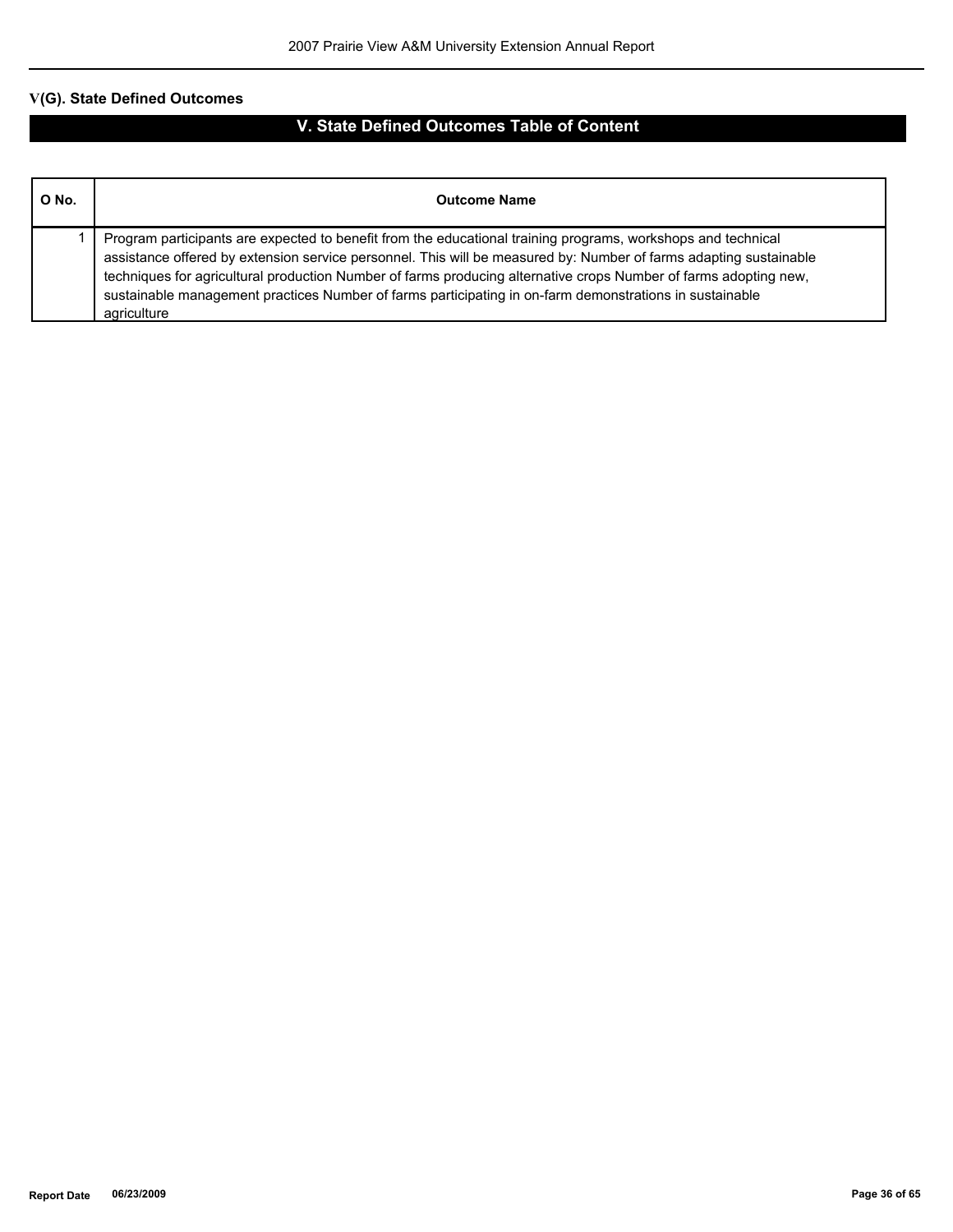## V(G). State Defined Outcomes

## V. State Defined Outcomes Table of Content

| O No. | Outcome Name |
|---|---|
| 1 | Program participants are expected to benefit from the educational training programs, workshops and technical assistance offered by extension service personnel. This will be measured by: Number of farms adapting sustainable techniques for agricultural production Number of farms producing alternative crops Number of farms adopting new, sustainable management practices Number of farms participating in on-farm demonstrations in sustainable agriculture |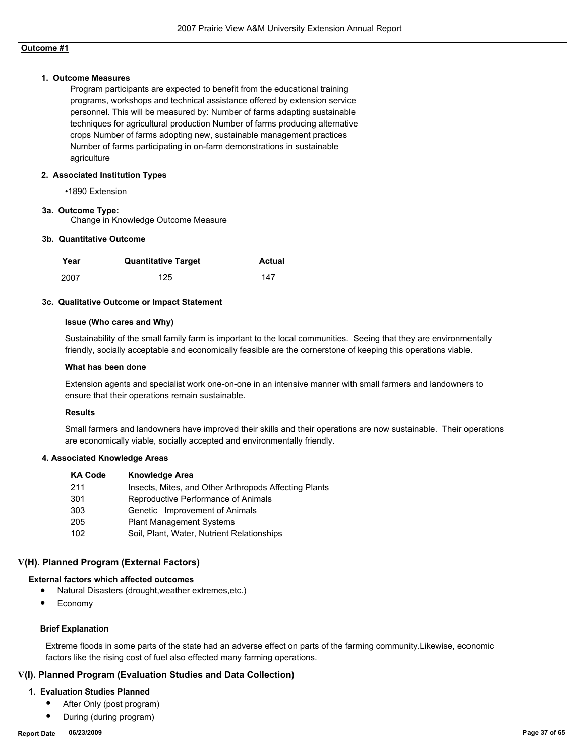**Outcome #1**

**1. Outcome Measures**

Program participants are expected to benefit from the educational training programs, workshops and technical assistance offered by extension service personnel. This will be measured by: Number of farms adapting sustainable techniques for agricultural production Number of farms producing alternative crops Number of farms adopting new, sustainable management practices Number of farms participating in on-farm demonstrations in sustainable agriculture

**2. Associated Institution Types**

- 1890 Extension

**3a. Outcome Type:**

Change in Knowledge Outcome Measure

**3b. Quantitative Outcome**

| Year | Quantitative Target | Actual |
|---|---|---|
| 2007 | 125 | 147 |

**3c. Qualitative Outcome or Impact Statement**

**Issue (Who cares and Why)**

Sustainability of the small family farm is important to the local communities. Seeing that they are environmentally friendly, socially acceptable and economically feasible are the cornerstone of keeping this operations viable.

**What has been done**

Extension agents and specialist work one-on-one in an intensive manner with small farmers and landowners to ensure that their operations remain sustainable.

**Results**

Small farmers and landowners have improved their skills and their operations are now sustainable. Their operations are economically viable, socially accepted and environmentally friendly.

**4. Associated Knowledge Areas**

| KA Code | Knowledge Area |
|---|---|
| 211 | Insects, Mites, and Other Arthropods Affecting Plants |
| 301 | Reproductive Performance of Animals |
| 303 | Genetic Improvement of Animals |
| 205 | Plant Management Systems |
| 102 | Soil, Plant, Water, Nutrient Relationships |

## V(H). Planned Program (External Factors)

**External factors which affected outcomes**

- Natural Disasters (drought,weather extremes,etc.)
- Economy

**Brief Explanation**

Extreme floods in some parts of the state had an adverse effect on parts of the farming community.Likewise, economic factors like the rising cost of fuel also effected many farming operations.

## V(I). Planned Program (Evaluation Studies and Data Collection)

**1. Evaluation Studies Planned**

- After Only (post program)
- During (during program)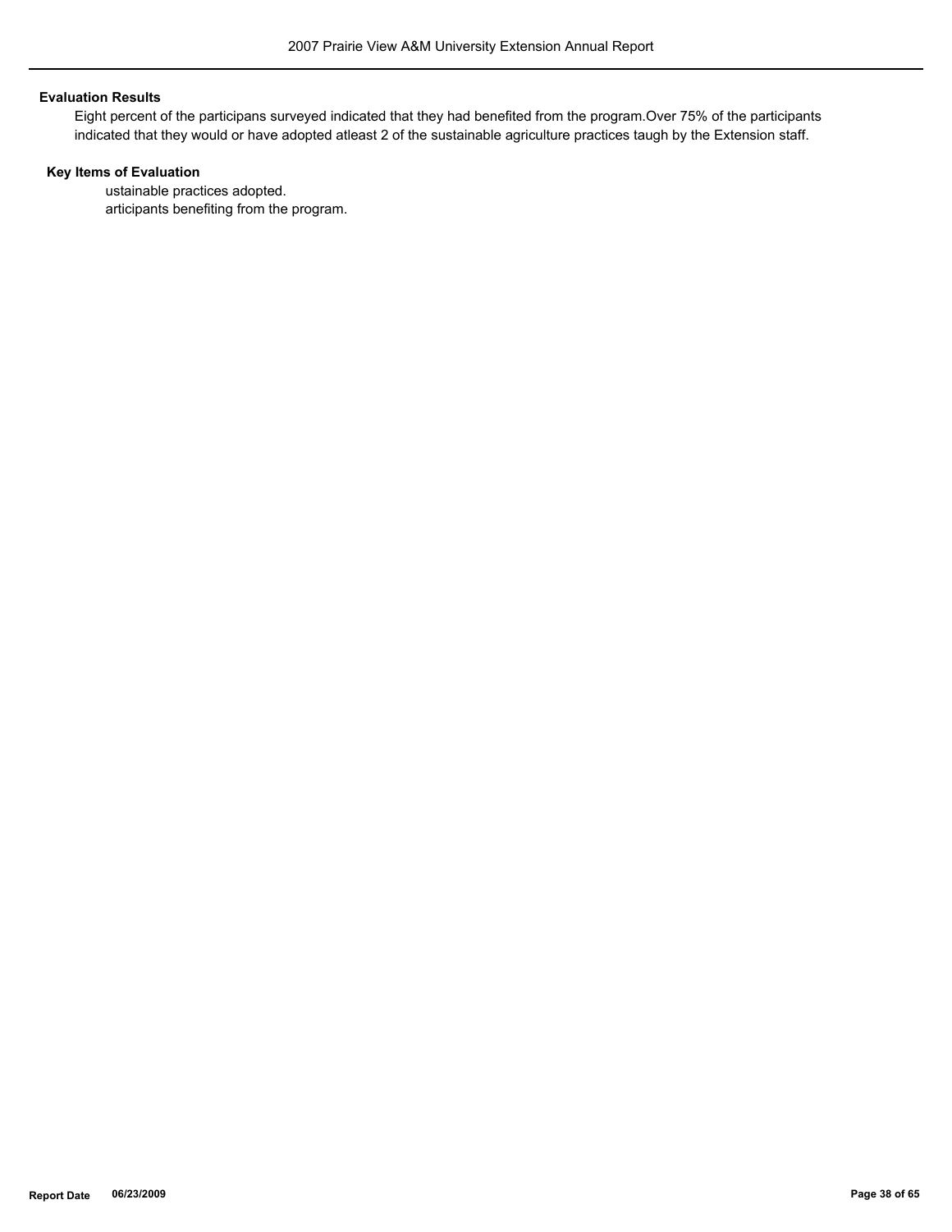**Evaluation Results**

Eight percent of the participans surveyed indicated that they had benefited from the program.Over 75% of the participants indicated that they would or have adopted atleast 2 of the sustainable agriculture practices taugh by the Extension staff.

**Key Items of Evaluation**

ustainable practices adopted.
articipants benefiting from the program.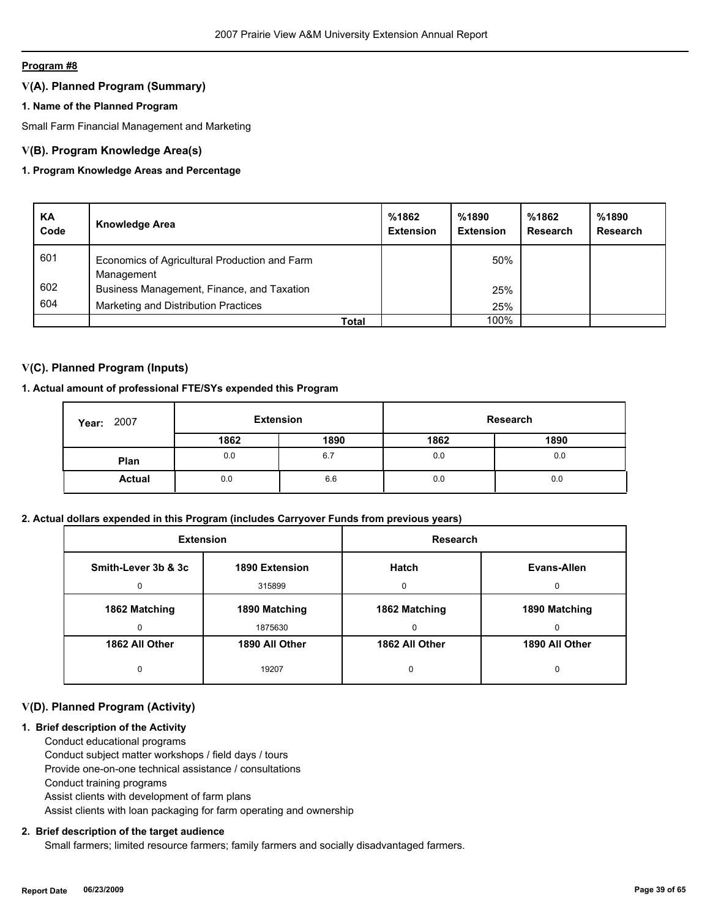**Program #8**

## V(A). Planned Program (Summary)

**1. Name of the Planned Program**

Small Farm Financial Management and Marketing

## V(B). Program Knowledge Area(s)

**1. Program Knowledge Areas and Percentage**

| KA Code | Knowledge Area | %1862 Extension | %1890 Extension | %1862 Research | %1890 Research |
|---|---|---|---|---|---|
| 601 | Economics of Agricultural Production and Farm Management | | 50% | | |
| 602 | Business Management, Finance, and Taxation | | 25% | | |
| 604 | Marketing and Distribution Practices | | 25% | | |
| | **Total** | | 100% | | |

## V(C). Planned Program (Inputs)

**1. Actual amount of professional FTE/SYs expended this Program**

| Year: 2007 | Extension | | Research | |
|---|---|---|---|---|
| | **1862** | **1890** | **1862** | **1890** |
| **Plan** | 0.0 | 6.7 | 0.0 | 0.0 |
| **Actual** | 0.0 | 6.6 | 0.0 | 0.0 |

**2. Actual dollars expended in this Program (includes Carryover Funds from previous years)**

| Extension | | Research | |
|---|---|---|---|
| **Smith-Lever 3b & 3c** | **1890 Extension** | **Hatch** | **Evans-Allen** |
| 0 | 315899 | 0 | 0 |
| **1862 Matching** | **1890 Matching** | **1862 Matching** | **1890 Matching** |
| 0 | 1875630 | 0 | 0 |
| **1862 All Other** | **1890 All Other** | **1862 All Other** | **1890 All Other** |
| 0 | 19207 | 0 | 0 |

## V(D). Planned Program (Activity)

**1. Brief description of the Activity**

Conduct educational programs
Conduct subject matter workshops / field days / tours
Provide one-on-one technical assistance / consultations
Conduct training programs
Assist clients with development of farm plans
Assist clients with loan packaging for farm operating and ownership

**2. Brief description of the target audience**

Small farmers; limited resource farmers; family farmers and socially disadvantaged farmers.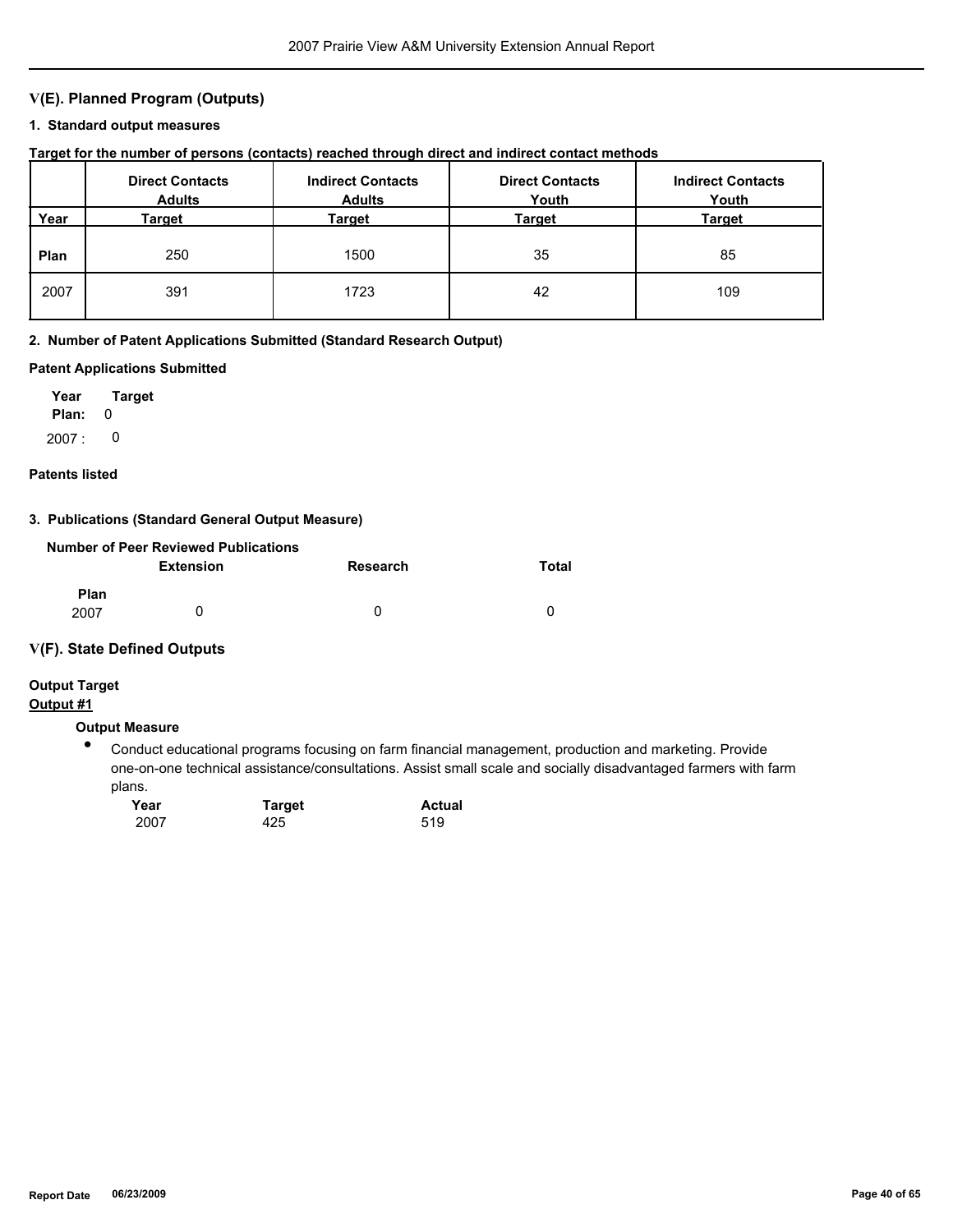## V(E). Planned Program (Outputs)

### 1. Standard output measures

**Target for the number of persons (contacts) reached through direct and indirect contact methods**

| Year | Direct Contacts Adults Target | Indirect Contacts Adults Target | Direct Contacts Youth Target | Indirect Contacts Youth Target |
|---|---|---|---|---|
| **Plan** | 250 | 1500 | 35 | 85 |
| 2007 | 391 | 1723 | 42 | 109 |

### 2. Number of Patent Applications Submitted (Standard Research Output)

**Patent Applications Submitted**

| Year | Target |
|---|---|
| **Plan:** | 0 |
| 2007 : | 0 |

**Patents listed**

### 3. Publications (Standard General Output Measure)

**Number of Peer Reviewed Publications**

| | Extension | Research | Total |
|---|---|---|---|
| **Plan** | | | |
| 2007 | 0 | 0 | 0 |

## V(F). State Defined Outputs

**Output Target**

**Output #1**

**Output Measure**

- Conduct educational programs focusing on farm financial management, production and marketing. Provide one-on-one technical assistance/consultations. Assist small scale and socially disadvantaged farmers with farm plans.

| Year | Target | Actual |
|---|---|---|
| 2007 | 425 | 519 |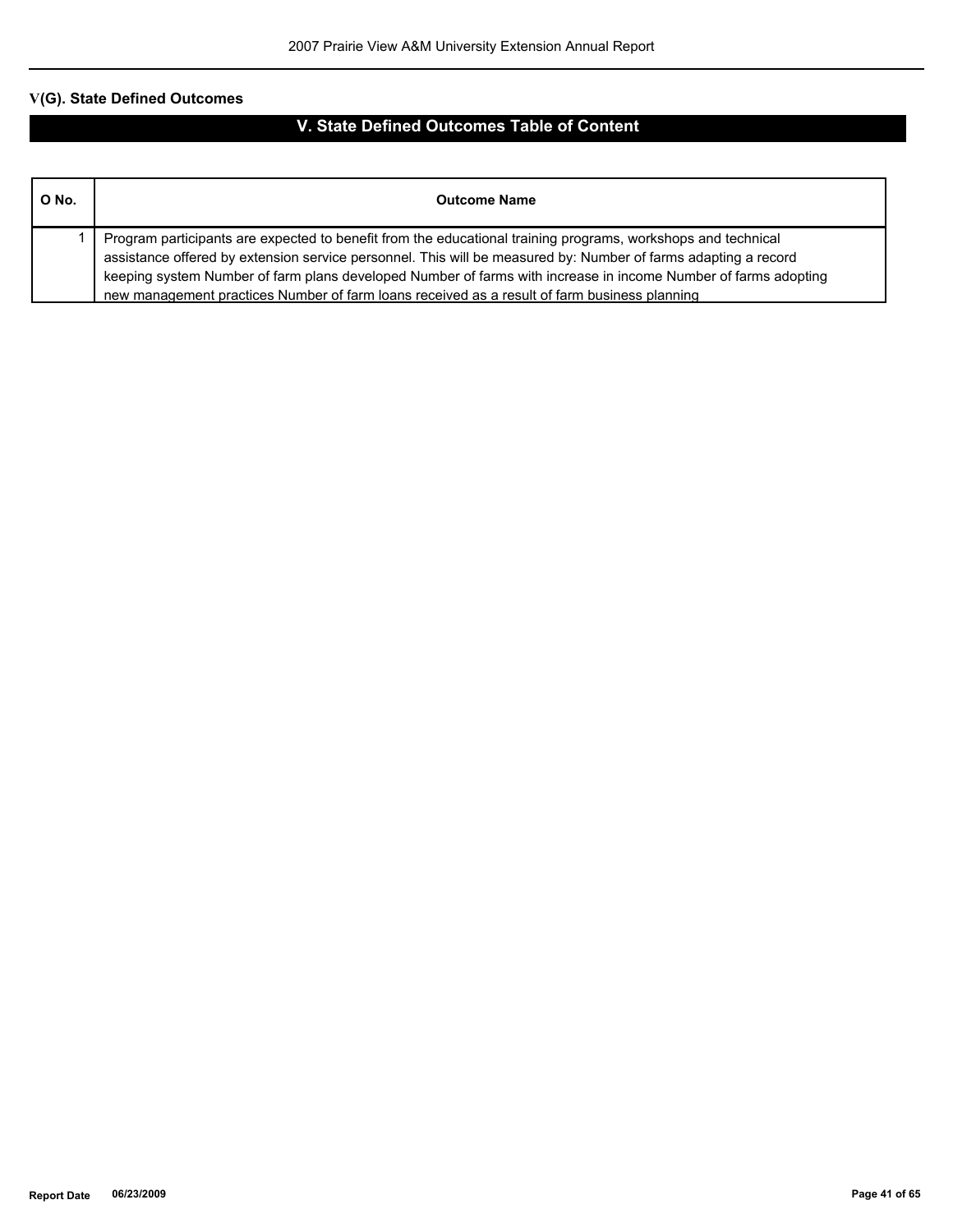## V(G). State Defined Outcomes

## V. State Defined Outcomes Table of Content

| O No. | Outcome Name |
|---|---|
| 1 | Program participants are expected to benefit from the educational training programs, workshops and technical assistance offered by extension service personnel. This will be measured by: Number of farms adapting a record keeping system Number of farm plans developed Number of farms with increase in income Number of farms adopting new management practices Number of farm loans received as a result of farm business planning |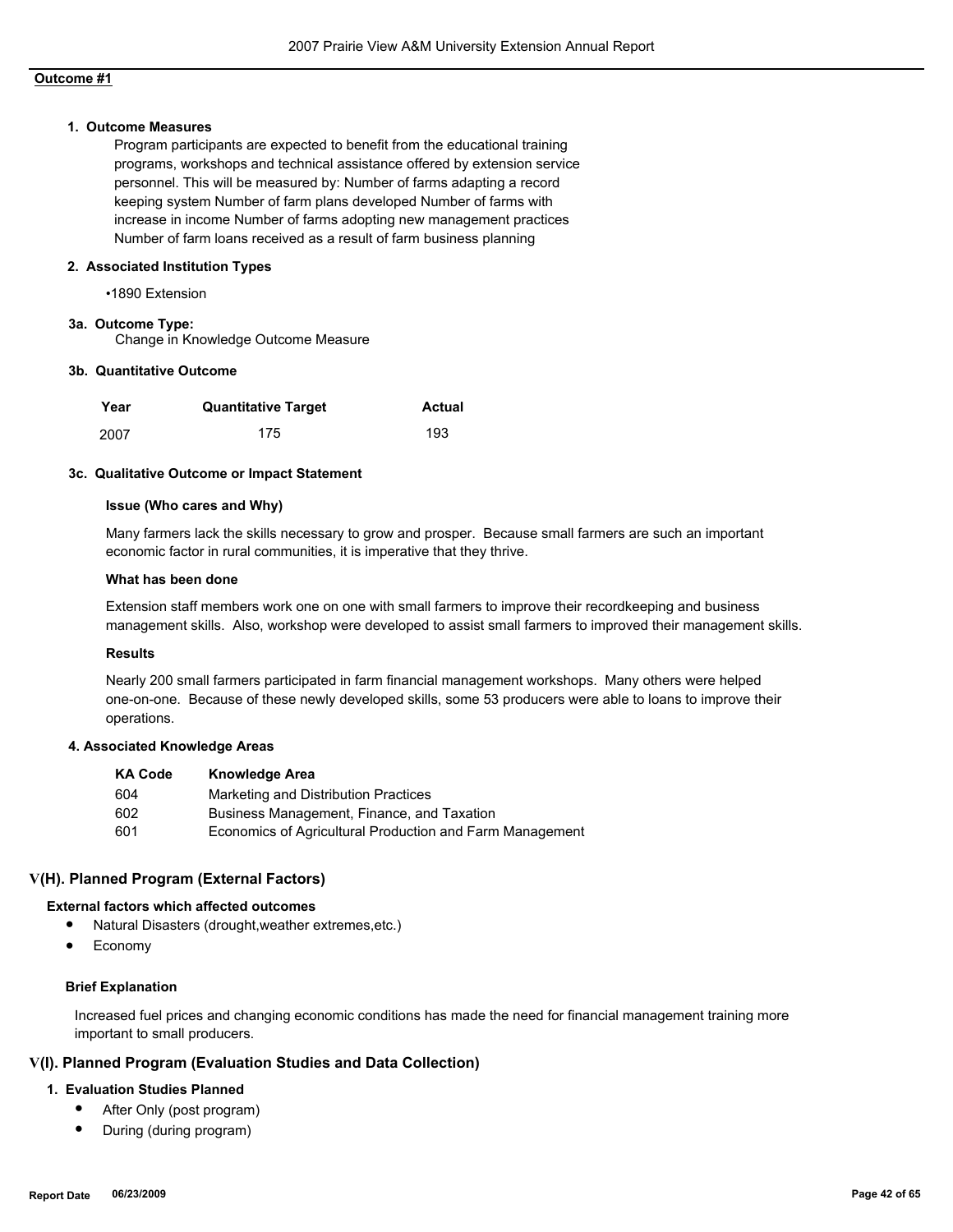**Outcome #1**

**1. Outcome Measures**

Program participants are expected to benefit from the educational training programs, workshops and technical assistance offered by extension service personnel. This will be measured by: Number of farms adapting a record keeping system Number of farm plans developed Number of farms with increase in income Number of farms adopting new management practices Number of farm loans received as a result of farm business planning

**2. Associated Institution Types**

- 1890 Extension

**3a. Outcome Type:**

Change in Knowledge Outcome Measure

**3b. Quantitative Outcome**

| Year | Quantitative Target | Actual |
|---|---|---|
| 2007 | 175 | 193 |

**3c. Qualitative Outcome or Impact Statement**

**Issue (Who cares and Why)**

Many farmers lack the skills necessary to grow and prosper. Because small farmers are such an important economic factor in rural communities, it is imperative that they thrive.

**What has been done**

Extension staff members work one on one with small farmers to improve their recordkeeping and business management skills. Also, workshop were developed to assist small farmers to improved their management skills.

**Results**

Nearly 200 small farmers participated in farm financial management workshops. Many others were helped one-on-one. Because of these newly developed skills, some 53 producers were able to loans to improve their operations.

**4. Associated Knowledge Areas**

| KA Code | Knowledge Area |
|---|---|
| 604 | Marketing and Distribution Practices |
| 602 | Business Management, Finance, and Taxation |
| 601 | Economics of Agricultural Production and Farm Management |

## V(H). Planned Program (External Factors)

**External factors which affected outcomes**

- Natural Disasters (drought,weather extremes,etc.)
- Economy

**Brief Explanation**

Increased fuel prices and changing economic conditions has made the need for financial management training more important to small producers.

## V(I). Planned Program (Evaluation Studies and Data Collection)

**1. Evaluation Studies Planned**

- After Only (post program)
- During (during program)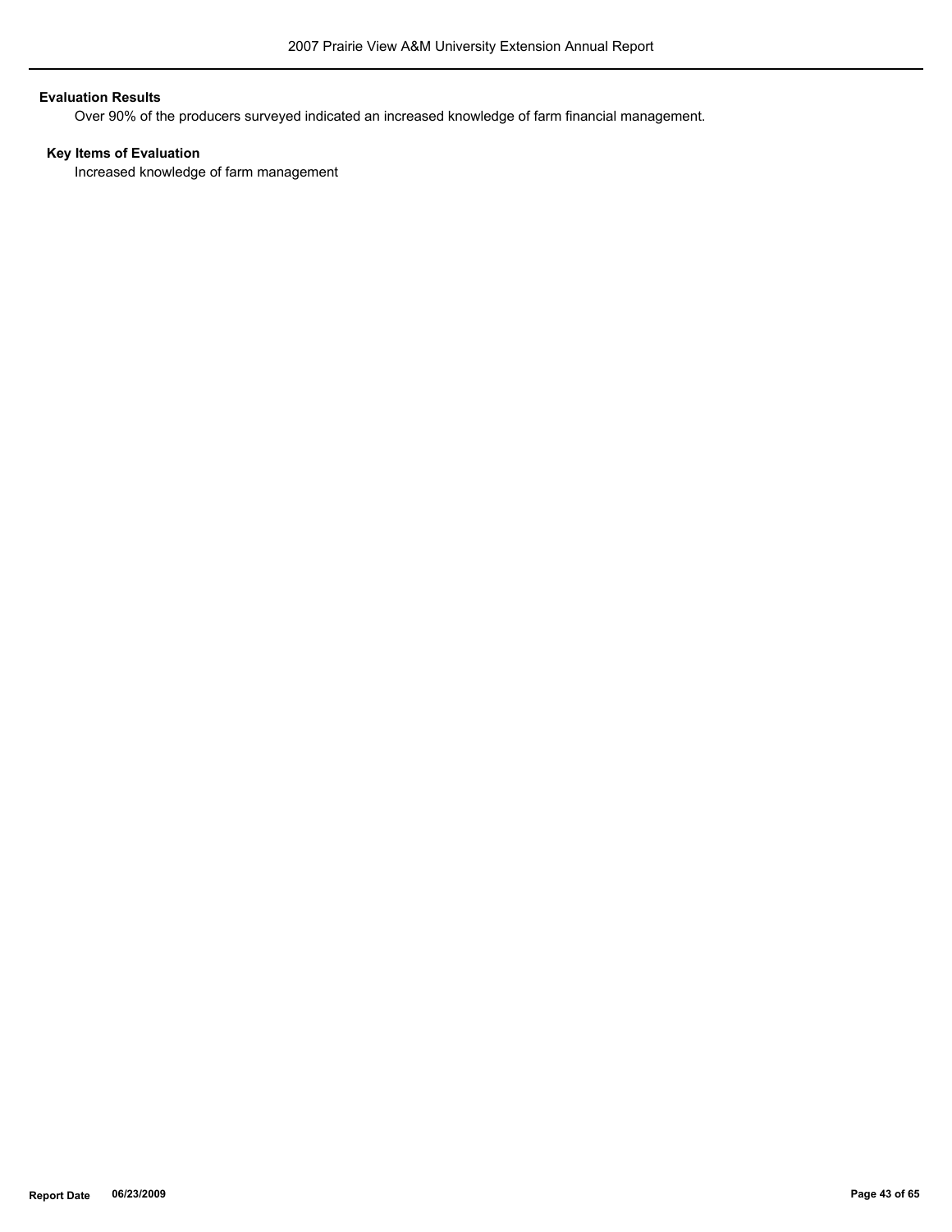**Evaluation Results**

Over 90% of the producers surveyed indicated an increased knowledge of farm financial management.

**Key Items of Evaluation**

Increased knowledge of farm management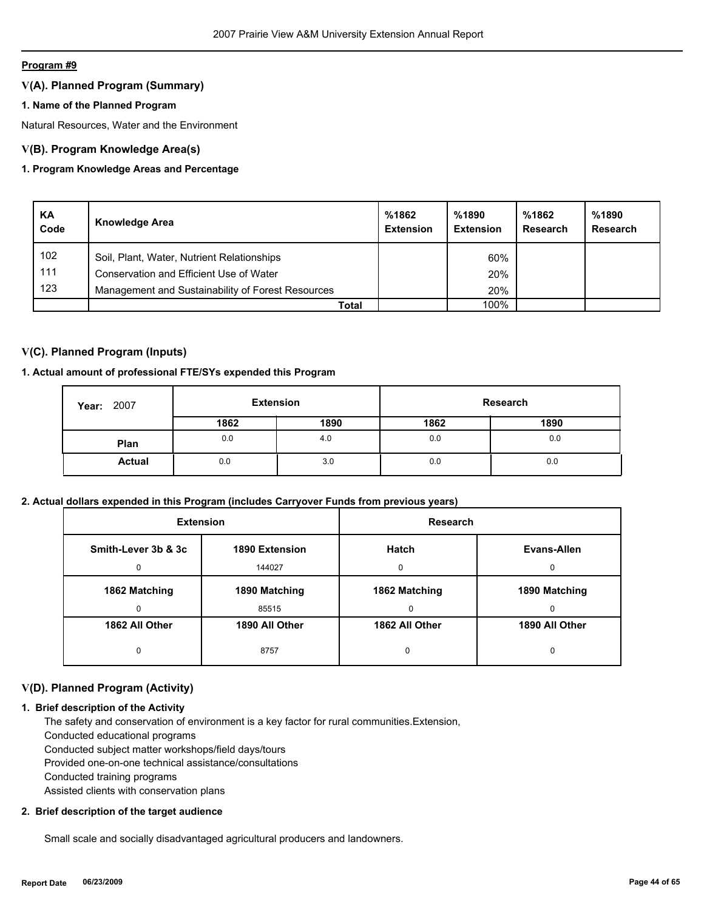**Program #9**

## V(A). Planned Program (Summary)

### 1. Name of the Planned Program

Natural Resources, Water and the Environment

## V(B). Program Knowledge Area(s)

### 1. Program Knowledge Areas and Percentage

| KA Code | Knowledge Area | %1862 Extension | %1890 Extension | %1862 Research | %1890 Research |
|---|---|---|---|---|---|
| 102 | Soil, Plant, Water, Nutrient Relationships | | 60% | | |
| 111 | Conservation and Efficient Use of Water | | 20% | | |
| 123 | Management and Sustainability of Forest Resources | | 20% | | |
| | **Total** | | 100% | | |

## V(C). Planned Program (Inputs)

### 1. Actual amount of professional FTE/SYs expended this Program

| Year: 2007 | Extension | | Research | |
|---|---|---|---|---|
| | **1862** | **1890** | **1862** | **1890** |
| **Plan** | 0.0 | 4.0 | 0.0 | 0.0 |
| **Actual** | 0.0 | 3.0 | 0.0 | 0.0 |

### 2. Actual dollars expended in this Program (includes Carryover Funds from previous years)

| Extension | | Research | |
|---|---|---|---|
| **Smith-Lever 3b & 3c** | **1890 Extension** | **Hatch** | **Evans-Allen** |
| 0 | 144027 | 0 | 0 |
| **1862 Matching** | **1890 Matching** | **1862 Matching** | **1890 Matching** |
| 0 | 85515 | 0 | 0 |
| **1862 All Other** | **1890 All Other** | **1862 All Other** | **1890 All Other** |
| 0 | 8757 | 0 | 0 |

## V(D). Planned Program (Activity)

### 1. Brief description of the Activity

The safety and conservation of environment is a key factor for rural communities.Extension,
Conducted educational programs
Conducted subject matter workshops/field days/tours
Provided one-on-one technical assistance/consultations
Conducted training programs
Assisted clients with conservation plans

### 2. Brief description of the target audience

Small scale and socially disadvantaged agricultural producers and landowners.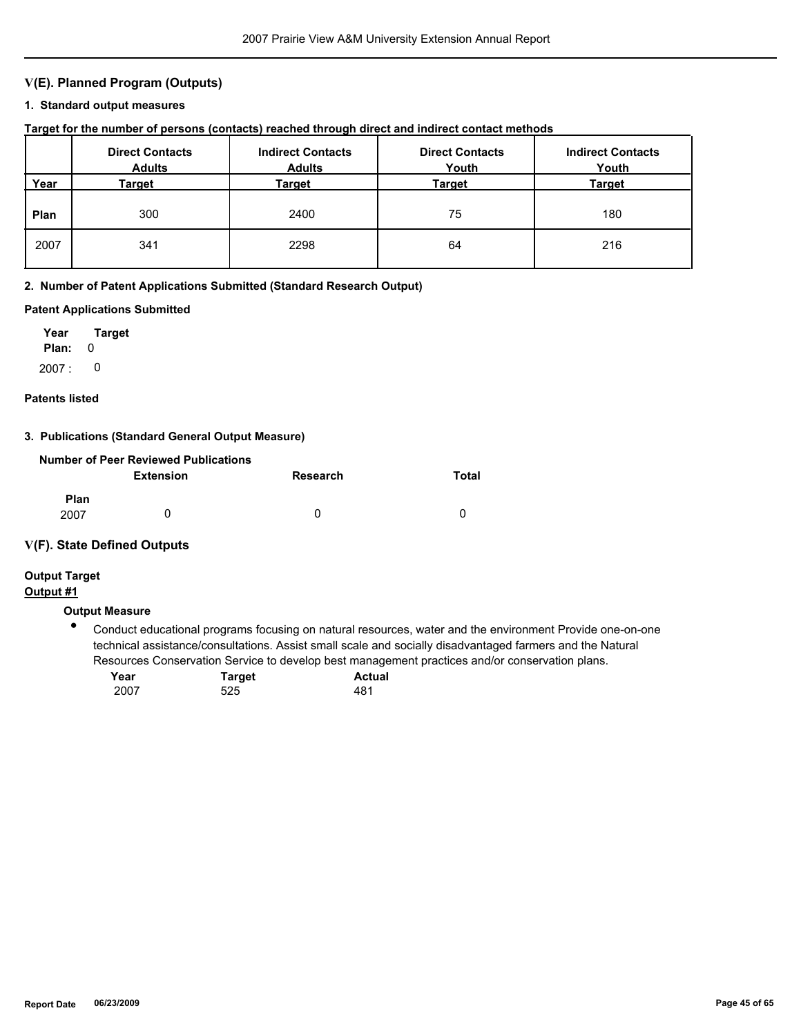## V(E). Planned Program (Outputs)

### 1. Standard output measures

**Target for the number of persons (contacts) reached through direct and indirect contact methods**

| Year | Direct Contacts Adults Target | Indirect Contacts Adults Target | Direct Contacts Youth Target | Indirect Contacts Youth Target |
|---|---|---|---|---|
| **Plan** | 300 | 2400 | 75 | 180 |
| 2007 | 341 | 2298 | 64 | 216 |

### 2. Number of Patent Applications Submitted (Standard Research Output)

**Patent Applications Submitted**

| Year | Target |
|---|---|
| **Plan:** | 0 |
| 2007 : | 0 |

**Patents listed**

### 3. Publications (Standard General Output Measure)

**Number of Peer Reviewed Publications**

| | Extension | Research | Total |
|---|---|---|---|
| **Plan** | | | |
| 2007 | 0 | 0 | 0 |

## V(F). State Defined Outputs

**Output Target**

**Output #1**

**Output Measure**

- Conduct educational programs focusing on natural resources, water and the environment Provide one-on-one technical assistance/consultations. Assist small scale and socially disadvantaged farmers and the Natural Resources Conservation Service to develop best management practices and/or conservation plans.

| Year | Target | Actual |
|---|---|---|
| 2007 | 525 | 481 |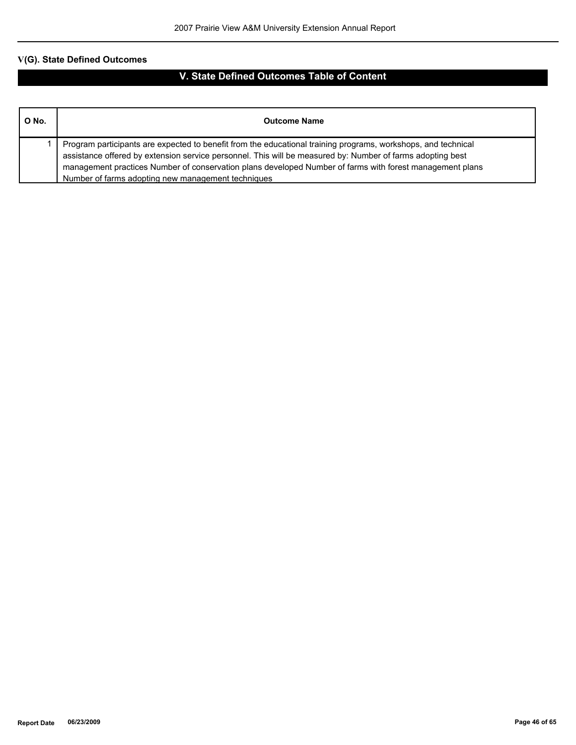## V(G). State Defined Outcomes

## V. State Defined Outcomes Table of Content

| O No. | Outcome Name |
| --- | --- |
| 1 | Program participants are expected to benefit from the educational training programs, workshops, and technical assistance offered by extension service personnel. This will be measured by: Number of farms adopting best management practices Number of conservation plans developed Number of farms with forest management plans Number of farms adopting new management techniques |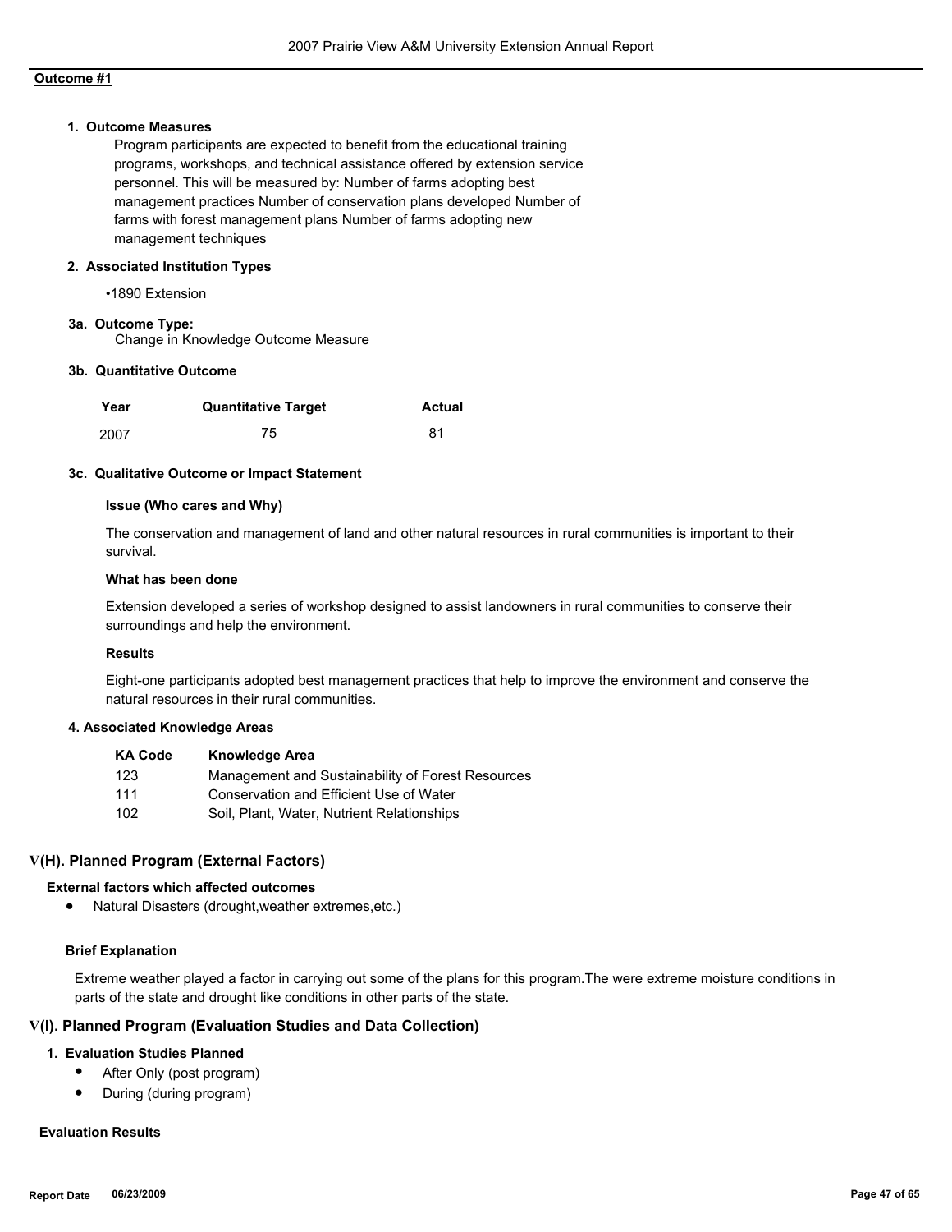**Outcome #1**

**1. Outcome Measures**

Program participants are expected to benefit from the educational training programs, workshops, and technical assistance offered by extension service personnel. This will be measured by: Number of farms adopting best management practices Number of conservation plans developed Number of farms with forest management plans Number of farms adopting new management techniques

**2. Associated Institution Types**

•1890 Extension

**3a. Outcome Type:**

Change in Knowledge Outcome Measure

**3b. Quantitative Outcome**

| Year | Quantitative Target | Actual |
|---|---|---|
| 2007 | 75 | 81 |

**3c. Qualitative Outcome or Impact Statement**

**Issue (Who cares and Why)**

The conservation and management of land and other natural resources in rural communities is important to their survival.

**What has been done**

Extension developed a series of workshop designed to assist landowners in rural communities to conserve their surroundings and help the environment.

**Results**

Eight-one participants adopted best management practices that help to improve the environment and conserve the natural resources in their rural communities.

**4. Associated Knowledge Areas**

| KA Code | Knowledge Area |
|---|---|
| 123 | Management and Sustainability of Forest Resources |
| 111 | Conservation and Efficient Use of Water |
| 102 | Soil, Plant, Water, Nutrient Relationships |

## V(H). Planned Program (External Factors)

**External factors which affected outcomes**

- Natural Disasters (drought,weather extremes,etc.)

**Brief Explanation**

Extreme weather played a factor in carrying out some of the plans for this program.The were extreme moisture conditions in parts of the state and drought like conditions in other parts of the state.

## V(I). Planned Program (Evaluation Studies and Data Collection)

**1. Evaluation Studies Planned**

- After Only (post program)
- During (during program)

**Evaluation Results**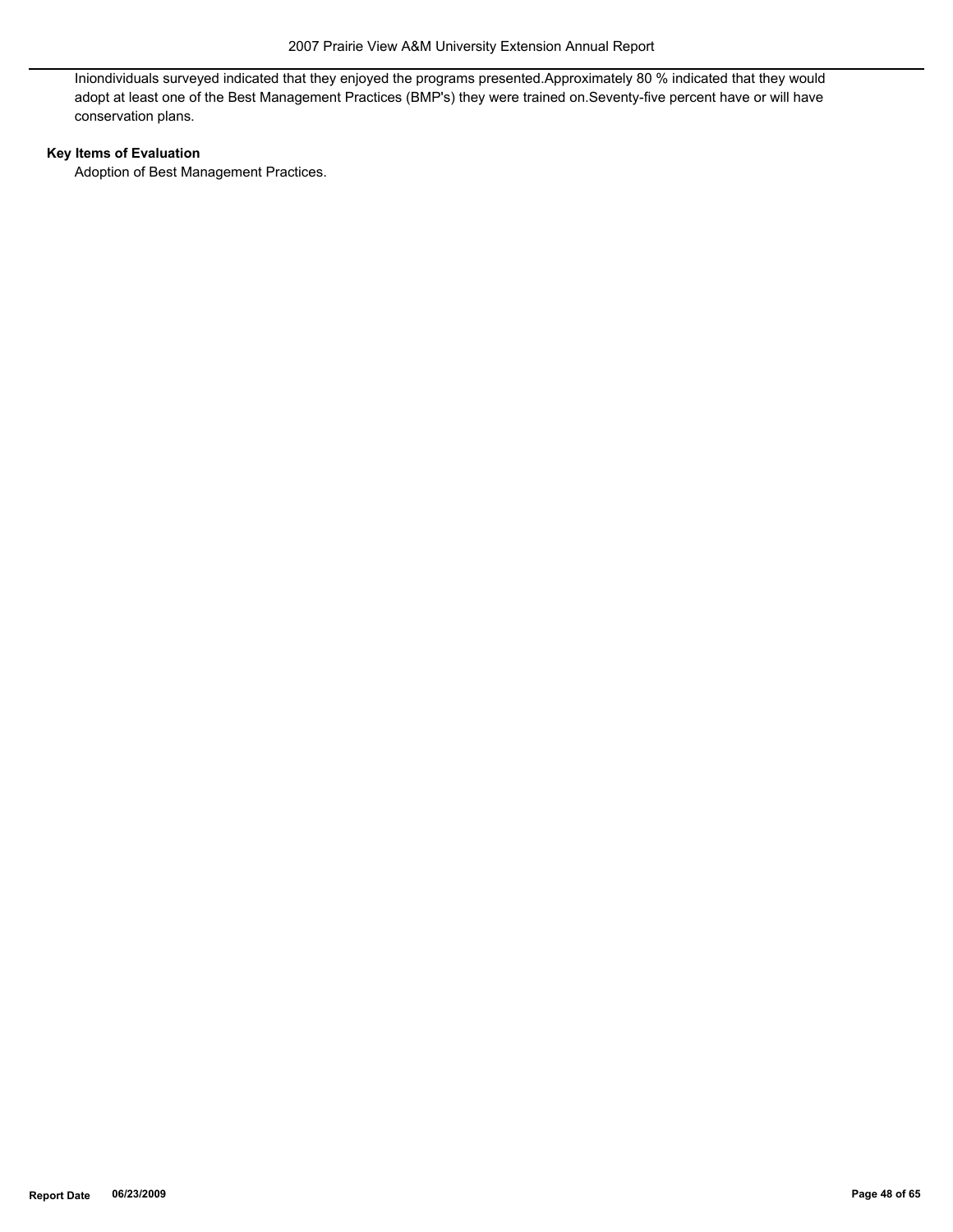Iniondividuals surveyed indicated that they enjoyed the programs presented.Approximately 80 % indicated that they would adopt at least one of the Best Management Practices (BMP's) they were trained on.Seventy-five percent have or will have conservation plans.

**Key Items of Evaluation**

Adoption of Best Management Practices.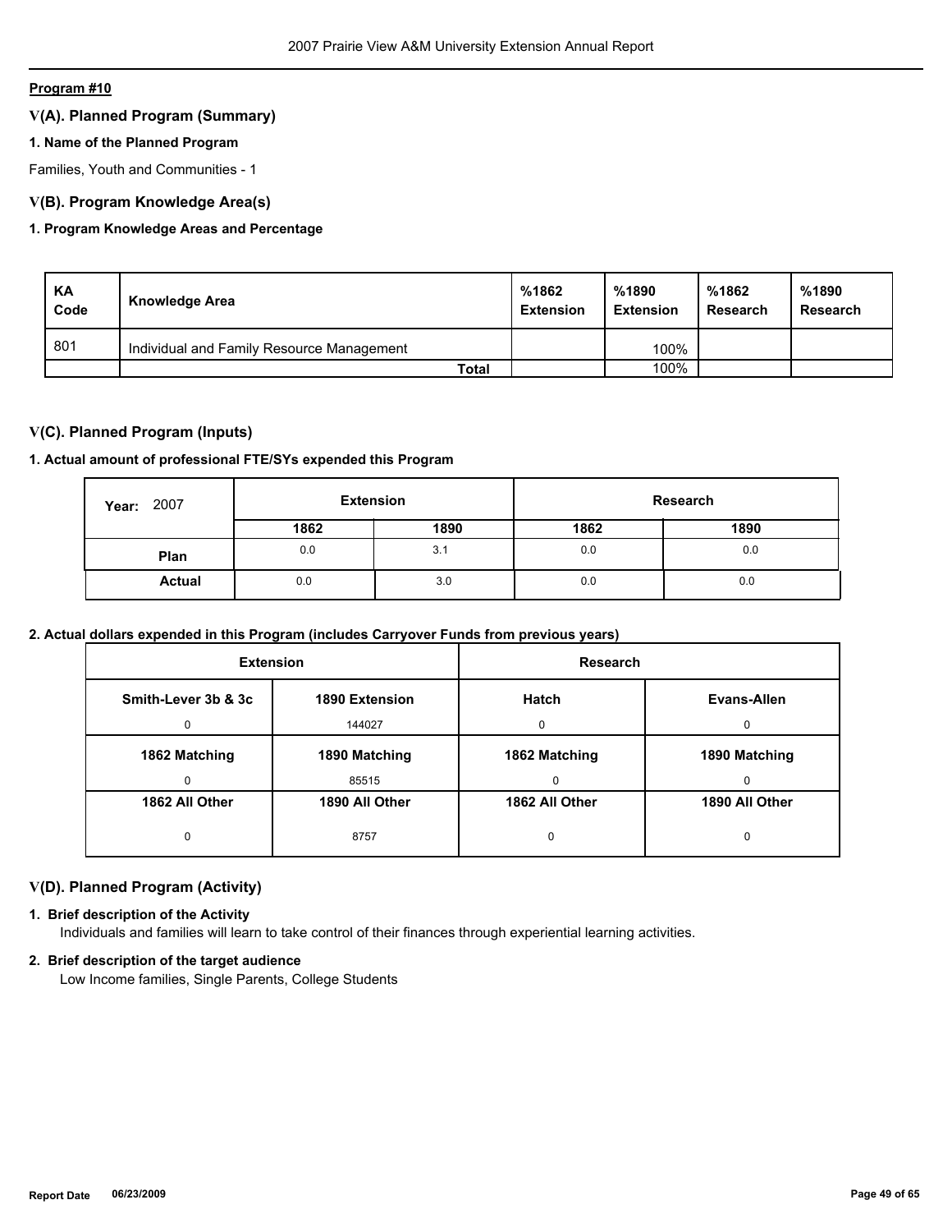**Program #10**

## V(A). Planned Program (Summary)

### 1. Name of the Planned Program

Families, Youth and Communities - 1

## V(B). Program Knowledge Area(s)

### 1. Program Knowledge Areas and Percentage

| KA Code | Knowledge Area | %1862 Extension | %1890 Extension | %1862 Research | %1890 Research |
|---|---|---|---|---|---|
| 801 | Individual and Family Resource Management | | 100% | | |
| | **Total** | | 100% | | |

## V(C). Planned Program (Inputs)

### 1. Actual amount of professional FTE/SYs expended this Program

| Year: 2007 | Extension | | Research | |
|---|---|---|---|---|
| | 1862 | 1890 | 1862 | 1890 |
| Plan | 0.0 | 3.1 | 0.0 | 0.0 |
| Actual | 0.0 | 3.0 | 0.0 | 0.0 |

### 2. Actual dollars expended in this Program (includes Carryover Funds from previous years)

| Extension | | Research | |
|---|---|---|---|
| **Smith-Lever 3b & 3c** | **1890 Extension** | **Hatch** | **Evans-Allen** |
| 0 | 144027 | 0 | 0 |
| **1862 Matching** | **1890 Matching** | **1862 Matching** | **1890 Matching** |
| 0 | 85515 | 0 | 0 |
| **1862 All Other** | **1890 All Other** | **1862 All Other** | **1890 All Other** |
| 0 | 8757 | 0 | 0 |

## V(D). Planned Program (Activity)

### 1. Brief description of the Activity

Individuals and families will learn to take control of their finances through experiential learning activities.

### 2. Brief description of the target audience

Low Income families, Single Parents, College Students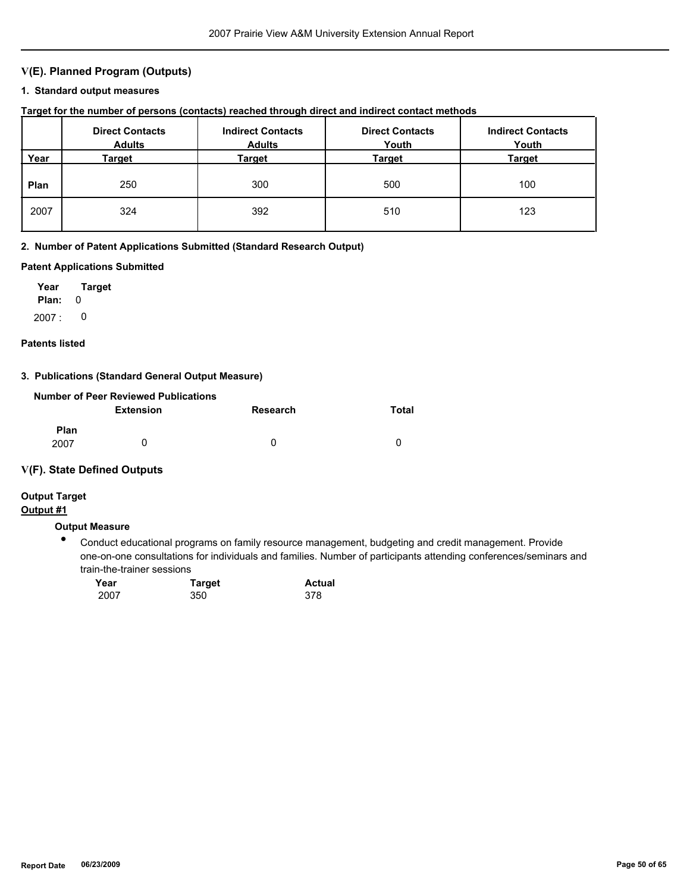## V(E). Planned Program (Outputs)

### 1. Standard output measures

**Target for the number of persons (contacts) reached through direct and indirect contact methods**

| Year | Direct Contacts Adults Target | Indirect Contacts Adults Target | Direct Contacts Youth Target | Indirect Contacts Youth Target |
|---|---|---|---|---|
| **Plan** | 250 | 300 | 500 | 100 |
| 2007 | 324 | 392 | 510 | 123 |

### 2. Number of Patent Applications Submitted (Standard Research Output)

**Patent Applications Submitted**

| Year | Target |
|---|---|
| **Plan:** | 0 |
| 2007 : | 0 |

**Patents listed**

### 3. Publications (Standard General Output Measure)

**Number of Peer Reviewed Publications**

| | Extension | Research | Total |
|---|---|---|---|
| **Plan** | | | |
| 2007 | 0 | 0 | 0 |

## V(F). State Defined Outputs

**Output Target**

**Output #1**

**Output Measure**

- Conduct educational programs on family resource management, budgeting and credit management. Provide one-on-one consultations for individuals and families. Number of participants attending conferences/seminars and train-the-trainer sessions

| Year | Target | Actual |
|---|---|---|
| 2007 | 350 | 378 |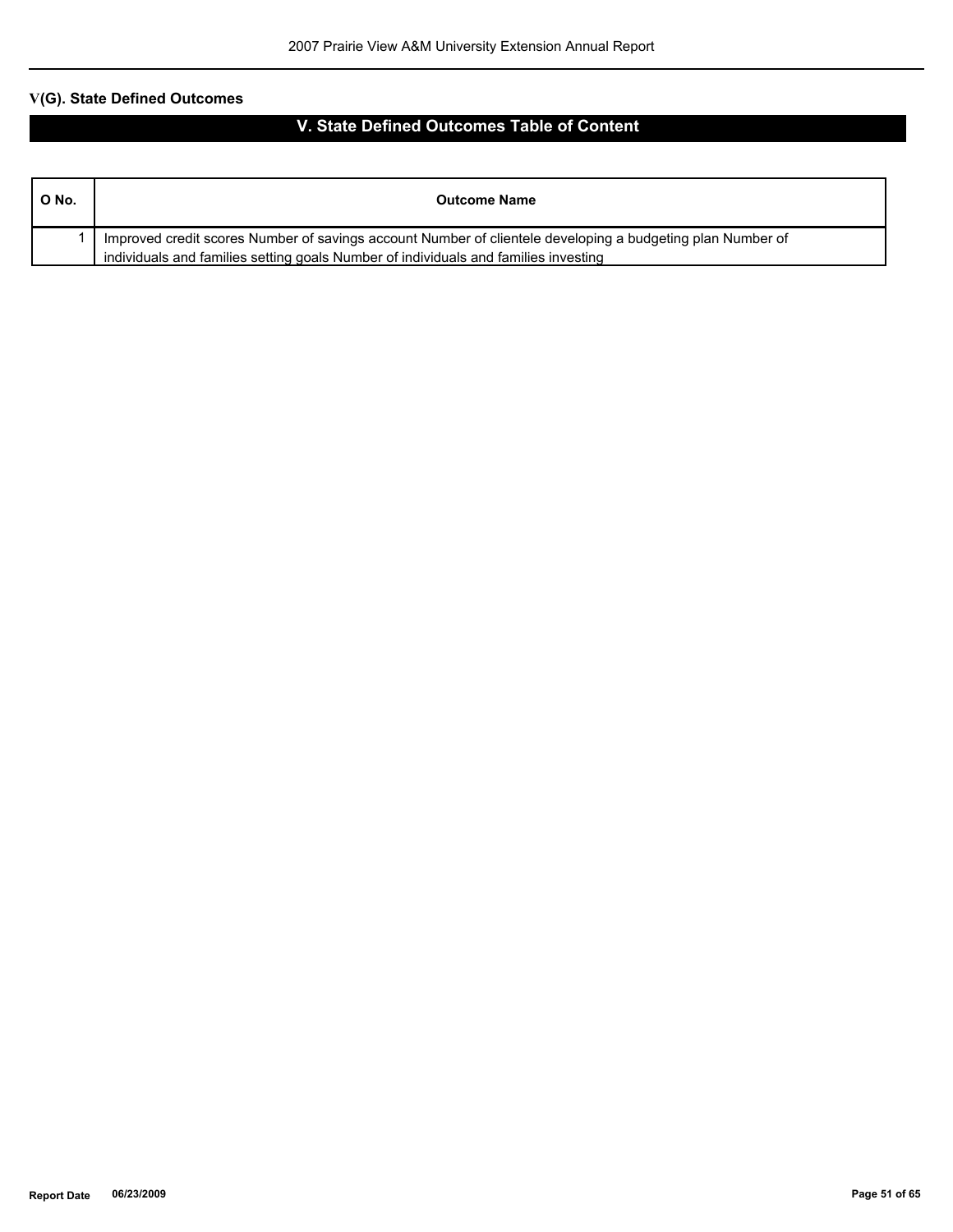## V(G). State Defined Outcomes

### V. State Defined Outcomes Table of Content

| O No. | Outcome Name |
|---|---|
| 1 | Improved credit scores Number of savings account Number of clientele developing a budgeting plan Number of individuals and families setting goals Number of individuals and families investing |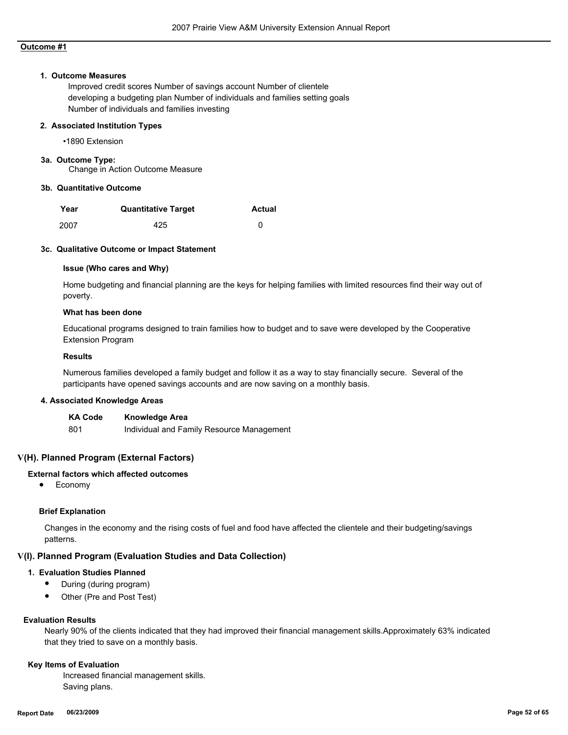**Outcome #1**

**1. Outcome Measures**

Improved credit scores Number of savings account Number of clientele developing a budgeting plan Number of individuals and families setting goals Number of individuals and families investing

**2. Associated Institution Types**

- 1890 Extension

**3a. Outcome Type:**

Change in Action Outcome Measure

**3b. Quantitative Outcome**

| Year | Quantitative Target | Actual |
|---|---|---|
| 2007 | 425 | 0 |

**3c. Qualitative Outcome or Impact Statement**

**Issue (Who cares and Why)**

Home budgeting and financial planning are the keys for helping families with limited resources find their way out of poverty.

**What has been done**

Educational programs designed to train families how to budget and to save were developed by the Cooperative Extension Program

**Results**

Numerous families developed a family budget and follow it as a way to stay financially secure. Several of the participants have opened savings accounts and are now saving on a monthly basis.

**4. Associated Knowledge Areas**

| KA Code | Knowledge Area |
|---|---|
| 801 | Individual and Family Resource Management |

## V(H). Planned Program (External Factors)

**External factors which affected outcomes**

- Economy

**Brief Explanation**

Changes in the economy and the rising costs of fuel and food have affected the clientele and their budgeting/savings patterns.

## V(I). Planned Program (Evaluation Studies and Data Collection)

**1. Evaluation Studies Planned**

- During (during program)
- Other (Pre and Post Test)

**Evaluation Results**

Nearly 90% of the clients indicated that they had improved their financial management skills.Approximately 63% indicated that they tried to save on a monthly basis.

**Key Items of Evaluation**

Increased financial management skills.
Saving plans.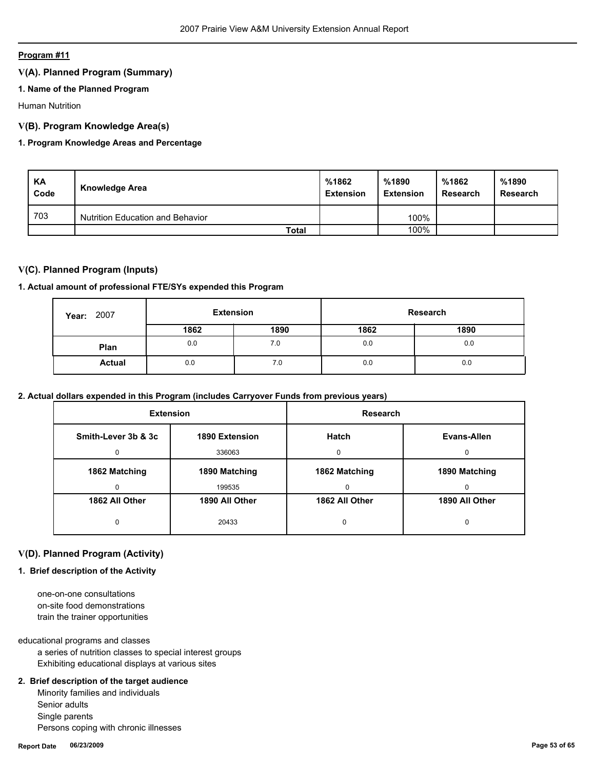**Program #11**

## V(A). Planned Program (Summary)

### 1. Name of the Planned Program

Human Nutrition

## V(B). Program Knowledge Area(s)

### 1. Program Knowledge Areas and Percentage

| KA Code | Knowledge Area | %1862 Extension | %1890 Extension | %1862 Research | %1890 Research |
|---|---|---|---|---|---|
| 703 | Nutrition Education and Behavior | | 100% | | |
| | Total | | 100% | | |

## V(C). Planned Program (Inputs)

### 1. Actual amount of professional FTE/SYs expended this Program

| Year: 2007 | Extension | | Research | |
|---|---|---|---|---|
| | 1862 | 1890 | 1862 | 1890 |
| Plan | 0.0 | 7.0 | 0.0 | 0.0 |
| Actual | 0.0 | 7.0 | 0.0 | 0.0 |

### 2. Actual dollars expended in this Program (includes Carryover Funds from previous years)

| Extension | | Research | |
|---|---|---|---|
| Smith-Lever 3b & 3c | 1890 Extension | Hatch | Evans-Allen |
| 0 | 336063 | 0 | 0 |
| 1862 Matching | 1890 Matching | 1862 Matching | 1890 Matching |
| 0 | 199535 | 0 | 0 |
| 1862 All Other | 1890 All Other | 1862 All Other | 1890 All Other |
| 0 | 20433 | 0 | 0 |

## V(D). Planned Program (Activity)

### 1. Brief description of the Activity

one-on-one consultations
on-site food demonstrations
train the trainer opportunities

educational programs and classes
a series of nutrition classes to special interest groups
Exhibiting educational displays at various sites

### 2. Brief description of the target audience

Minority families and individuals
Senior adults
Single parents
Persons coping with chronic illnesses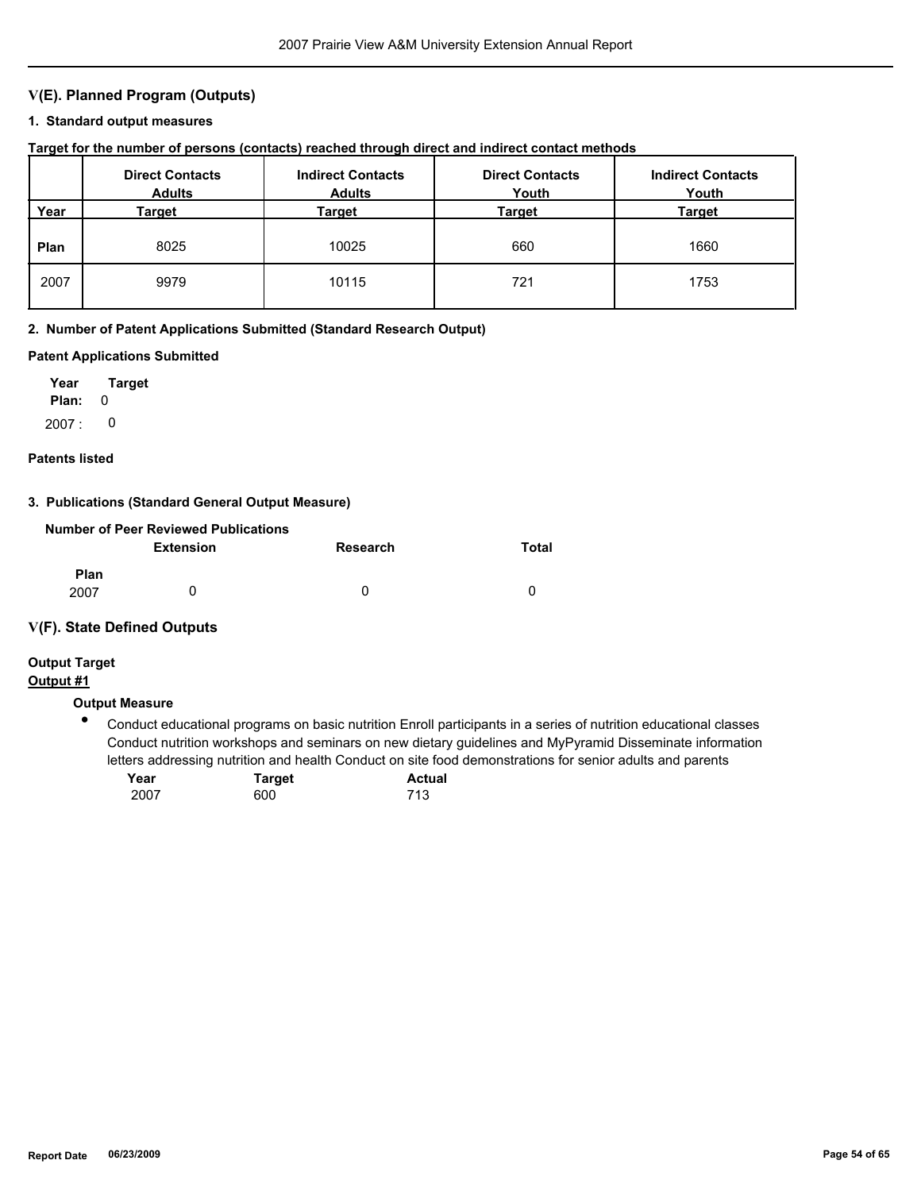## V(E). Planned Program (Outputs)

### 1. Standard output measures

**Target for the number of persons (contacts) reached through direct and indirect contact methods**

| Year | Direct Contacts Adults Target | Indirect Contacts Adults Target | Direct Contacts Youth Target | Indirect Contacts Youth Target |
|---|---|---|---|---|
| **Plan** | 8025 | 10025 | 660 | 1660 |
| 2007 | 9979 | 10115 | 721 | 1753 |

### 2. Number of Patent Applications Submitted (Standard Research Output)

**Patent Applications Submitted**

| Year | Target |
|---|---|
| **Plan:** | 0 |
| 2007 : | 0 |

**Patents listed**

### 3. Publications (Standard General Output Measure)

**Number of Peer Reviewed Publications**

| | Extension | Research | Total |
|---|---|---|---|
| **Plan** | | | |
| 2007 | 0 | 0 | 0 |

## V(F). State Defined Outputs

**Output Target**

**Output #1**

**Output Measure**

- Conduct educational programs on basic nutrition Enroll participants in a series of nutrition educational classes Conduct nutrition workshops and seminars on new dietary guidelines and MyPyramid Disseminate information letters addressing nutrition and health Conduct on site food demonstrations for senior adults and parents

| Year | Target | Actual |
|---|---|---|
| 2007 | 600 | 713 |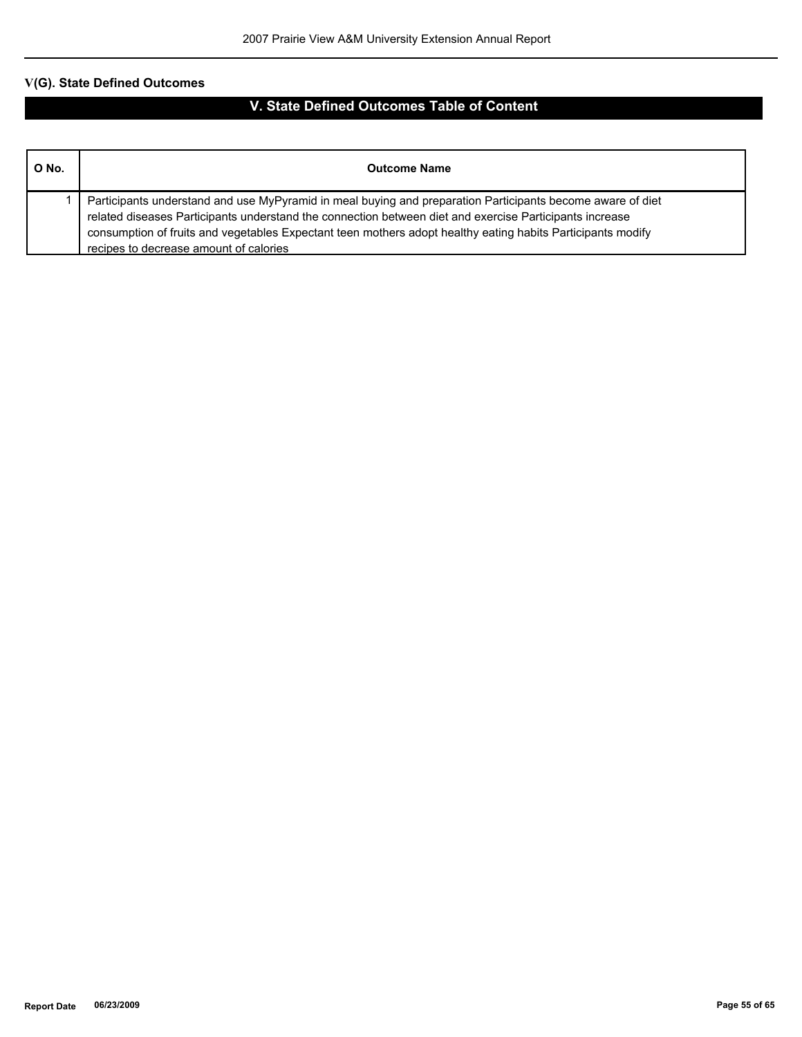## V(G). State Defined Outcomes

### V. State Defined Outcomes Table of Content

| O No. | Outcome Name |
|---|---|
| 1 | Participants understand and use MyPyramid in meal buying and preparation Participants become aware of diet related diseases Participants understand the connection between diet and exercise Participants increase consumption of fruits and vegetables Expectant teen mothers adopt healthy eating habits Participants modify recipes to decrease amount of calories |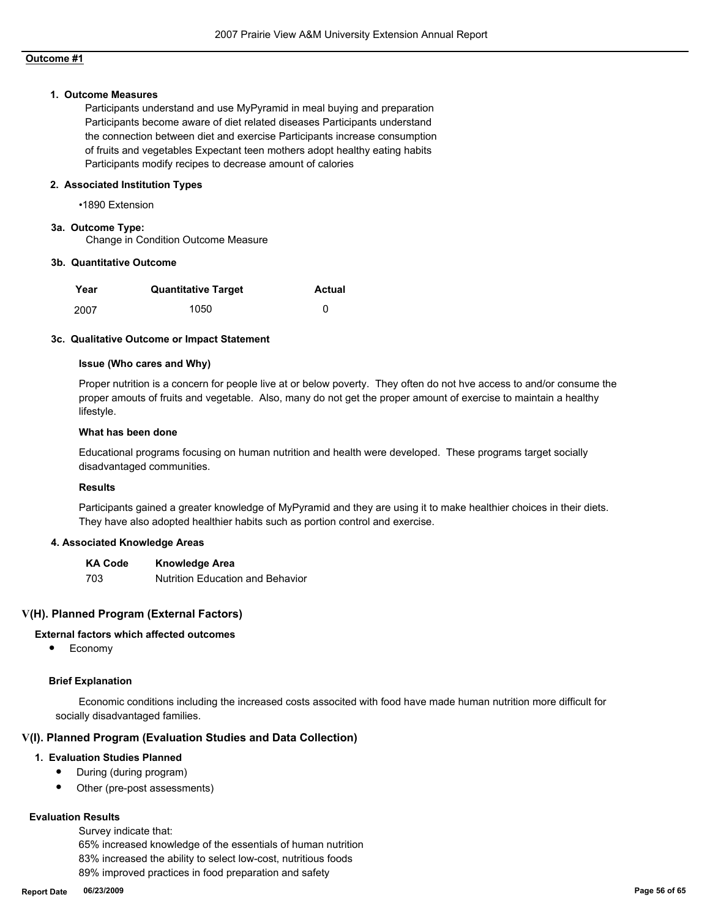**Outcome #1**

**1. Outcome Measures**

Participants understand and use MyPyramid in meal buying and preparation Participants become aware of diet related diseases Participants understand the connection between diet and exercise Participants increase consumption of fruits and vegetables Expectant teen mothers adopt healthy eating habits Participants modify recipes to decrease amount of calories

**2. Associated Institution Types**

•1890 Extension

**3a. Outcome Type:**

Change in Condition Outcome Measure

**3b. Quantitative Outcome**

| Year | Quantitative Target | Actual |
|---|---|---|
| 2007 | 1050 | 0 |

**3c. Qualitative Outcome or Impact Statement**

**Issue (Who cares and Why)**

Proper nutrition is a concern for people live at or below poverty. They often do not hve access to and/or consume the proper amouts of fruits and vegetable. Also, many do not get the proper amount of exercise to maintain a healthy lifestyle.

**What has been done**

Educational programs focusing on human nutrition and health were developed. These programs target socially disadvantaged communities.

**Results**

Participants gained a greater knowledge of MyPyramid and they are using it to make healthier choices in their diets. They have also adopted healthier habits such as portion control and exercise.

**4. Associated Knowledge Areas**

| KA Code | Knowledge Area |
|---|---|
| 703 | Nutrition Education and Behavior |

## V(H). Planned Program (External Factors)

**External factors which affected outcomes**

- Economy

**Brief Explanation**

Economic conditions including the increased costs associcted with food have made human nutrition more difficult for socially disadvantaged families.

## V(I). Planned Program (Evaluation Studies and Data Collection)

**1. Evaluation Studies Planned**

- During (during program)
- Other (pre-post assessments)

**Evaluation Results**

Survey indicate that:
65% increased knowledge of the essentials of human nutrition
83% increased the ability to select low-cost, nutritious foods
89% improved practices in food preparation and safety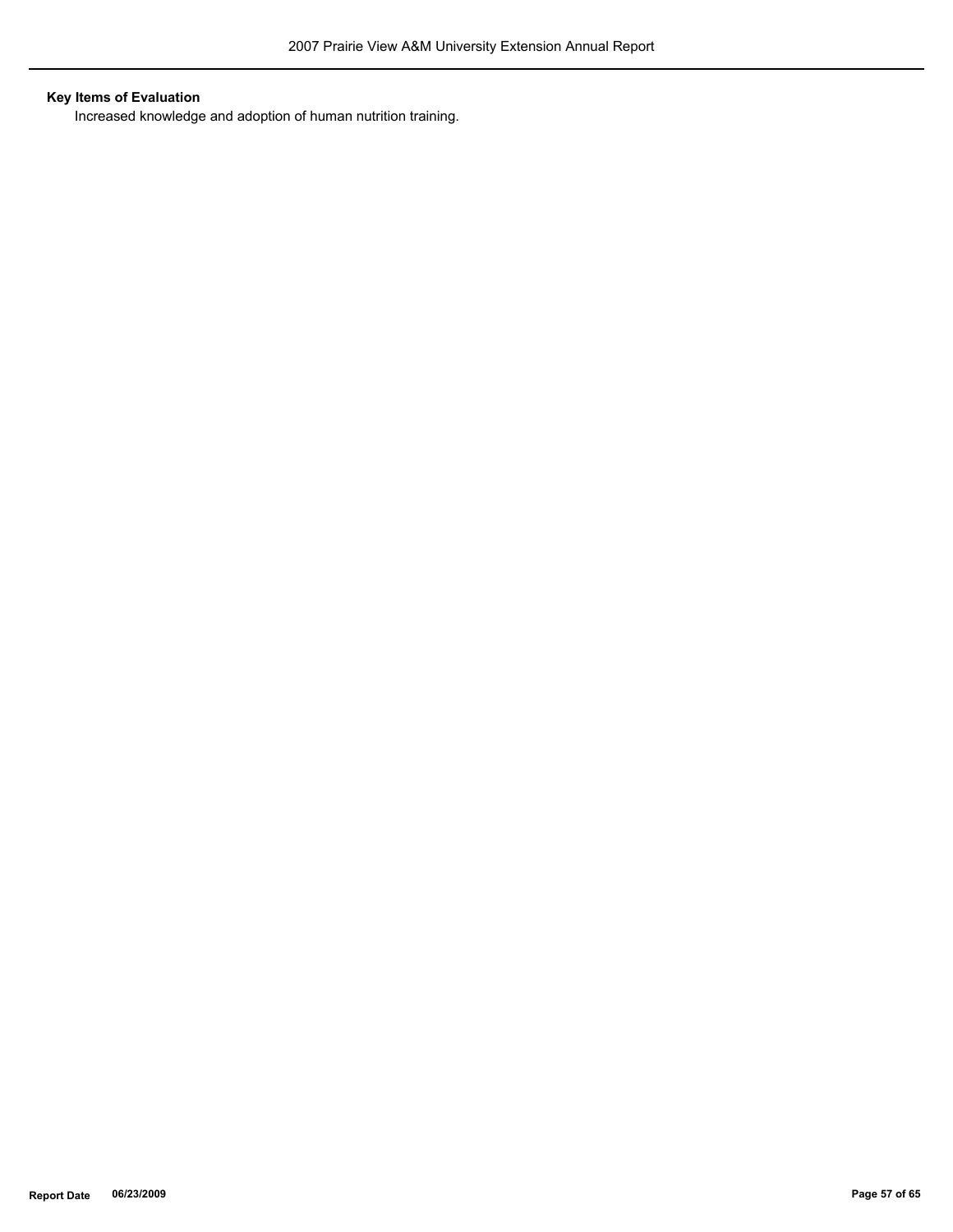**Key Items of Evaluation**

Increased knowledge and adoption of human nutrition training.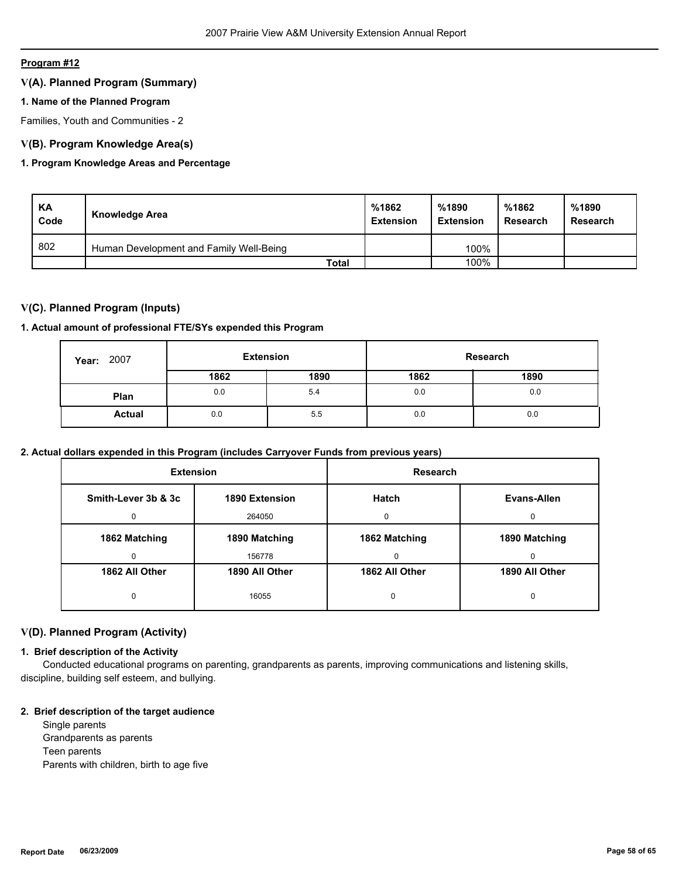**Program #12**

## V(A). Planned Program (Summary)

### 1. Name of the Planned Program

Families, Youth and Communities - 2

## V(B). Program Knowledge Area(s)

### 1. Program Knowledge Areas and Percentage

| KA Code | Knowledge Area | %1862 Extension | %1890 Extension | %1862 Research | %1890 Research |
|---|---|---|---|---|---|
| 802 | Human Development and Family Well-Being | | 100% | | |
| | Total | | 100% | | |

## V(C). Planned Program (Inputs)

### 1. Actual amount of professional FTE/SYs expended this Program

| Year: 2007 | Extension | | Research | |
|---|---|---|---|---|
| | 1862 | 1890 | 1862 | 1890 |
| Plan | 0.0 | 5.4 | 0.0 | 0.0 |
| Actual | 0.0 | 5.5 | 0.0 | 0.0 |

### 2. Actual dollars expended in this Program (includes Carryover Funds from previous years)

| Extension | | Research | |
|---|---|---|---|
| Smith-Lever 3b & 3c | 1890 Extension | Hatch | Evans-Allen |
| 0 | 264050 | 0 | 0 |
| 1862 Matching | 1890 Matching | 1862 Matching | 1890 Matching |
| 0 | 156778 | 0 | 0 |
| 1862 All Other | 1890 All Other | 1862 All Other | 1890 All Other |
| 0 | 16055 | 0 | 0 |

## V(D). Planned Program (Activity)

### 1. Brief description of the Activity

Conducted educational programs on parenting, grandparents as parents, improving communications and listening skills, discipline, building self esteem, and bullying.

### 2. Brief description of the target audience

Single parents
Grandparents as parents
Teen parents
Parents with children, birth to age five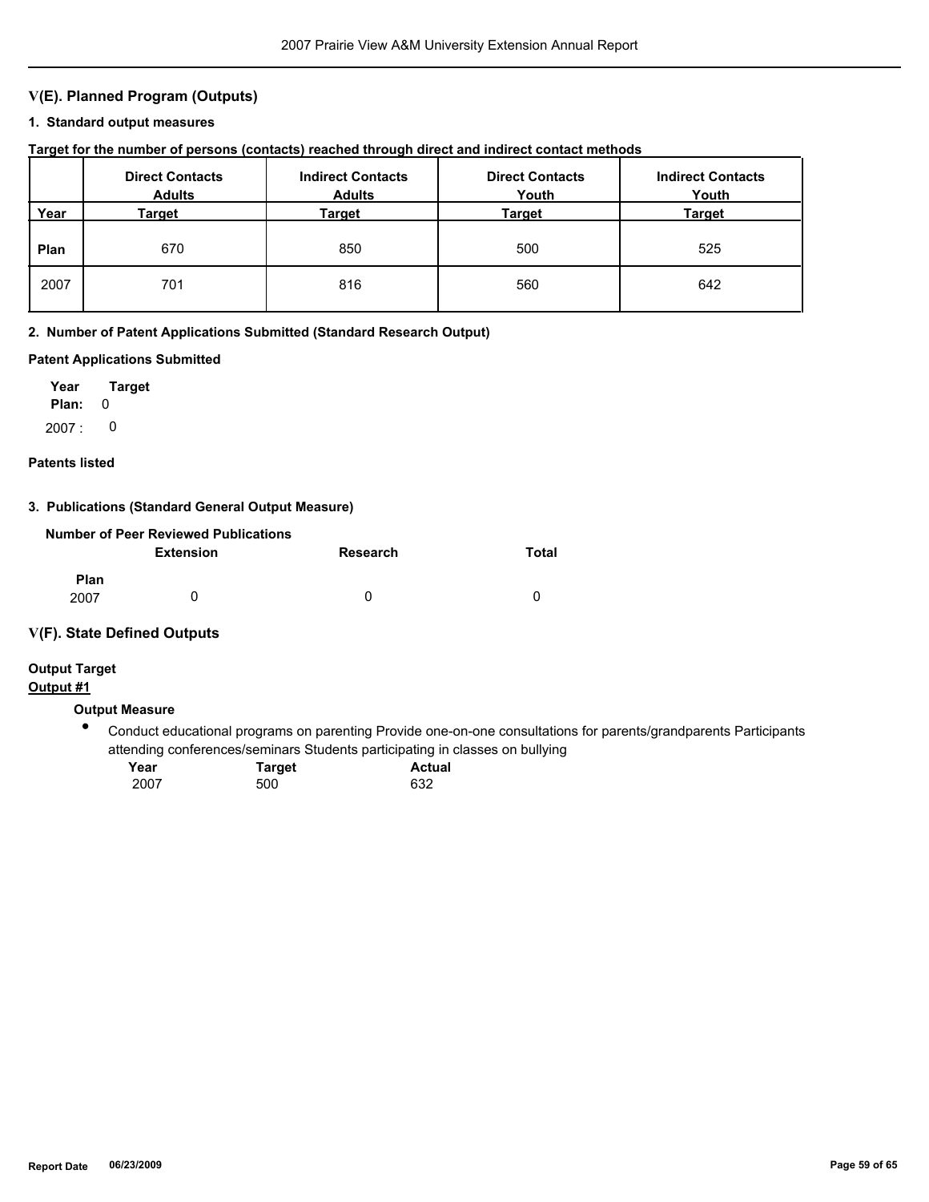## V(E). Planned Program (Outputs)

### 1. Standard output measures

**Target for the number of persons (contacts) reached through direct and indirect contact methods**

| Year | Direct Contacts Adults Target | Indirect Contacts Adults Target | Direct Contacts Youth Target | Indirect Contacts Youth Target |
|---|---|---|---|---|
| **Plan** | 670 | 850 | 500 | 525 |
| 2007 | 701 | 816 | 560 | 642 |

### 2. Number of Patent Applications Submitted (Standard Research Output)

**Patent Applications Submitted**

| Year | Target |
|---|---|
| **Plan:** | 0 |
| 2007 : | 0 |

**Patents listed**

### 3. Publications (Standard General Output Measure)

**Number of Peer Reviewed Publications**

| | Extension | Research | Total |
|---|---|---|---|
| **Plan** | | | |
| 2007 | 0 | 0 | 0 |

## V(F). State Defined Outputs

**Output Target**

**Output #1**

**Output Measure**

- Conduct educational programs on parenting Provide one-on-one consultations for parents/grandparents Participants attending conferences/seminars Students participating in classes on bullying

| Year | Target | Actual |
|---|---|---|
| 2007 | 500 | 632 |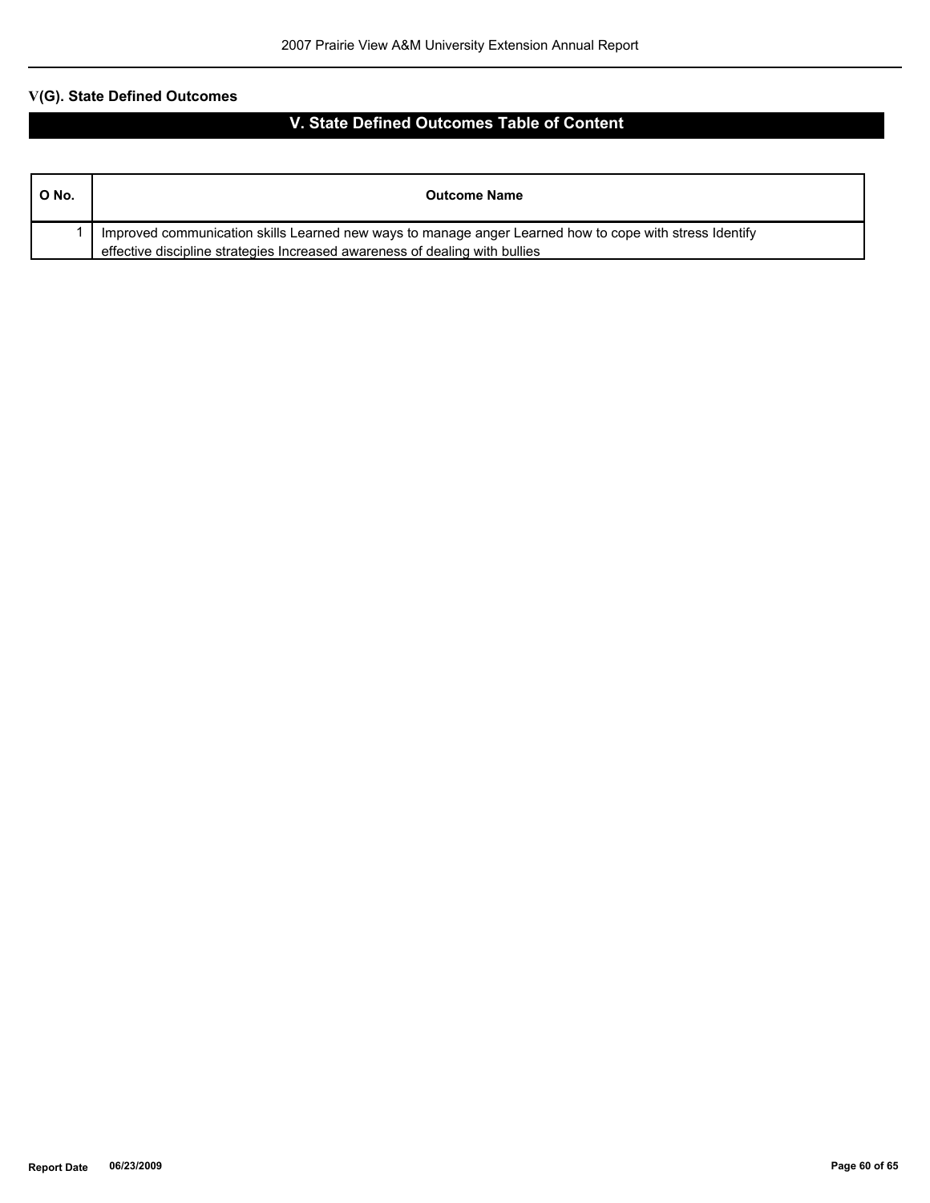## V(G). State Defined Outcomes

## V. State Defined Outcomes Table of Content

| O No. | Outcome Name |
|---|---|
| 1 | Improved communication skills Learned new ways to manage anger Learned how to cope with stress Identify effective discipline strategies Increased awareness of dealing with bullies |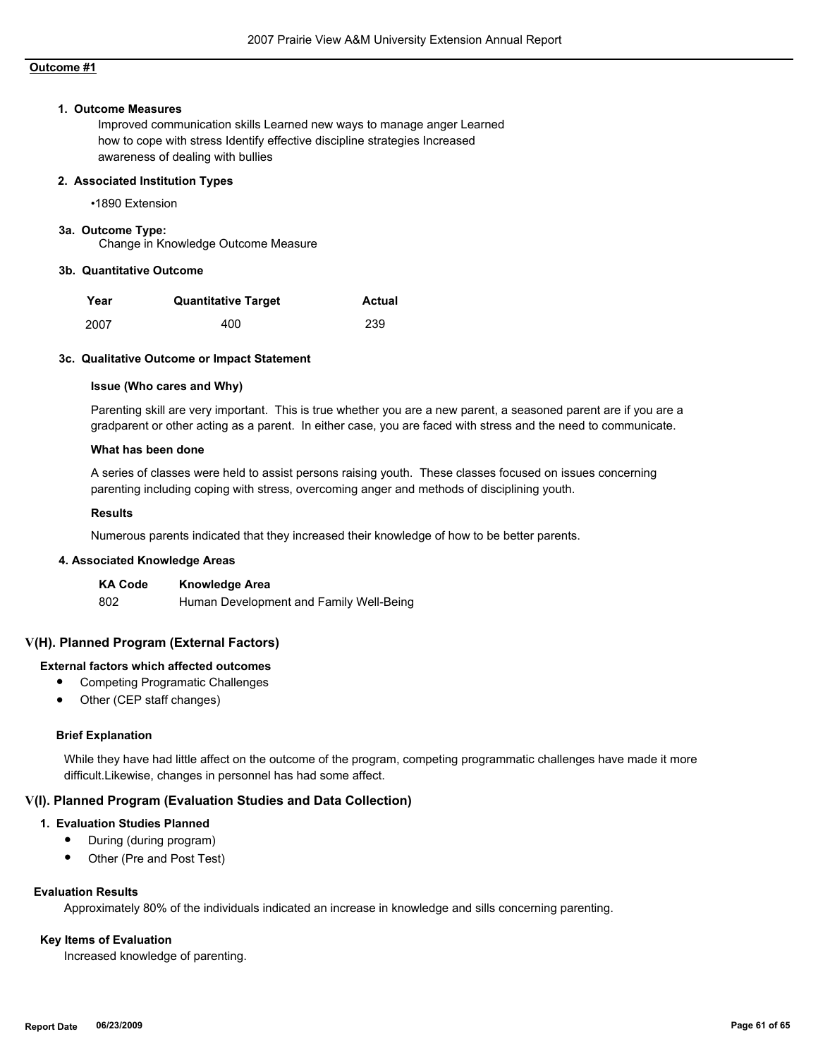**Outcome #1**

### 1. Outcome Measures

Improved communication skills Learned new ways to manage anger Learned how to cope with stress Identify effective discipline strategies Increased awareness of dealing with bullies

### 2. Associated Institution Types

- 1890 Extension

### 3a. Outcome Type:

Change in Knowledge Outcome Measure

### 3b. Quantitative Outcome

| Year | Quantitative Target | Actual |
| --- | --- | --- |
| 2007 | 400 | 239 |

### 3c. Qualitative Outcome or Impact Statement

**Issue (Who cares and Why)**

Parenting skill are very important. This is true whether you are a new parent, a seasoned parent are if you are a gradparent or other acting as a parent. In either case, you are faced with stress and the need to communicate.

**What has been done**

A series of classes were held to assist persons raising youth. These classes focused on issues concerning parenting including coping with stress, overcoming anger and methods of disciplining youth.

**Results**

Numerous parents indicated that they increased their knowledge of how to be better parents.

### 4. Associated Knowledge Areas

| KA Code | Knowledge Area |
| --- | --- |
| 802 | Human Development and Family Well-Being |

## V(H). Planned Program (External Factors)

**External factors which affected outcomes**

- Competing Programatic Challenges
- Other (CEP staff changes)

**Brief Explanation**

While they have had little affect on the outcome of the program, competing programmatic challenges have made it more difficult.Likewise, changes in personnel has had some affect.

## V(I). Planned Program (Evaluation Studies and Data Collection)

### 1. Evaluation Studies Planned

- During (during program)
- Other (Pre and Post Test)

**Evaluation Results**

Approximately 80% of the individuals indicated an increase in knowledge and sills concerning parenting.

**Key Items of Evaluation**

Increased knowledge of parenting.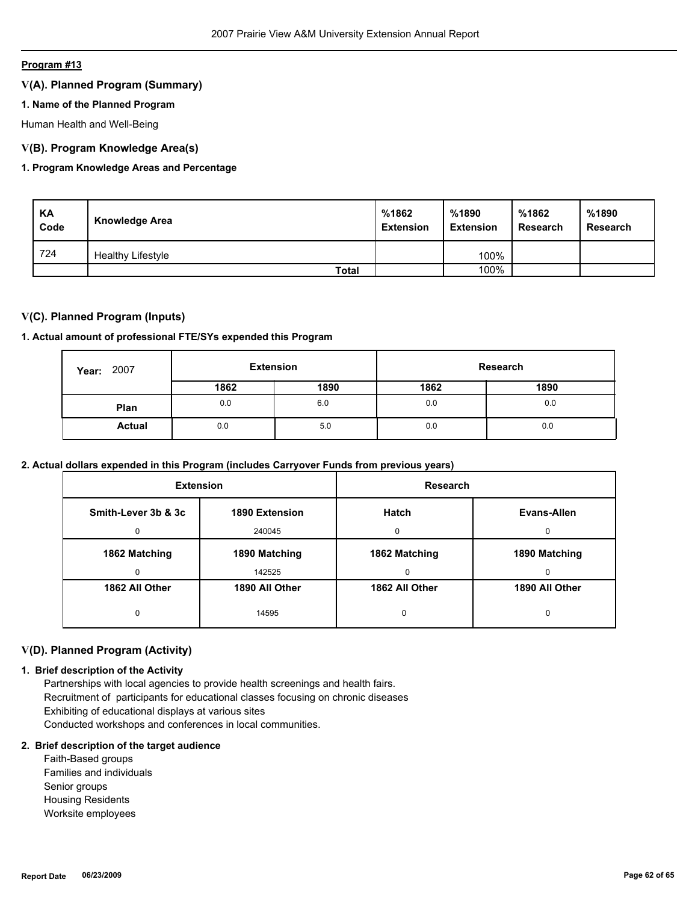**Program #13**

## V(A). Planned Program (Summary)

### 1. Name of the Planned Program

Human Health and Well-Being

## V(B). Program Knowledge Area(s)

### 1. Program Knowledge Areas and Percentage

| KA Code | Knowledge Area | %1862 Extension | %1890 Extension | %1862 Research | %1890 Research |
|---|---|---|---|---|---|
| 724 | Healthy Lifestyle | | 100% | | |
| | **Total** | | 100% | | |

## V(C). Planned Program (Inputs)

### 1. Actual amount of professional FTE/SYs expended this Program

| Year: 2007 | Extension | | Research | |
|---|---|---|---|---|
| | **1862** | **1890** | **1862** | **1890** |
| **Plan** | 0.0 | 6.0 | 0.0 | 0.0 |
| **Actual** | 0.0 | 5.0 | 0.0 | 0.0 |

### 2. Actual dollars expended in this Program (includes Carryover Funds from previous years)

| Extension | | Research | |
|---|---|---|---|
| **Smith-Lever 3b & 3c** | **1890 Extension** | **Hatch** | **Evans-Allen** |
| 0 | 240045 | 0 | 0 |
| **1862 Matching** | **1890 Matching** | **1862 Matching** | **1890 Matching** |
| 0 | 142525 | 0 | 0 |
| **1862 All Other** | **1890 All Other** | **1862 All Other** | **1890 All Other** |
| 0 | 14595 | 0 | 0 |

## V(D). Planned Program (Activity)

### 1. Brief description of the Activity

Partnerships with local agencies to provide health screenings and health fairs.
Recruitment of participants for educational classes focusing on chronic diseases
Exhibiting of educational displays at various sites
Conducted workshops and conferences in local communities.

### 2. Brief description of the target audience

Faith-Based groups
Families and individuals
Senior groups
Housing Residents
Worksite employees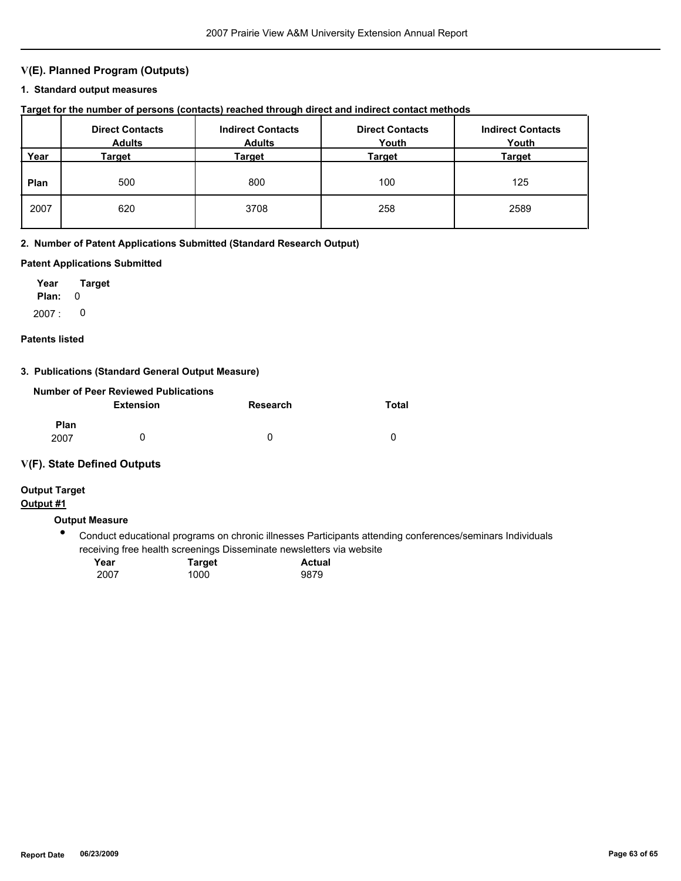## V(E). Planned Program (Outputs)

### 1. Standard output measures

**Target for the number of persons (contacts) reached through direct and indirect contact methods**

| Year | Direct Contacts Adults Target | Indirect Contacts Adults Target | Direct Contacts Youth Target | Indirect Contacts Youth Target |
|---|---|---|---|---|
| **Plan** | 500 | 800 | 100 | 125 |
| 2007 | 620 | 3708 | 258 | 2589 |

### 2. Number of Patent Applications Submitted (Standard Research Output)

**Patent Applications Submitted**

| Year | Target |
|---|---|
| **Plan:** | 0 |
| 2007 : | 0 |

**Patents listed**

### 3. Publications (Standard General Output Measure)

**Number of Peer Reviewed Publications**

| | Extension | Research | Total |
|---|---|---|---|
| **Plan** | | | |
| 2007 | 0 | 0 | 0 |

## V(F). State Defined Outputs

**Output Target**

**Output #1**

**Output Measure**

- Conduct educational programs on chronic illnesses Participants attending conferences/seminars Individuals receiving free health screenings Disseminate newsletters via website

| Year | Target | Actual |
|---|---|---|
| 2007 | 1000 | 9879 |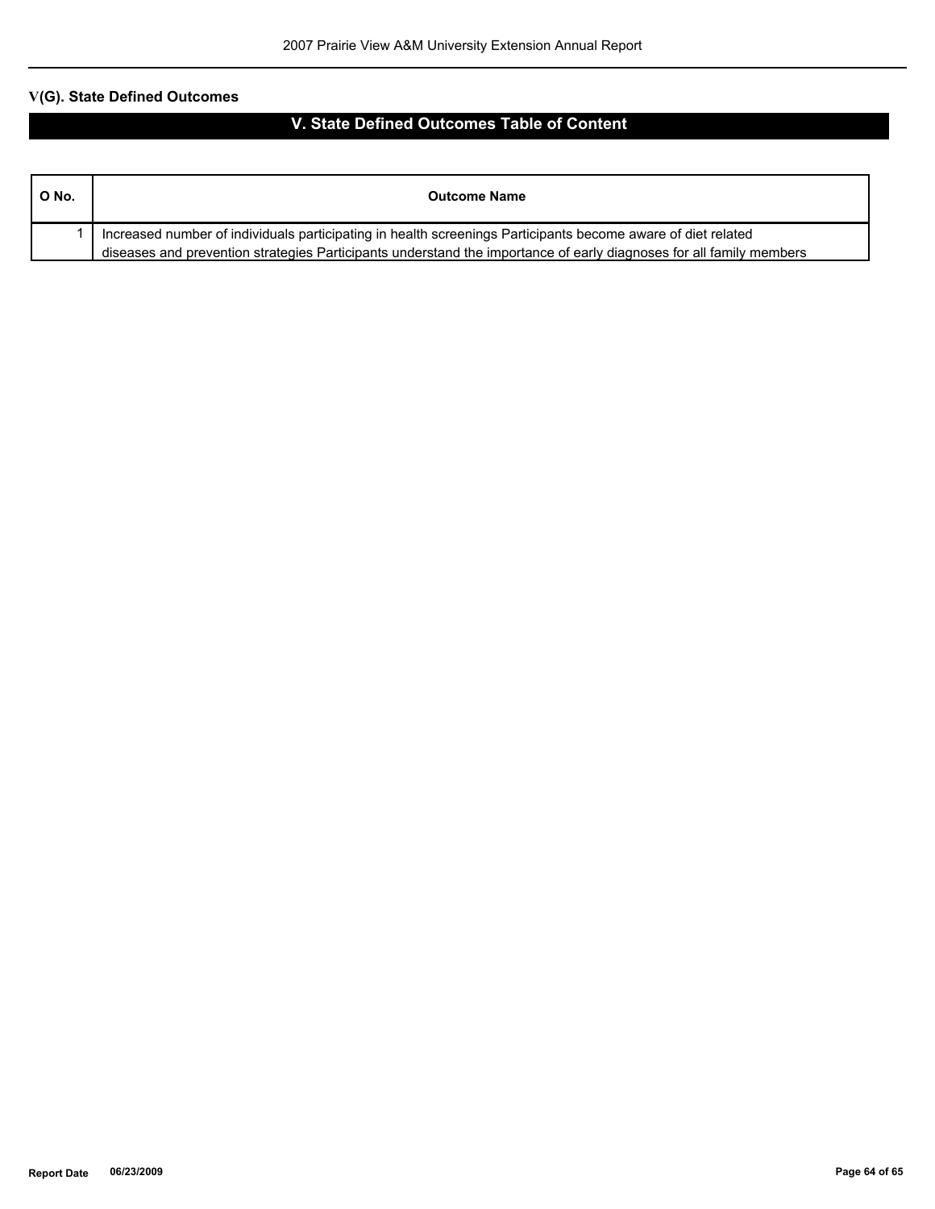### V(G). State Defined Outcomes

## V. State Defined Outcomes Table of Content

| O No. | Outcome Name |
|---|---|
| 1 | Increased number of individuals participating in health screenings Participants become aware of diet related diseases and prevention strategies Participants understand the importance of early diagnoses for all family members |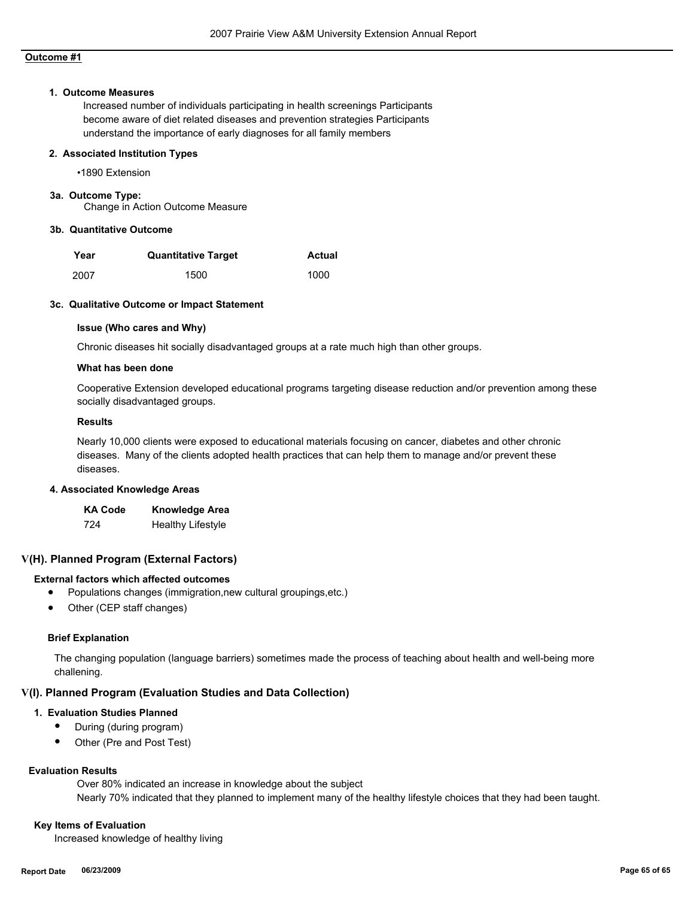**Outcome #1**

**1. Outcome Measures**

Increased number of individuals participating in health screenings Participants become aware of diet related diseases and prevention strategies Participants understand the importance of early diagnoses for all family members

**2. Associated Institution Types**

•1890 Extension

**3a. Outcome Type:**

Change in Action Outcome Measure

**3b. Quantitative Outcome**

| Year | Quantitative Target | Actual |
| --- | --- | --- |
| 2007 | 1500 | 1000 |

**3c. Qualitative Outcome or Impact Statement**

**Issue (Who cares and Why)**

Chronic diseases hit socially disadvantaged groups at a rate much high than other groups.

**What has been done**

Cooperative Extension developed educational programs targeting disease reduction and/or prevention among these socially disadvantaged groups.

**Results**

Nearly 10,000 clients were exposed to educational materials focusing on cancer, diabetes and other chronic diseases. Many of the clients adopted health practices that can help them to manage and/or prevent these diseases.

**4. Associated Knowledge Areas**

| KA Code | Knowledge Area |
| --- | --- |
| 724 | Healthy Lifestyle |

## V(H). Planned Program (External Factors)

**External factors which affected outcomes**

- Populations changes (immigration,new cultural groupings,etc.)
- Other (CEP staff changes)

**Brief Explanation**

The changing population (language barriers) sometimes made the process of teaching about health and well-being more challenging.

## V(I). Planned Program (Evaluation Studies and Data Collection)

**1. Evaluation Studies Planned**

- During (during program)
- Other (Pre and Post Test)

**Evaluation Results**

Over 80% indicated an increase in knowledge about the subject
Nearly 70% indicated that they planned to implement many of the healthy lifestyle choices that they had been taught.

**Key Items of Evaluation**

Increased knowledge of healthy living